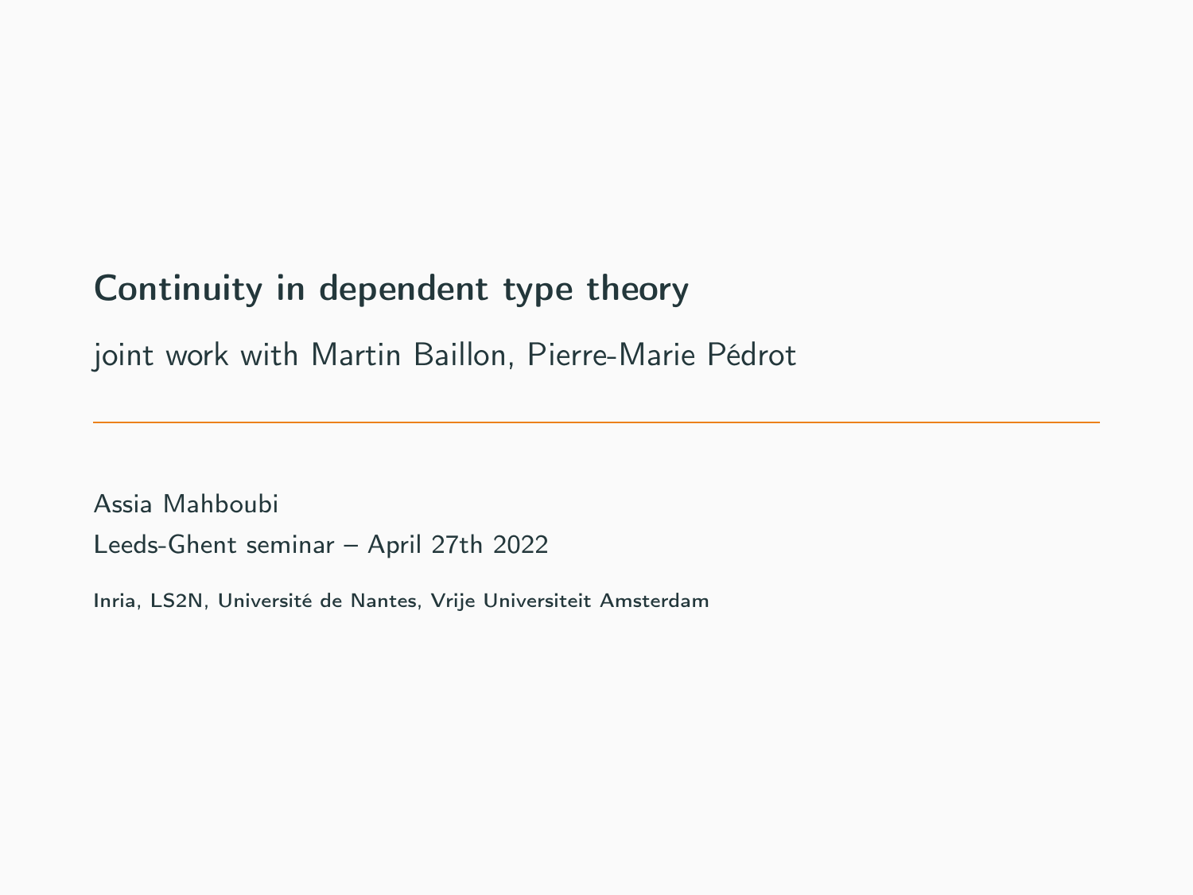# Continuity in dependent type theory

joint work with Martin Baillon, Pierre-Marie Pédrot

Assia Mahboubi

Leeds-Ghent seminar – April 27th 2022

Inria, LS2N, Université de Nantes, Vrije Universiteit Amsterdam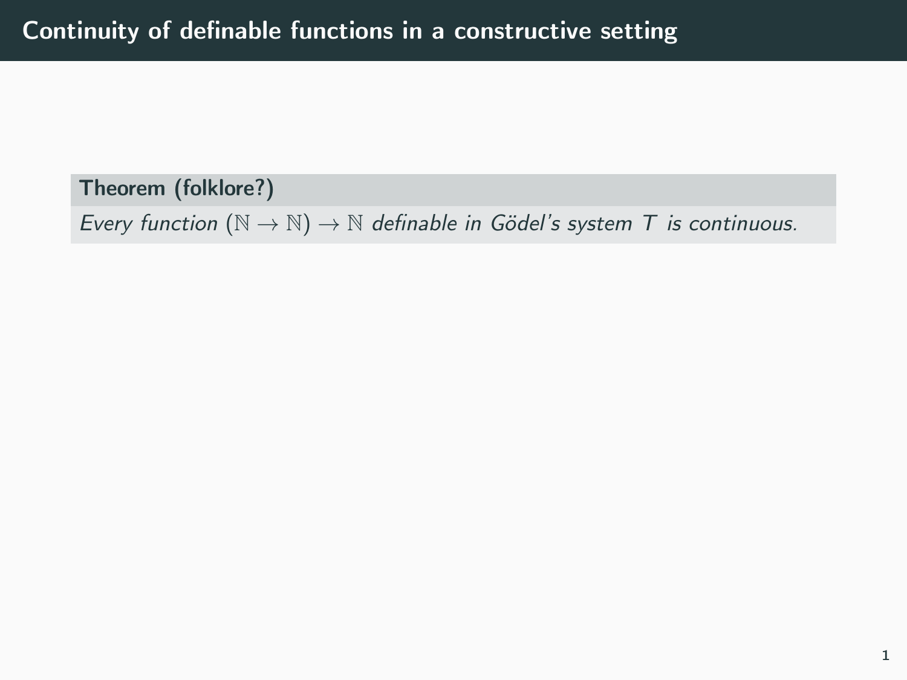# Continuity of definable functions in a constructive setting

**Theorem (folklore?)**

*Every function $(\mathbb{N} \to \mathbb{N}) \to \mathbb{N}$ definable in Gödel's system $T$ is continuous.*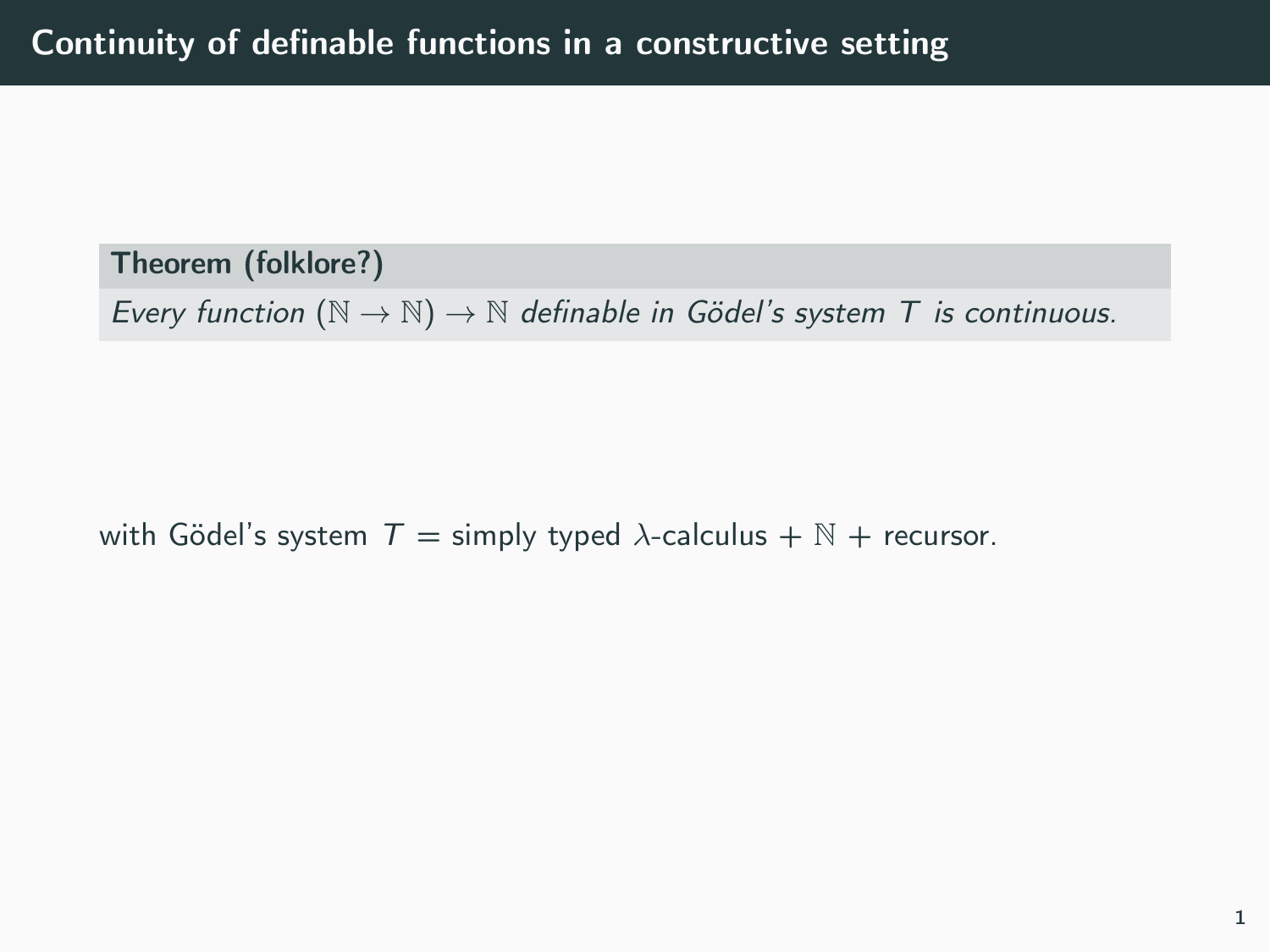# Continuity of definable functions in a constructive setting

**Theorem (folklore?)**

*Every function $(\mathbb{N} \to \mathbb{N}) \to \mathbb{N}$ definable in Gödel's system $T$ is continuous.*

with Gödel's system $T$ = simply typed $\lambda$-calculus + $\mathbb{N}$ + recursor.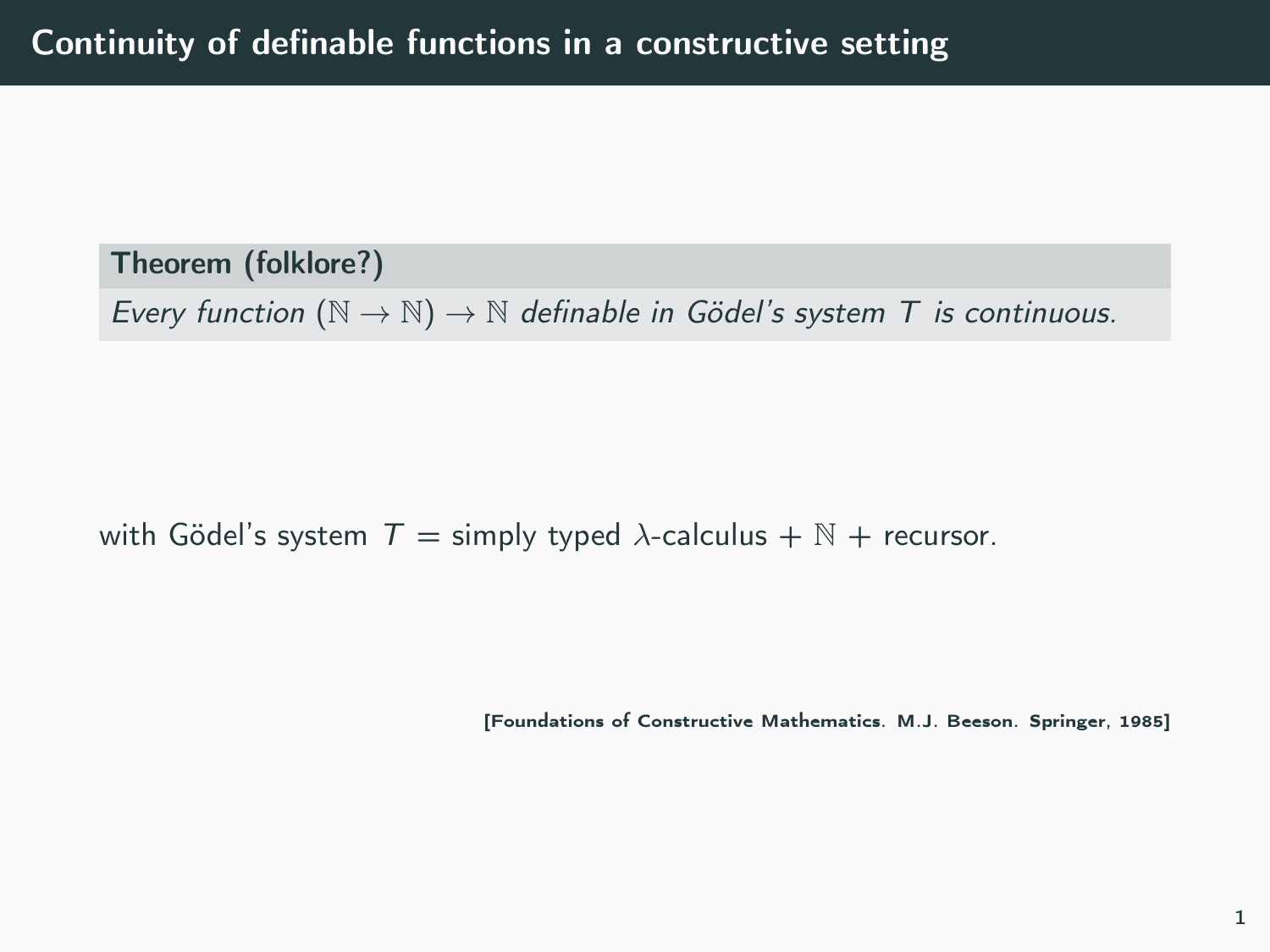# Continuity of definable functions in a constructive setting

**Theorem (folklore?)**

*Every function* $(\mathbb{N} \to \mathbb{N}) \to \mathbb{N}$ *definable in Gödel's system* $T$ *is continuous.*

with Gödel's system $T$ = simply typed $\lambda$-calculus + $\mathbb{N}$ + recursor.

**[Foundations of Constructive Mathematics. M.J. Beeson. Springer, 1985]**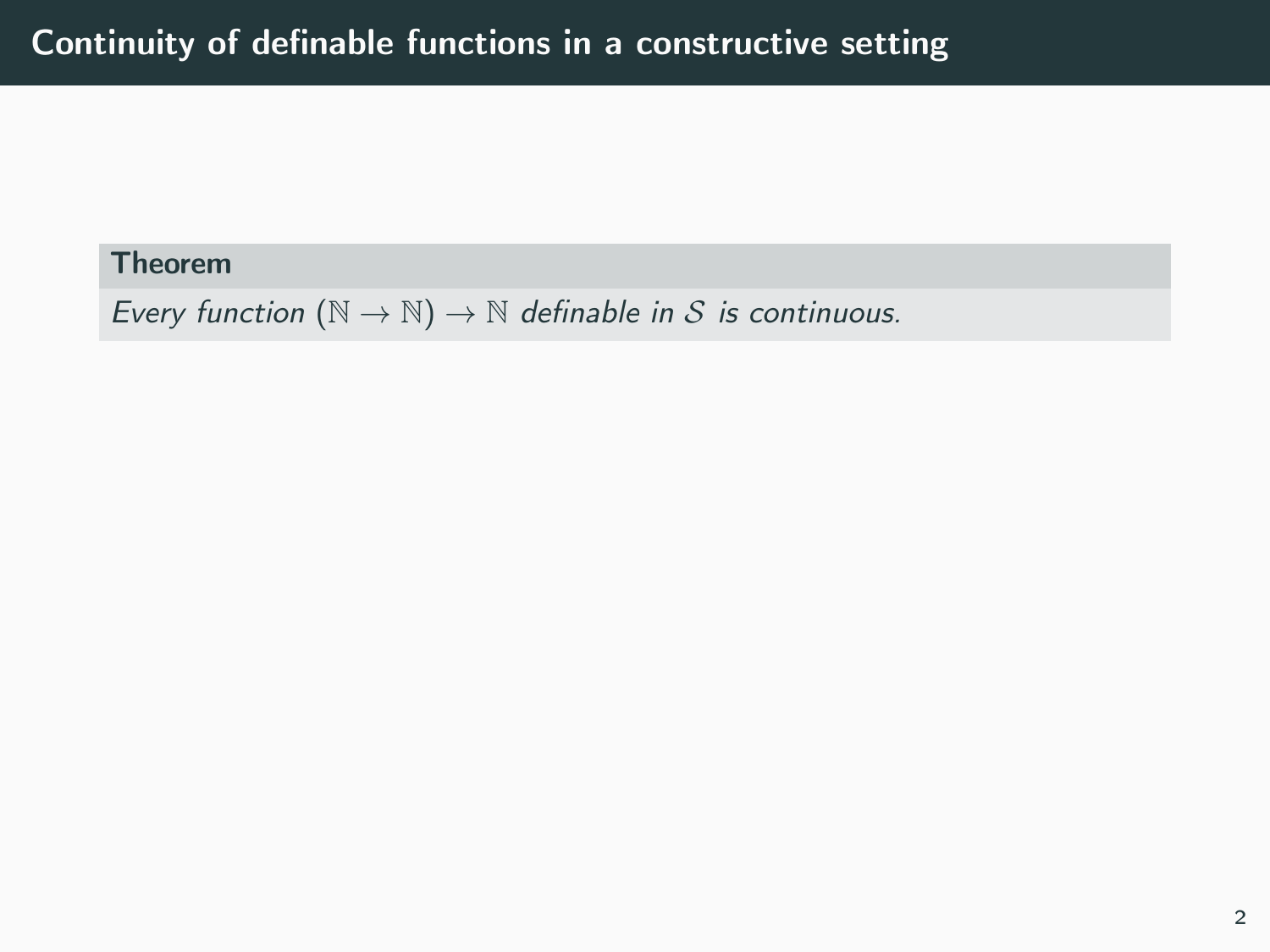# Continuity of definable functions in a constructive setting

**Theorem**

*Every function* $(\mathbb{N} \to \mathbb{N}) \to \mathbb{N}$ *definable in* $\mathcal{S}$ *is continuous.*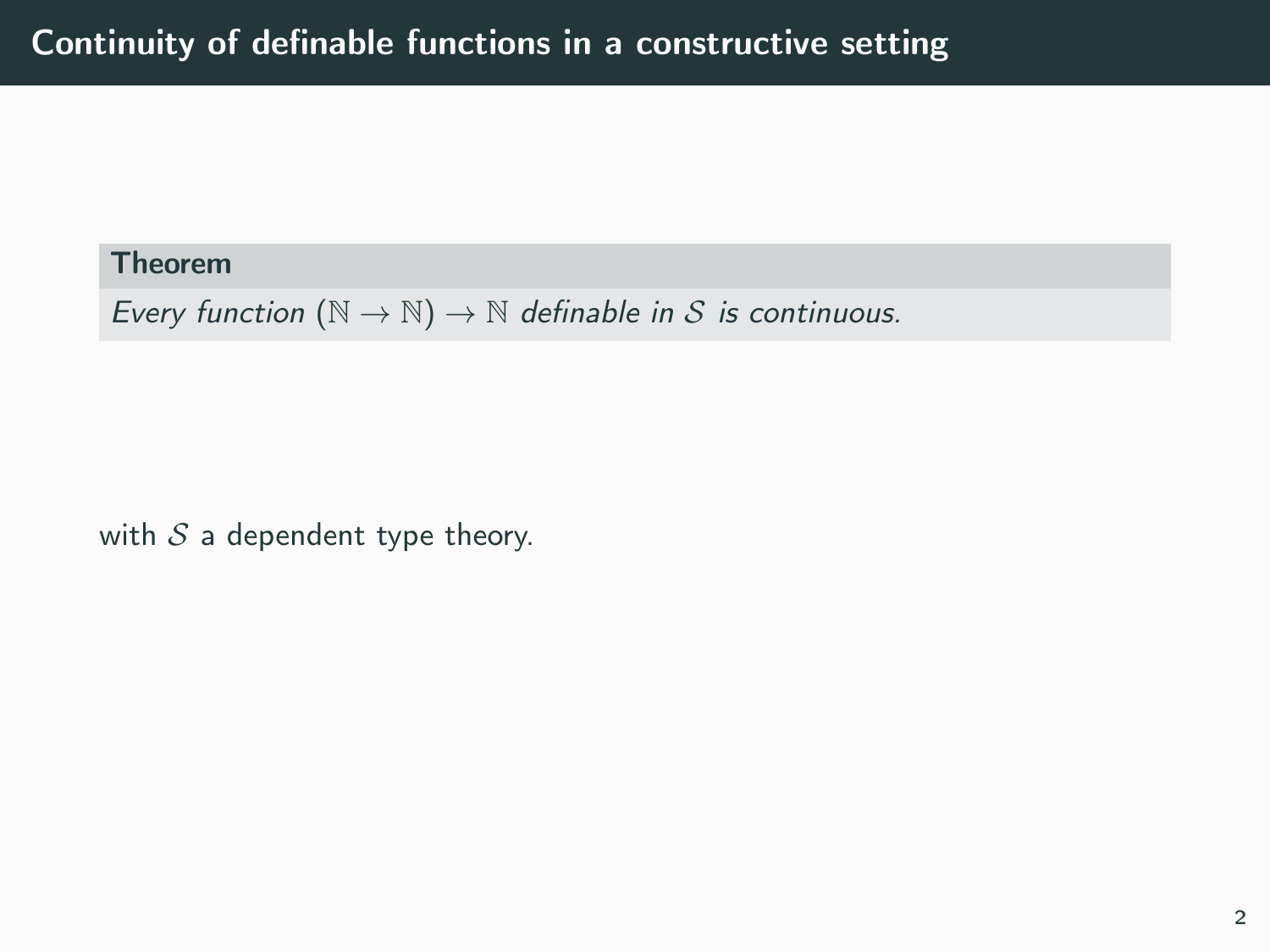# Continuity of definable functions in a constructive setting

**Theorem**

*Every function $(\mathbb{N} \to \mathbb{N}) \to \mathbb{N}$ definable in $\mathcal{S}$ is continuous.*

with $\mathcal{S}$ a dependent type theory.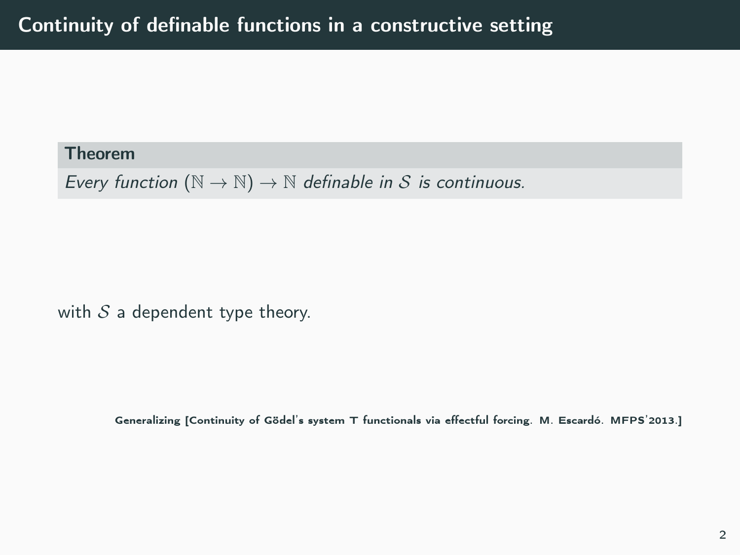# Continuity of definable functions in a constructive setting

**Theorem**

*Every function* $(\mathbb{N} \to \mathbb{N}) \to \mathbb{N}$ *definable in* $\mathcal{S}$ *is continuous.*

with $\mathcal{S}$ a dependent type theory.

**Generalizing [Continuity of Gödel's system T functionals via effectful forcing. M. Escardó. MFPS'2013.]**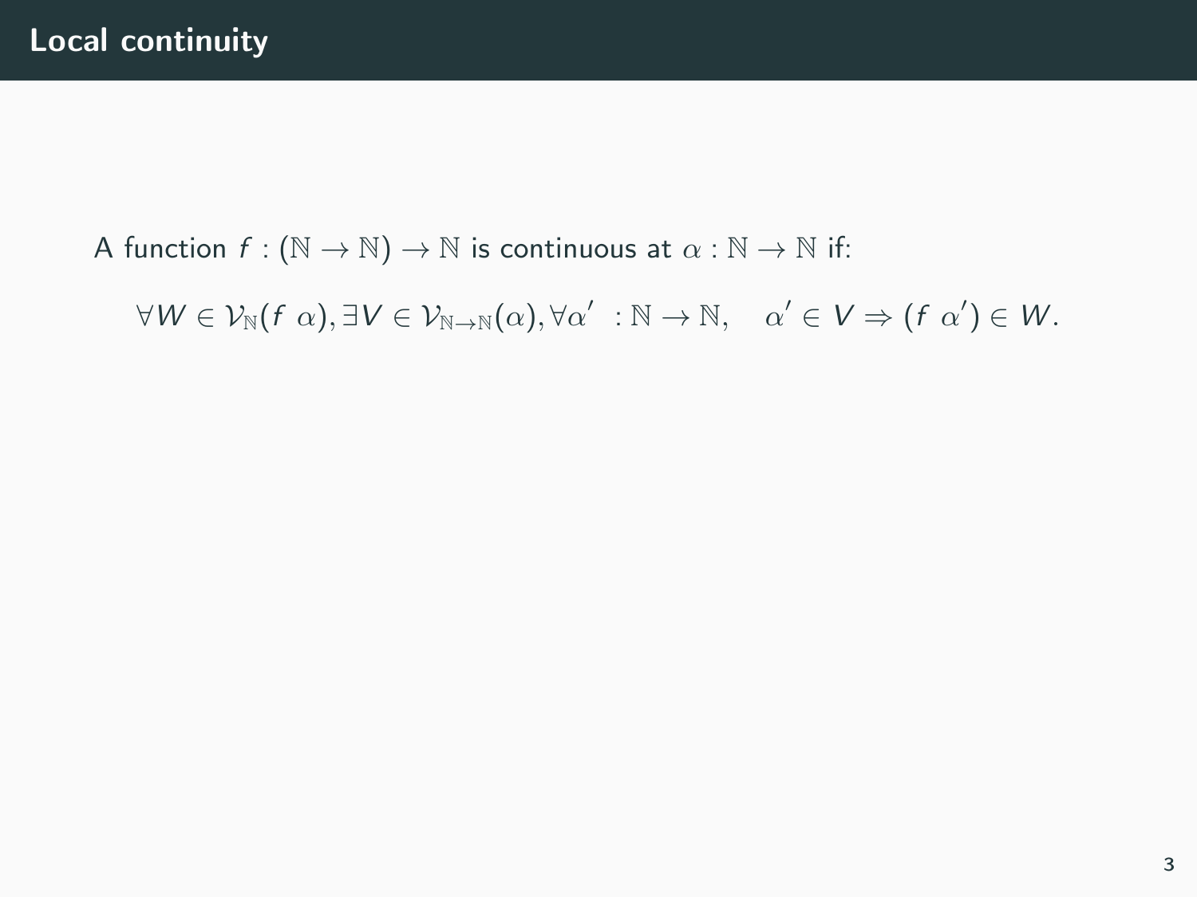# Local continuity

A function $f : (\mathbb{N} \to \mathbb{N}) \to \mathbb{N}$ is continuous at $\alpha : \mathbb{N} \to \mathbb{N}$ if:

$$\forall W \in \mathcal{V}_{\mathbb{N}}(f\ \alpha), \exists V \in \mathcal{V}_{\mathbb{N} \to \mathbb{N}}(\alpha), \forall \alpha' : \mathbb{N} \to \mathbb{N}, \quad \alpha' \in V \Rightarrow (f\ \alpha') \in W.$$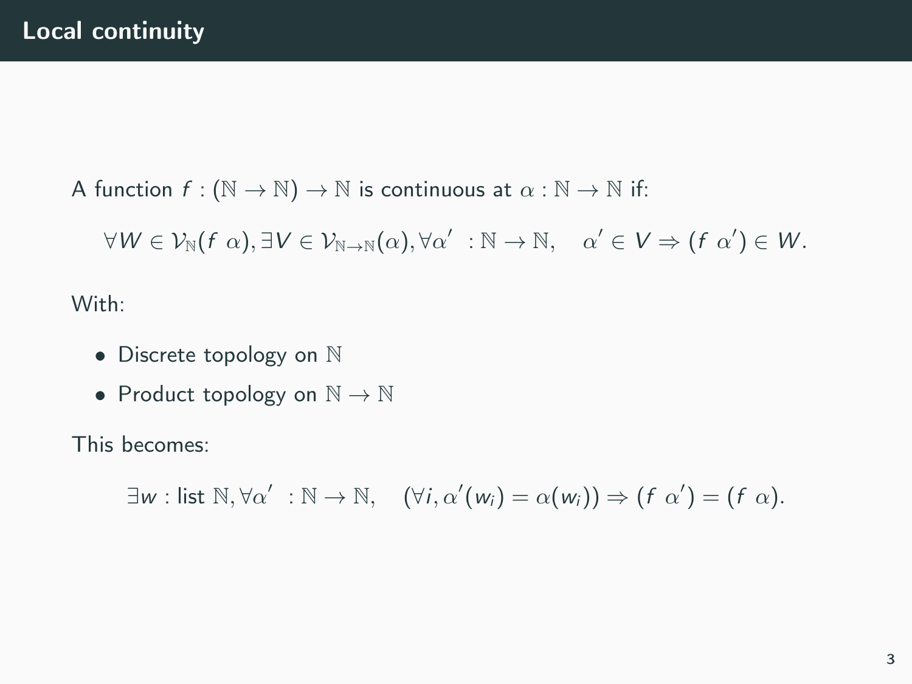# Local continuity

A function $f : (\mathbb{N} \to \mathbb{N}) \to \mathbb{N}$ is continuous at $\alpha : \mathbb{N} \to \mathbb{N}$ if:

$$\forall W \in \mathcal{V}_{\mathbb{N}}(f\ \alpha), \exists V \in \mathcal{V}_{\mathbb{N}\to\mathbb{N}}(\alpha), \forall \alpha'\ : \mathbb{N} \to \mathbb{N}, \quad \alpha' \in V \Rightarrow (f\ \alpha') \in W.$$

With:

- Discrete topology on $\mathbb{N}$
- Product topology on $\mathbb{N} \to \mathbb{N}$

This becomes:

$$\exists w : \text{list } \mathbb{N}, \forall \alpha'\ : \mathbb{N} \to \mathbb{N}, \quad (\forall i, \alpha'(w_i) = \alpha(w_i)) \Rightarrow (f\ \alpha') = (f\ \alpha).$$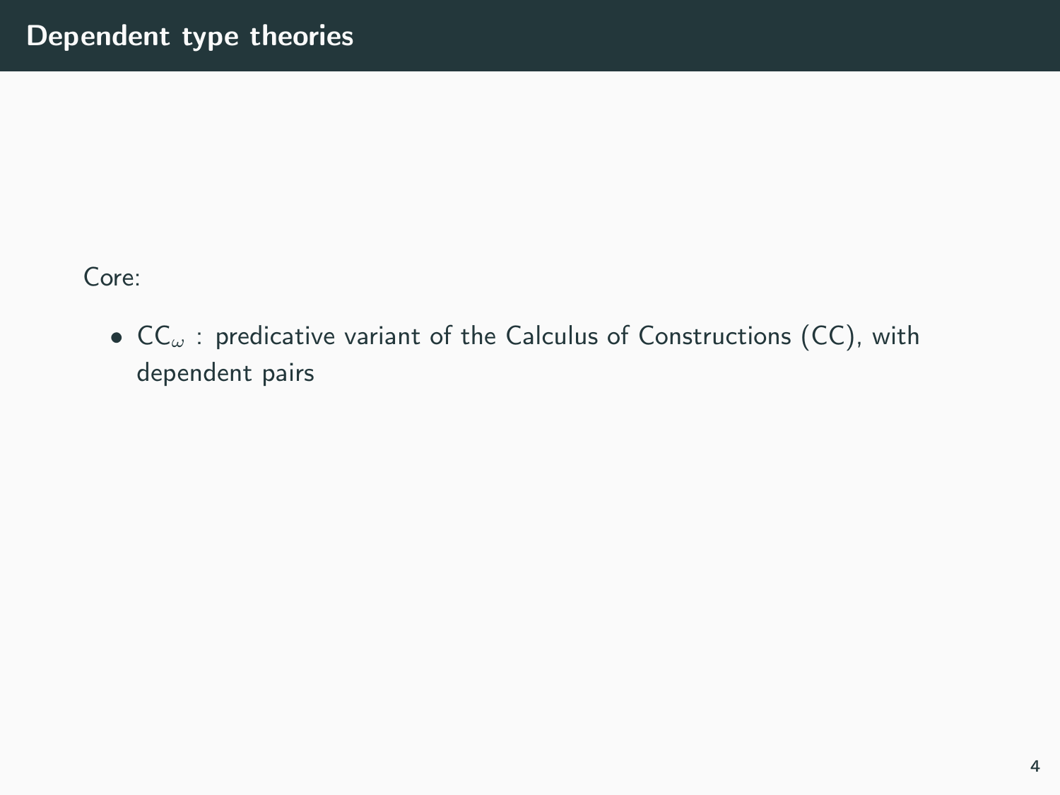# Dependent type theories

Core:

- $\mathsf{CC}_\omega$ : predicative variant of the Calculus of Constructions (CC), with dependent pairs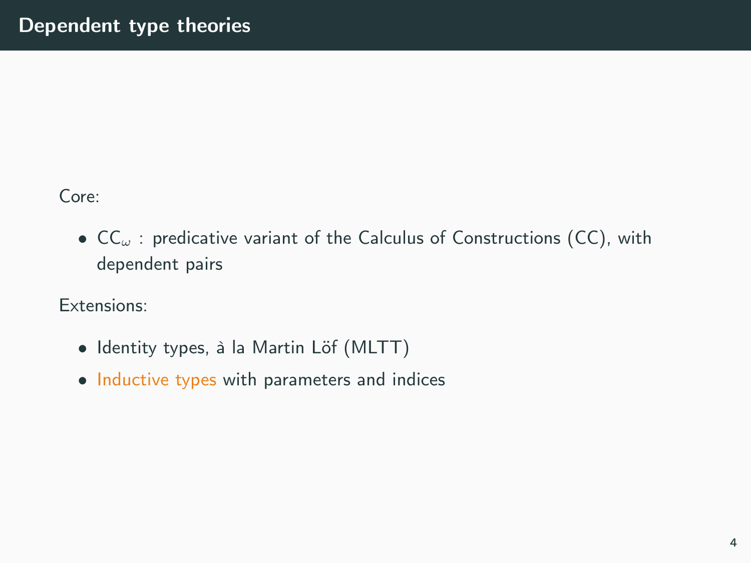# Dependent type theories

Core:

- $CC_\omega$ : predicative variant of the Calculus of Constructions (CC), with dependent pairs

Extensions:

- Identity types, à la Martin Löf (MLTT)
- Inductive types with parameters and indices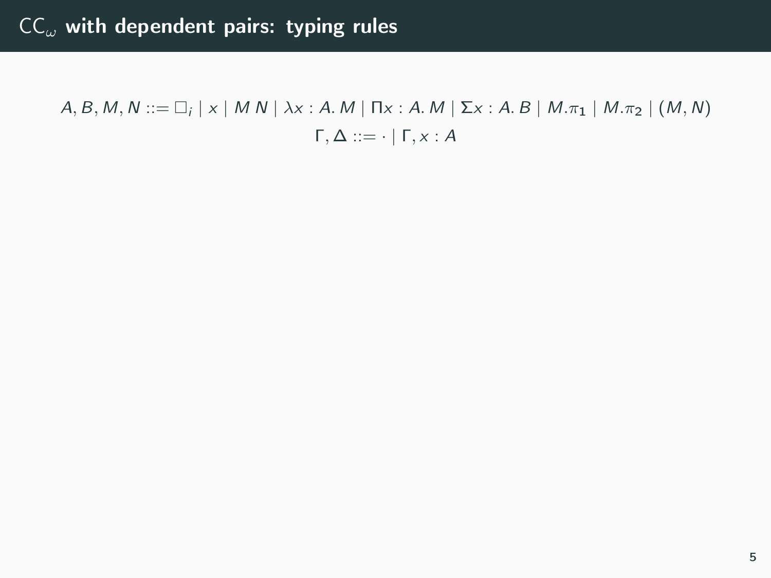# $\mathsf{CC}_\omega$ with dependent pairs: typing rules

$$A, B, M, N ::= \Box_i \mid x \mid M\ N \mid \lambda x : A.\, M \mid \Pi x : A.\, M \mid \Sigma x : A.\, B \mid M.\pi_1 \mid M.\pi_2 \mid (M, N)$$

$$\Gamma, \Delta ::= \cdot \mid \Gamma, x : A$$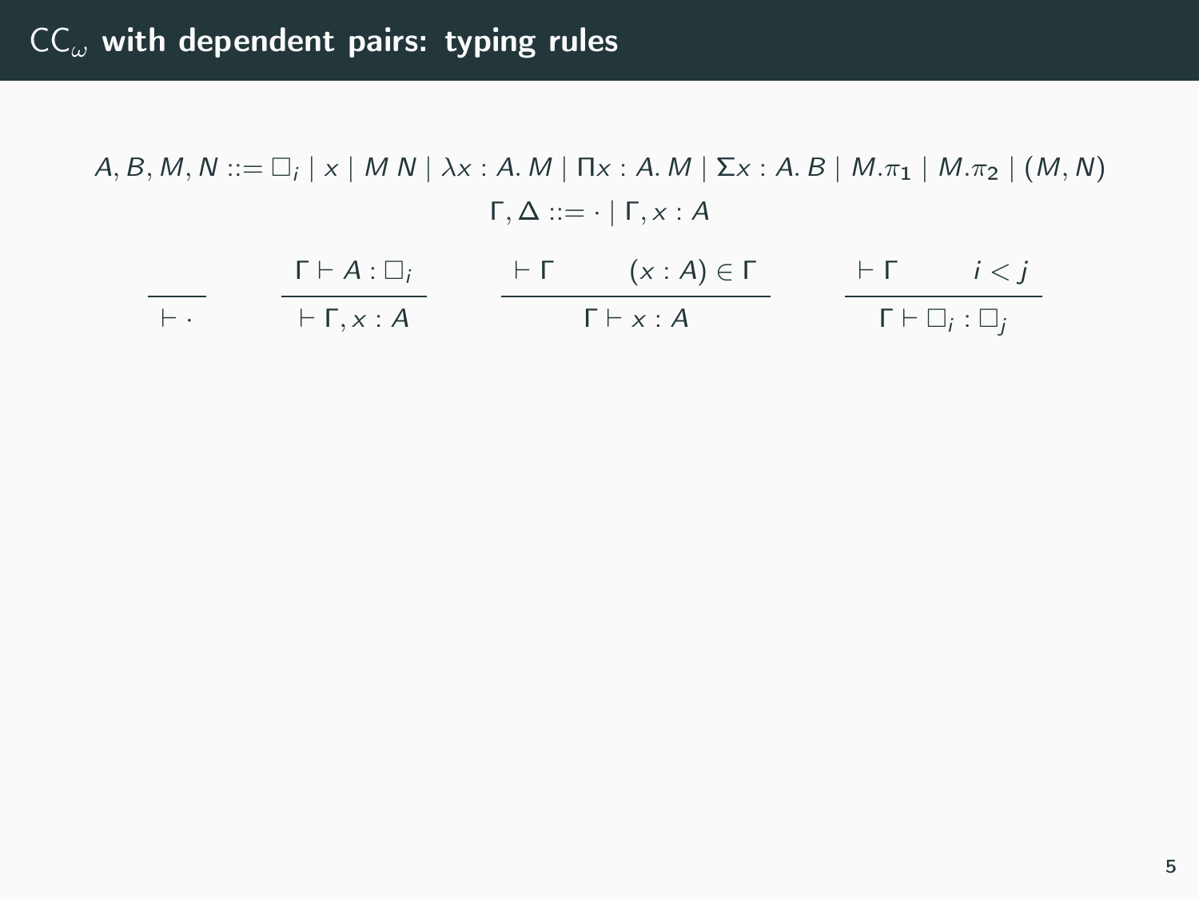# $\mathsf{CC}_\omega$ with dependent pairs: typing rules

$$A, B, M, N ::= \square_i \mid x \mid M\ N \mid \lambda x : A.\, M \mid \Pi x : A.\, M \mid \Sigma x : A.\, B \mid M.\pi_1 \mid M.\pi_2 \mid (M, N)$$

$$\Gamma, \Delta ::= \cdot \mid \Gamma, x : A$$

$$\frac{}{\vdash \cdot} \qquad \frac{\Gamma \vdash A : \square_i}{\vdash \Gamma, x : A} \qquad \frac{\vdash \Gamma \qquad (x : A) \in \Gamma}{\Gamma \vdash x : A} \qquad \frac{\vdash \Gamma \qquad i < j}{\Gamma \vdash \square_i : \square_j}$$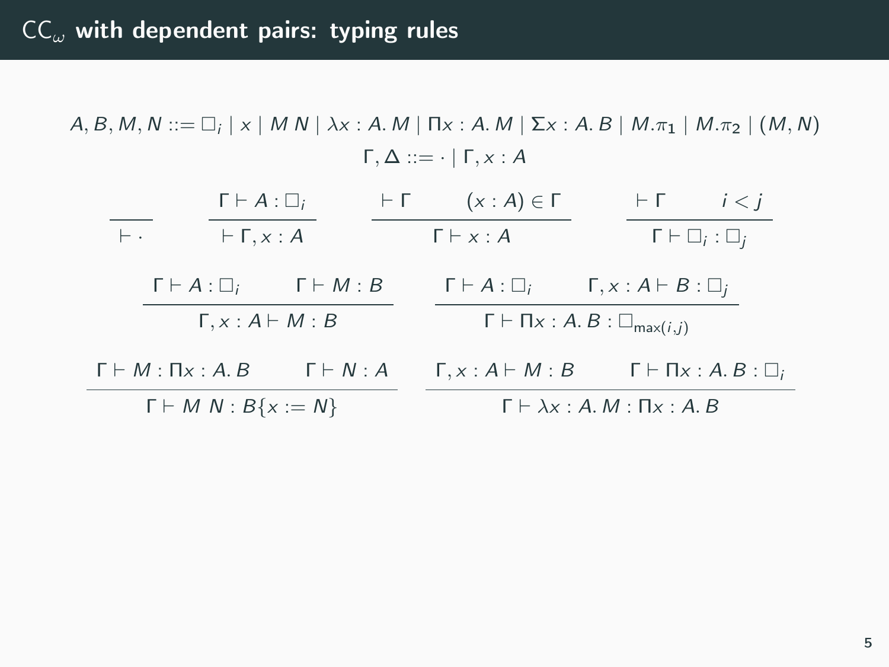# $\mathsf{CC}_\omega$ with dependent pairs: typing rules

$$A, B, M, N ::= \square_i \mid x \mid M\ N \mid \lambda x : A.\, M \mid \Pi x : A.\, M \mid \Sigma x : A.\, B \mid M.\pi_1 \mid M.\pi_2 \mid (M, N)$$

$$\Gamma, \Delta ::= \cdot \mid \Gamma, x : A$$

$$\frac{}{\vdash \cdot} \qquad \frac{\Gamma \vdash A : \square_i}{\vdash \Gamma, x : A} \qquad \frac{\vdash \Gamma \qquad (x : A) \in \Gamma}{\Gamma \vdash x : A} \qquad \frac{\vdash \Gamma \qquad i < j}{\Gamma \vdash \square_i : \square_j}$$

$$\frac{\Gamma \vdash A : \square_i \qquad \Gamma \vdash M : B}{\Gamma, x : A \vdash M : B} \qquad \frac{\Gamma \vdash A : \square_i \qquad \Gamma, x : A \vdash B : \square_j}{\Gamma \vdash \Pi x : A.\, B : \square_{\max(i,j)}}$$

$$\frac{\Gamma \vdash M : \Pi x : A.\, B \qquad \Gamma \vdash N : A}{\Gamma \vdash M\ N : B\{x := N\}} \qquad \frac{\Gamma, x : A \vdash M : B \qquad \Gamma \vdash \Pi x : A.\, B : \square_i}{\Gamma \vdash \lambda x : A.\, M : \Pi x : A.\, B}$$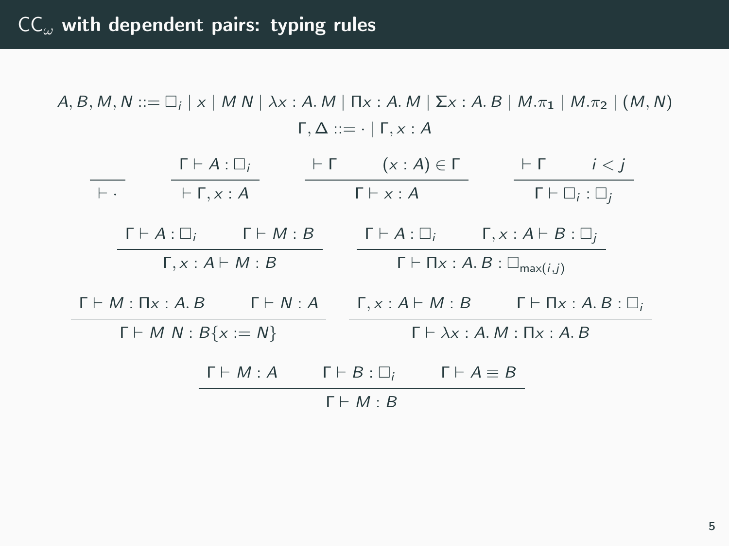# $\mathrm{CC}_\omega$ with dependent pairs: typing rules

$$A, B, M, N ::= \square_i \mid x \mid M\ N \mid \lambda x : A.\ M \mid \Pi x : A.\ M \mid \Sigma x : A.\ B \mid M.\pi_1 \mid M.\pi_2 \mid (M, N)$$

$$\Gamma, \Delta ::= \cdot \mid \Gamma, x : A$$

$$\frac{}{\vdash \cdot} \qquad \frac{\Gamma \vdash A : \square_i}{\vdash \Gamma, x : A} \qquad \frac{\vdash \Gamma \qquad (x : A) \in \Gamma}{\Gamma \vdash x : A} \qquad \frac{\vdash \Gamma \qquad i < j}{\Gamma \vdash \square_i : \square_j}$$

$$\frac{\Gamma \vdash A : \square_i \qquad \Gamma \vdash M : B}{\Gamma, x : A \vdash M : B} \qquad \frac{\Gamma \vdash A : \square_i \qquad \Gamma, x : A \vdash B : \square_j}{\Gamma \vdash \Pi x : A.\ B : \square_{\max(i,j)}}$$

$$\frac{\Gamma \vdash M : \Pi x : A.\ B \qquad \Gamma \vdash N : A}{\Gamma \vdash M\ N : B\{x := N\}} \qquad \frac{\Gamma, x : A \vdash M : B \qquad \Gamma \vdash \Pi x : A.\ B : \square_i}{\Gamma \vdash \lambda x : A.\ M : \Pi x : A.\ B}$$

$$\frac{\Gamma \vdash M : A \qquad \Gamma \vdash B : \square_i \qquad \Gamma \vdash A \equiv B}{\Gamma \vdash M : B}$$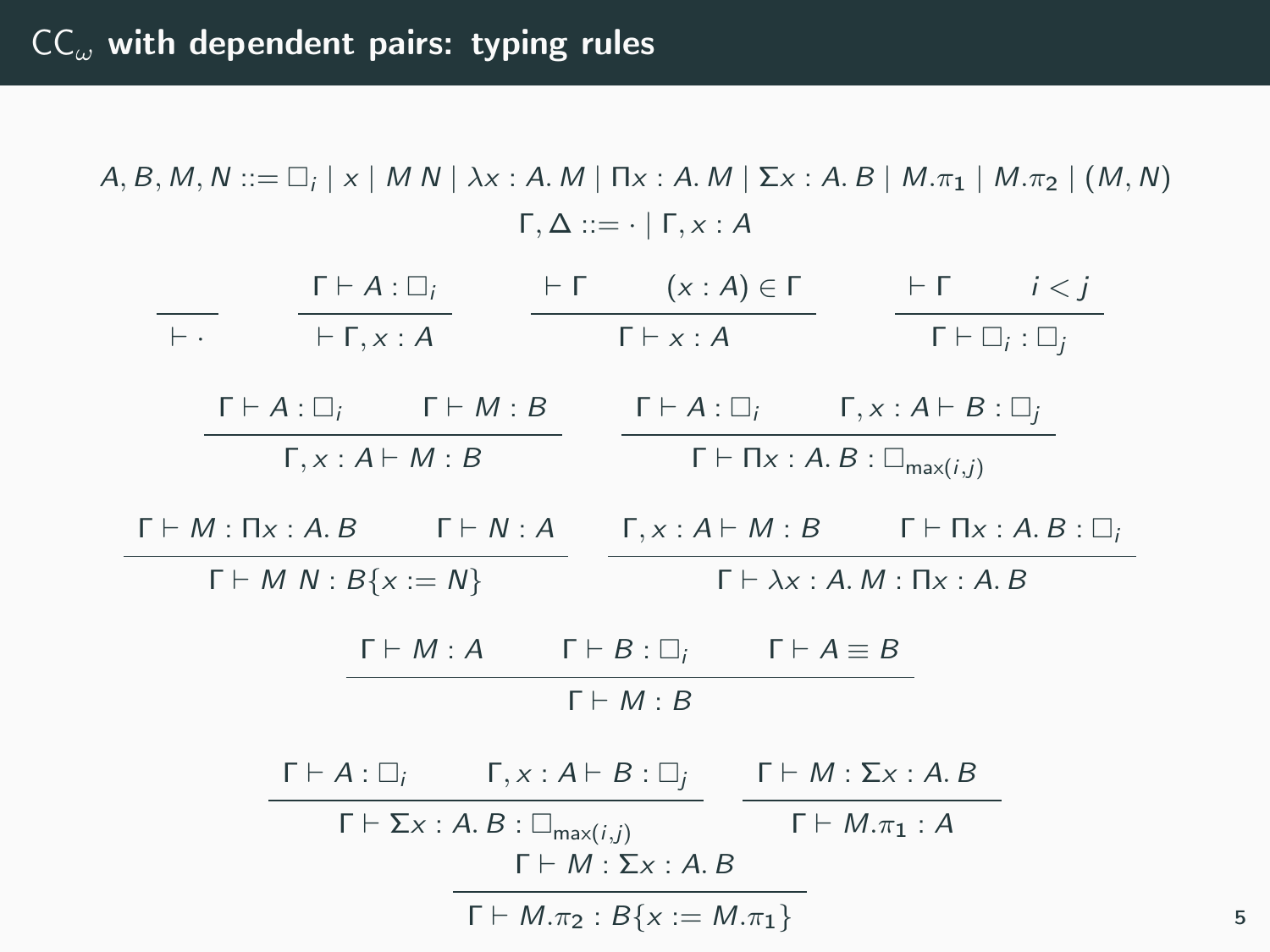# $\mathsf{CC}_\omega$ with dependent pairs: typing rules

$$A, B, M, N ::= \square_i \mid x \mid M\ N \mid \lambda x : A.\ M \mid \Pi x : A.\ M \mid \Sigma x : A.\ B \mid M.\pi_1 \mid M.\pi_2 \mid (M, N)$$

$$\Gamma, \Delta ::= \cdot \mid \Gamma, x : A$$

$$\frac{}{\vdash \cdot} \qquad \frac{\Gamma \vdash A : \square_i}{\vdash \Gamma, x : A} \qquad \frac{\vdash \Gamma \qquad (x : A) \in \Gamma}{\Gamma \vdash x : A} \qquad \frac{\vdash \Gamma \qquad i < j}{\Gamma \vdash \square_i : \square_j}$$

$$\frac{\Gamma \vdash A : \square_i \qquad \Gamma \vdash M : B}{\Gamma, x : A \vdash M : B} \qquad \frac{\Gamma \vdash A : \square_i \qquad \Gamma, x : A \vdash B : \square_j}{\Gamma \vdash \Pi x : A.\ B : \square_{\max(i,j)}}$$

$$\frac{\Gamma \vdash M : \Pi x : A.\ B \qquad \Gamma \vdash N : A}{\Gamma \vdash M\ N : B\{x := N\}} \qquad \frac{\Gamma, x : A \vdash M : B \qquad \Gamma \vdash \Pi x : A.\ B : \square_i}{\Gamma \vdash \lambda x : A.\ M : \Pi x : A.\ B}$$

$$\frac{\Gamma \vdash M : A \qquad \Gamma \vdash B : \square_i \qquad \Gamma \vdash A \equiv B}{\Gamma \vdash M : B}$$

$$\frac{\Gamma \vdash A : \square_i \qquad \Gamma, x : A \vdash B : \square_j}{\Gamma \vdash \Sigma x : A.\ B : \square_{\max(i,j)}} \qquad \frac{\Gamma \vdash M : \Sigma x : A.\ B}{\Gamma \vdash M.\pi_1 : A}$$

$$\frac{\Gamma \vdash M : \Sigma x : A.\ B}{\Gamma \vdash M.\pi_2 : B\{x := M.\pi_1\}}$$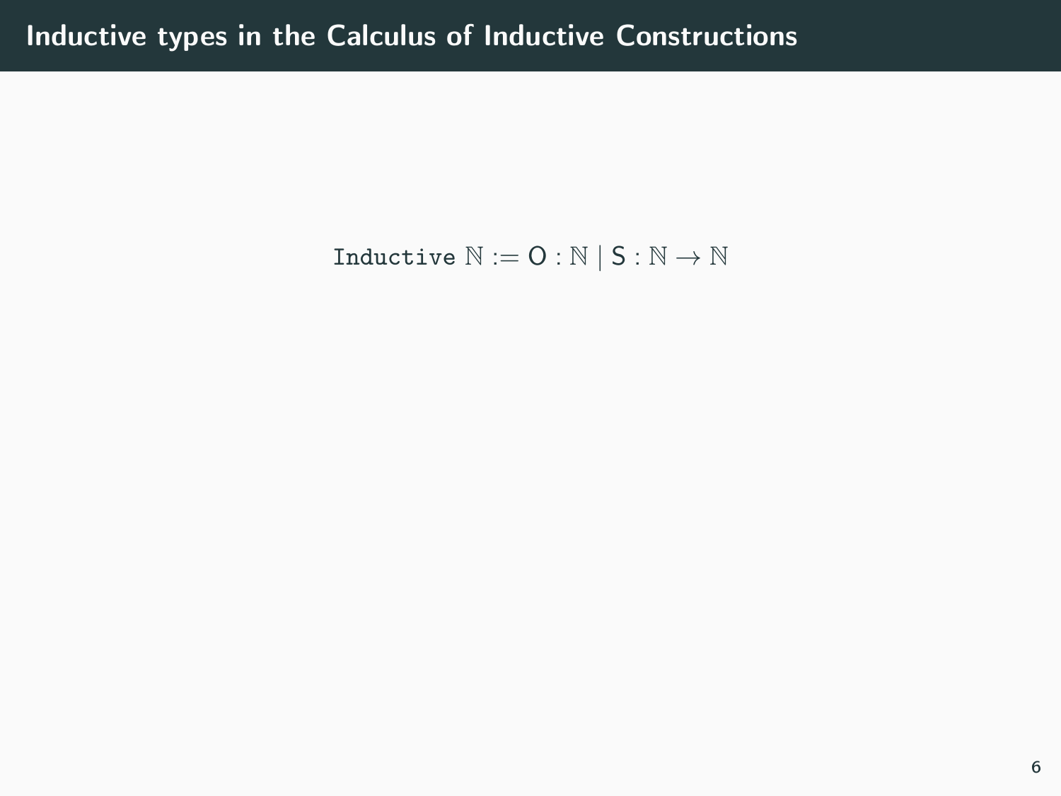# Inductive types in the Calculus of Inductive Constructions

$$\texttt{Inductive}\ \mathbb{N} := \mathsf{O} : \mathbb{N} \mid \mathsf{S} : \mathbb{N} \to \mathbb{N}$$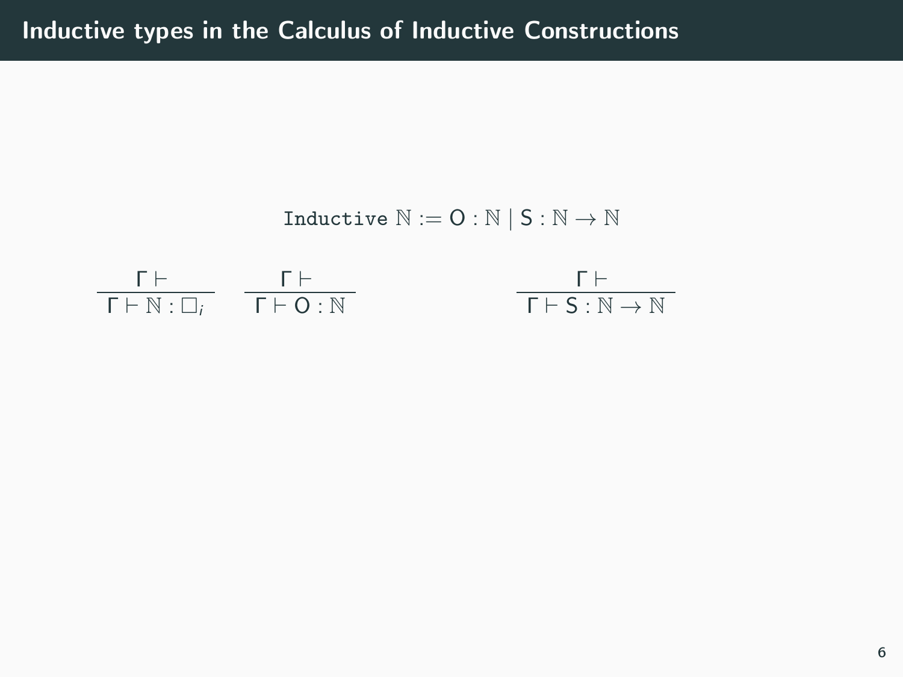# Inductive types in the Calculus of Inductive Constructions

$$\texttt{Inductive}\ \mathbb{N} := \mathsf{O} : \mathbb{N} \mid \mathsf{S} : \mathbb{N} \to \mathbb{N}$$

$$\frac{\Gamma \vdash}{\Gamma \vdash \mathbb{N} : \square_i} \qquad \frac{\Gamma \vdash}{\Gamma \vdash \mathsf{O} : \mathbb{N}} \qquad \frac{\Gamma \vdash}{\Gamma \vdash \mathsf{S} : \mathbb{N} \to \mathbb{N}}$$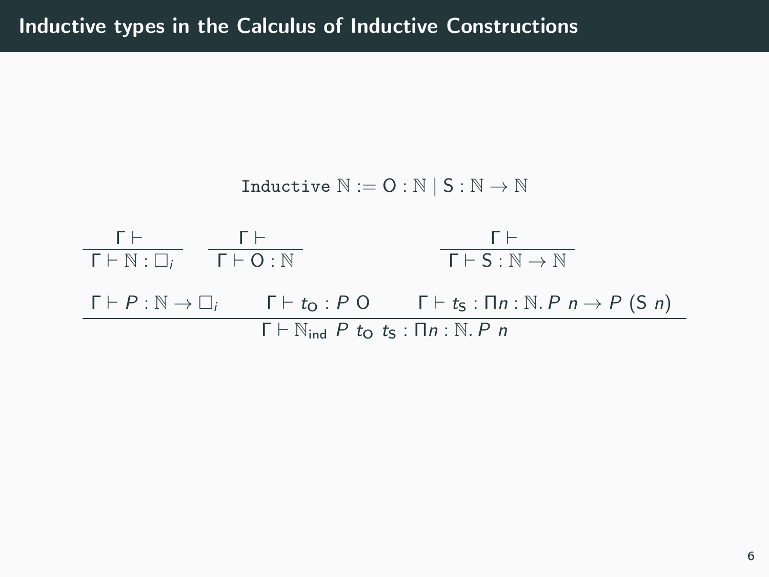# Inductive types in the Calculus of Inductive Constructions

$$\texttt{Inductive}\ \mathbb{N} := \mathsf{O} : \mathbb{N} \mid \mathsf{S} : \mathbb{N} \to \mathbb{N}$$

$$\frac{\Gamma \vdash}{\Gamma \vdash \mathbb{N} : \Box_i} \qquad \frac{\Gamma \vdash}{\Gamma \vdash \mathsf{O} : \mathbb{N}} \qquad \frac{\Gamma \vdash}{\Gamma \vdash \mathsf{S} : \mathbb{N} \to \mathbb{N}}$$

$$\frac{\Gamma \vdash P : \mathbb{N} \to \Box_i \qquad \Gamma \vdash t_{\mathsf{O}} : P\ \mathsf{O} \qquad \Gamma \vdash t_{\mathsf{S}} : \Pi n : \mathbb{N}.\, P\ n \to P\ (\mathsf{S}\ n)}{\Gamma \vdash \mathbb{N}_{\mathsf{ind}}\ P\ t_{\mathsf{O}}\ t_{\mathsf{S}} : \Pi n : \mathbb{N}.\, P\ n}$$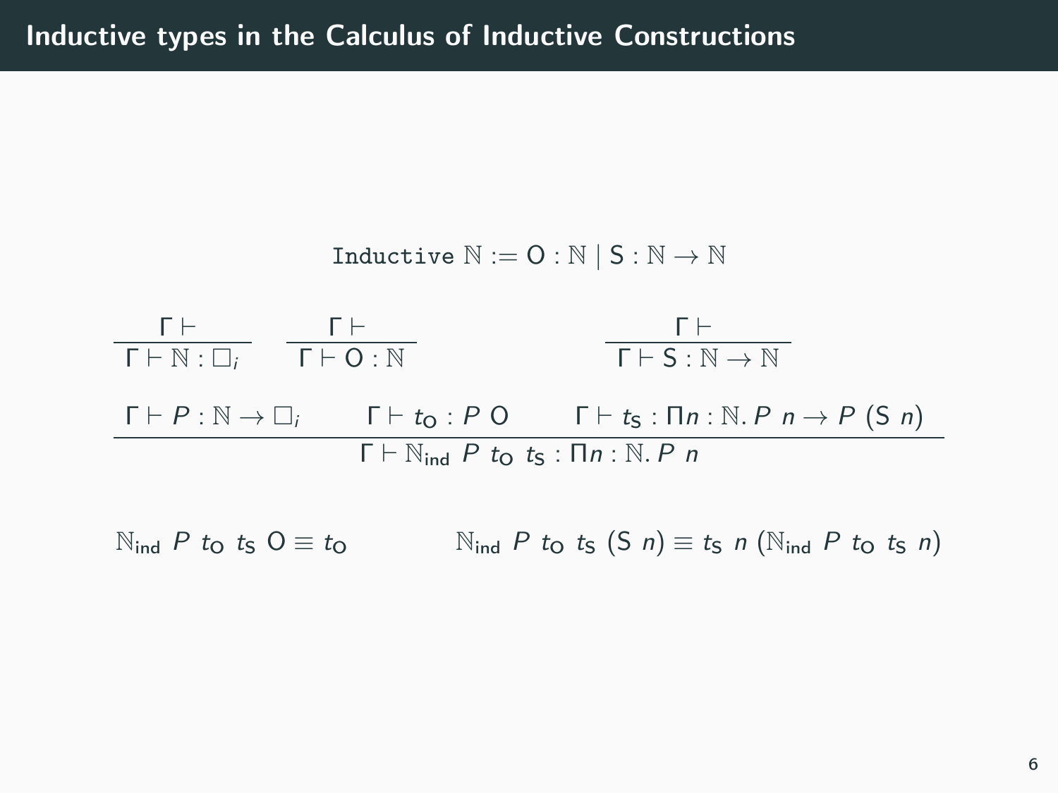# Inductive types in the Calculus of Inductive Constructions

$$\texttt{Inductive}\ \mathbb{N} := \mathsf{O} : \mathbb{N} \mid \mathsf{S} : \mathbb{N} \to \mathbb{N}$$

$$\frac{\Gamma \vdash}{\Gamma \vdash \mathbb{N} : \square_i} \qquad \frac{\Gamma \vdash}{\Gamma \vdash \mathsf{O} : \mathbb{N}} \qquad \frac{\Gamma \vdash}{\Gamma \vdash \mathsf{S} : \mathbb{N} \to \mathbb{N}}$$

$$\frac{\Gamma \vdash P : \mathbb{N} \to \square_i \qquad \Gamma \vdash t_{\mathsf{O}} : P\ \mathsf{O} \qquad \Gamma \vdash t_{\mathsf{S}} : \Pi n : \mathbb{N}.\, P\ n \to P\ (\mathsf{S}\ n)}{\Gamma \vdash \mathbb{N}_{\mathsf{ind}}\ P\ t_{\mathsf{O}}\ t_{\mathsf{S}} : \Pi n : \mathbb{N}.\, P\ n}$$

$$\mathbb{N}_{\mathsf{ind}}\ P\ t_{\mathsf{O}}\ t_{\mathsf{S}}\ \mathsf{O} \equiv t_{\mathsf{O}} \qquad \mathbb{N}_{\mathsf{ind}}\ P\ t_{\mathsf{O}}\ t_{\mathsf{S}}\ (\mathsf{S}\ n) \equiv t_{\mathsf{S}}\ n\ (\mathbb{N}_{\mathsf{ind}}\ P\ t_{\mathsf{O}}\ t_{\mathsf{S}}\ n)$$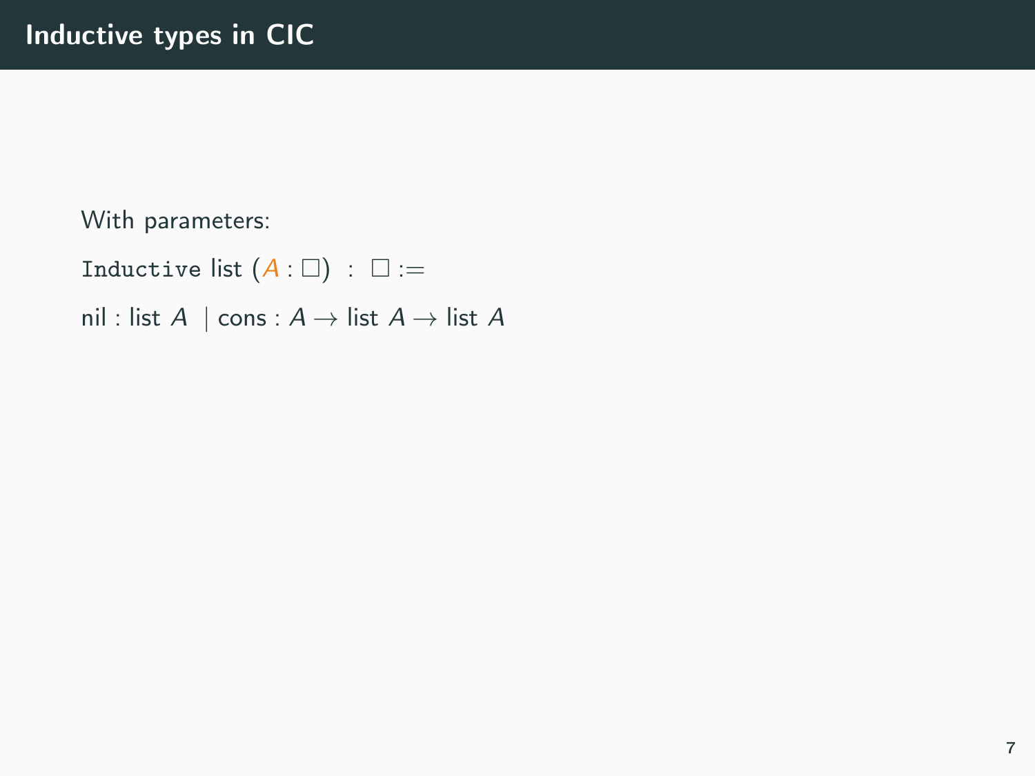# Inductive types in CIC

With parameters:

`Inductive` list $(A : \Box)$ : $\Box :=$

nil : list $A$ | cons : $A \to$ list $A \to$ list $A$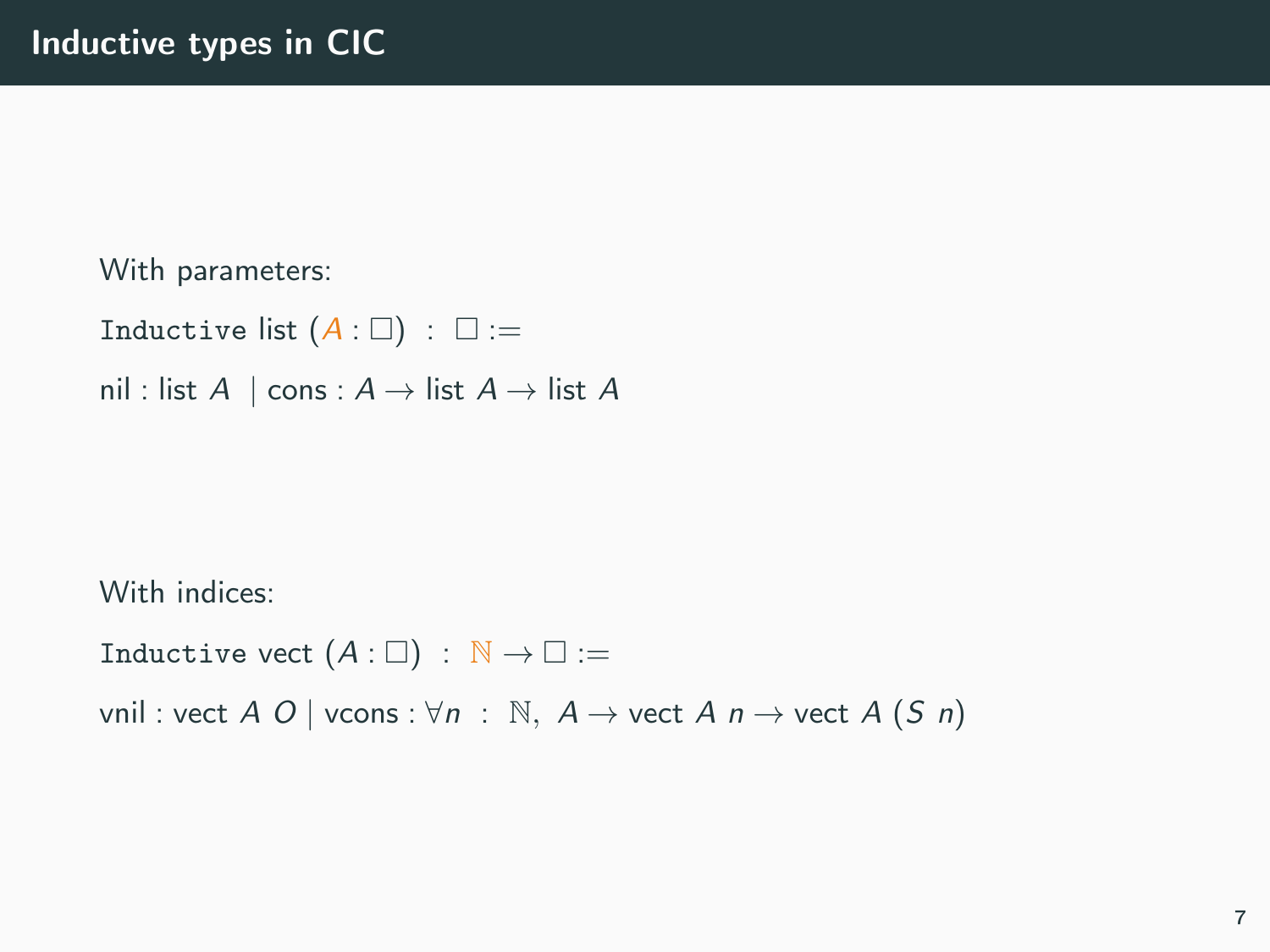# Inductive types in CIC

With parameters:

$\texttt{Inductive}$ list $(A : \square) \ : \ \square :=$

nil : list $A$ | cons : $A \rightarrow$ list $A \rightarrow$ list $A$

With indices:

$\texttt{Inductive}$ vect $(A : \square) \ : \ \mathbb{N} \rightarrow \square :=$

vnil : vect $A$ $O$ | vcons : $\forall n \ : \ \mathbb{N}, \ A \rightarrow$ vect $A$ $n \rightarrow$ vect $A$ $(S \ n)$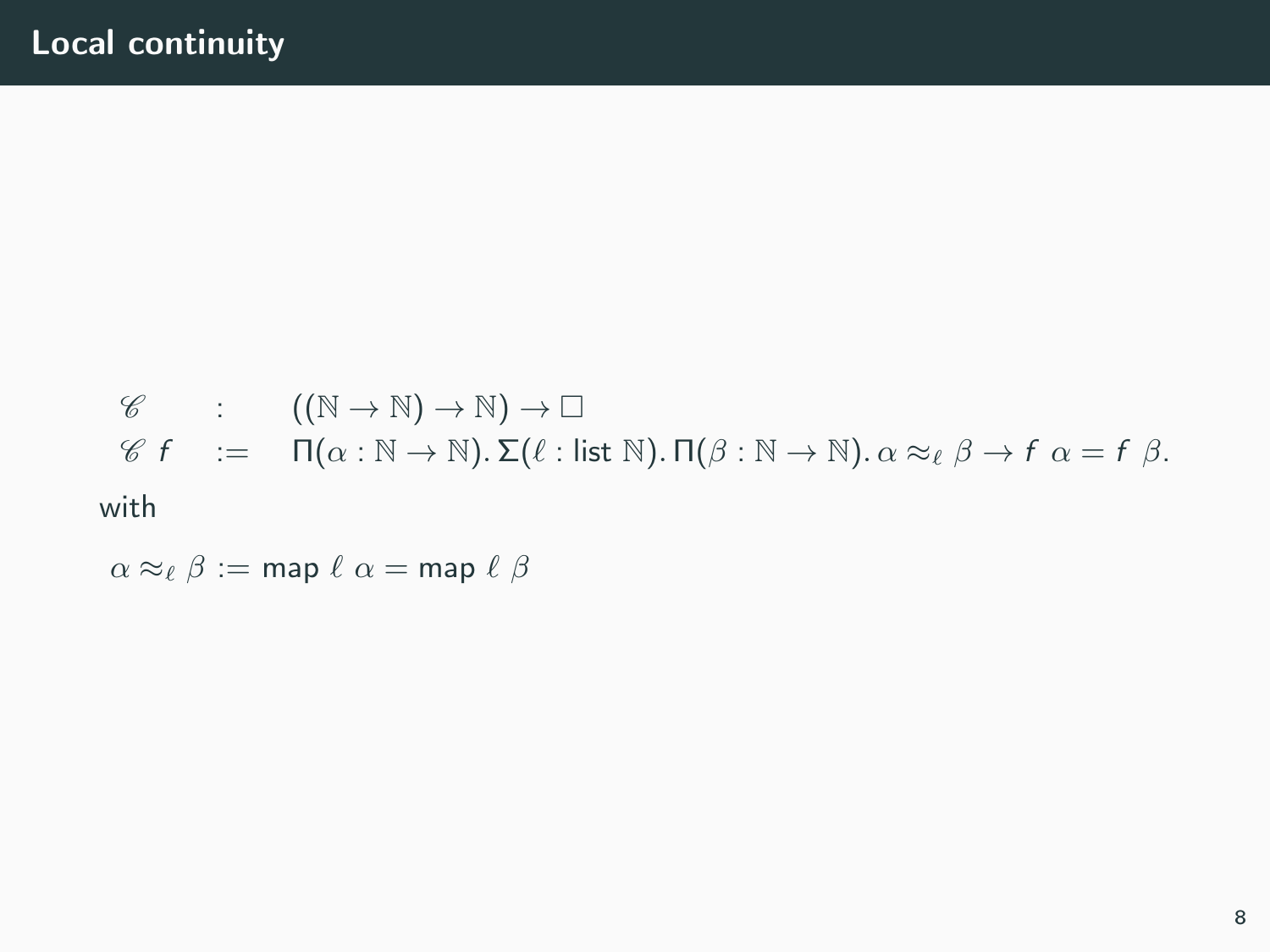# Local continuity

$$
\begin{array}{lcl}
\mathscr{C} & : & ((\mathbb{N} \to \mathbb{N}) \to \mathbb{N}) \to \square \\
\mathscr{C}\ f & := & \Pi(\alpha : \mathbb{N} \to \mathbb{N}).\, \Sigma(\ell : \mathsf{list}\ \mathbb{N}).\, \Pi(\beta : \mathbb{N} \to \mathbb{N}).\, \alpha \approx_\ell \beta \to f\ \alpha = f\ \beta.
\end{array}
$$

with

$$
\alpha \approx_\ell \beta := \mathsf{map}\ \ell\ \alpha = \mathsf{map}\ \ell\ \beta
$$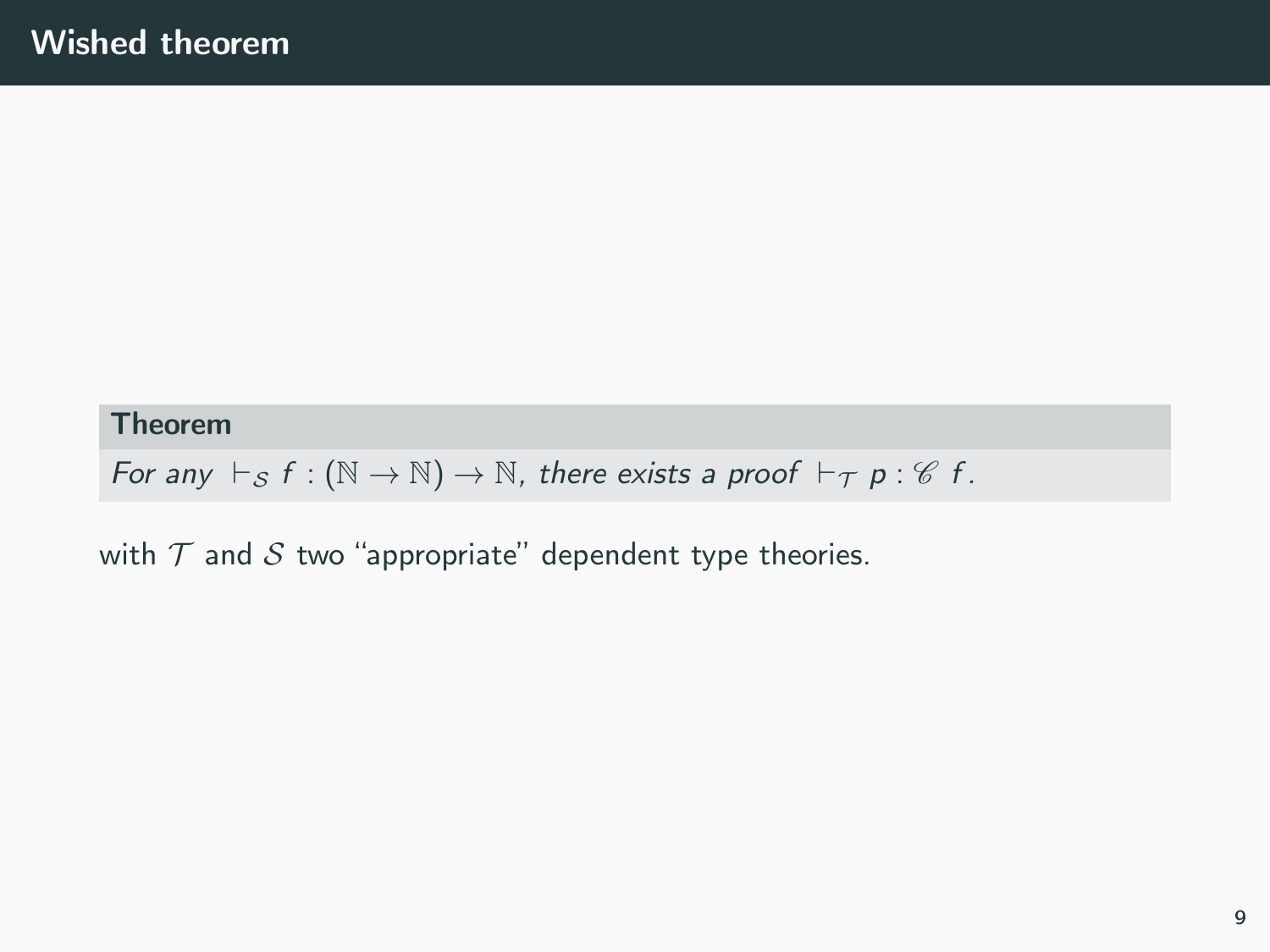# Wished theorem

**Theorem**

*For any* $\vdash_{\mathcal{S}} f : (\mathbb{N} \to \mathbb{N}) \to \mathbb{N}$, *there exists a proof* $\vdash_{\mathcal{T}} p : \mathscr{C}\ f$.

with $\mathcal{T}$ and $\mathcal{S}$ two "appropriate" dependent type theories.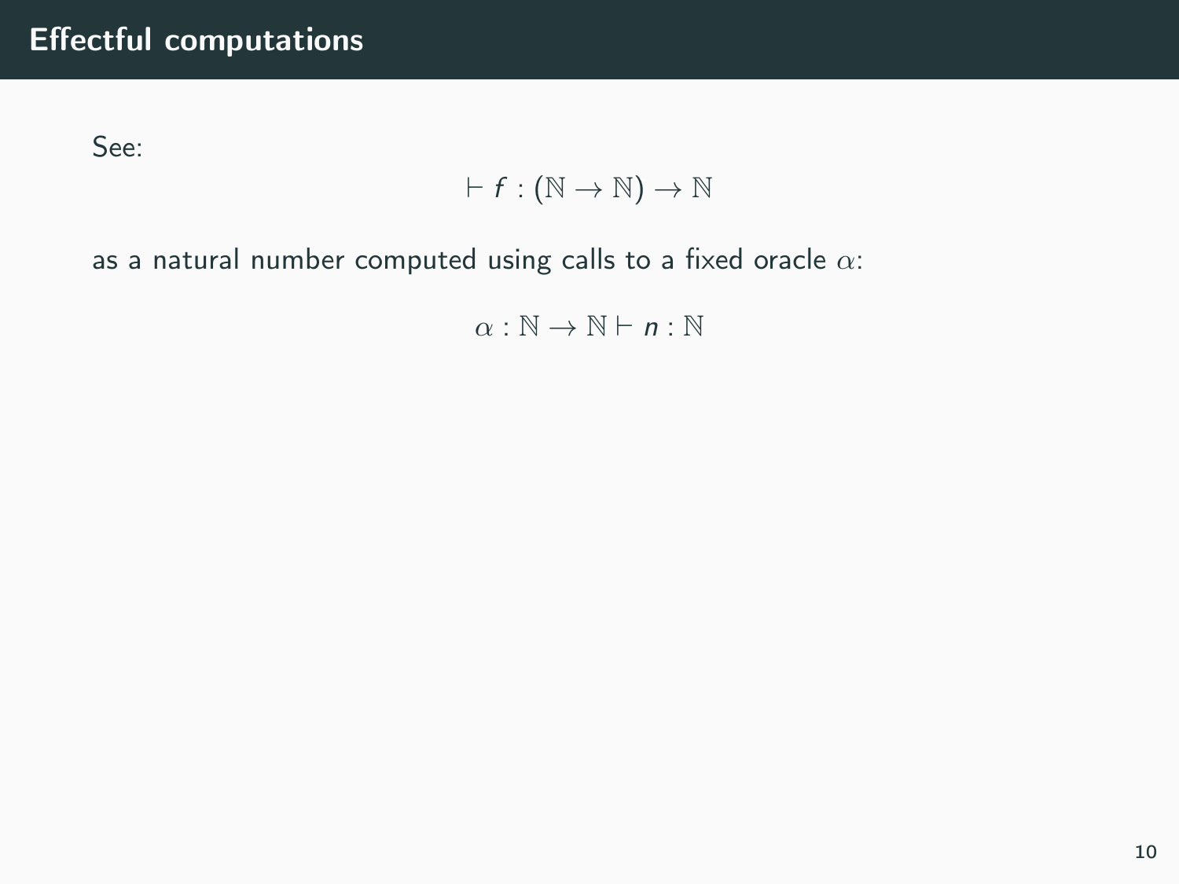# Effectful computations

See:

$$\vdash f : (\mathbb{N} \to \mathbb{N}) \to \mathbb{N}$$

as a natural number computed using calls to a fixed oracle $\alpha$:

$$\alpha : \mathbb{N} \to \mathbb{N} \vdash n : \mathbb{N}$$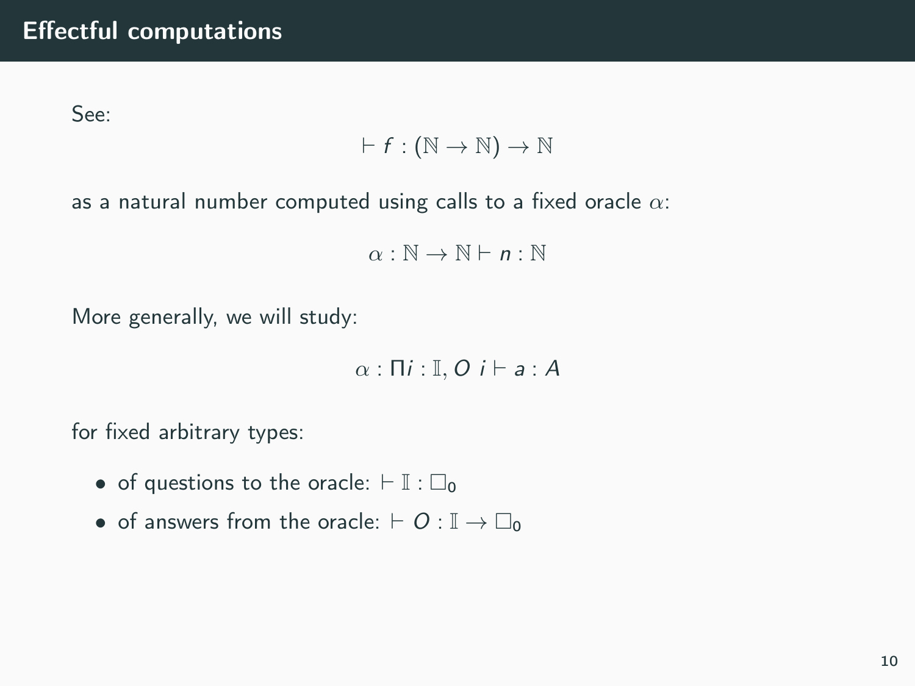# Effectful computations

See:

$$\vdash f : (\mathbb{N} \to \mathbb{N}) \to \mathbb{N}$$

as a natural number computed using calls to a fixed oracle $\alpha$:

$$\alpha : \mathbb{N} \to \mathbb{N} \vdash n : \mathbb{N}$$

More generally, we will study:

$$\alpha : \Pi i : \mathbb{I}, O\ i \vdash a : A$$

for fixed arbitrary types:

- of questions to the oracle: $\vdash \mathbb{I} : \square_0$
- of answers from the oracle: $\vdash O : \mathbb{I} \to \square_0$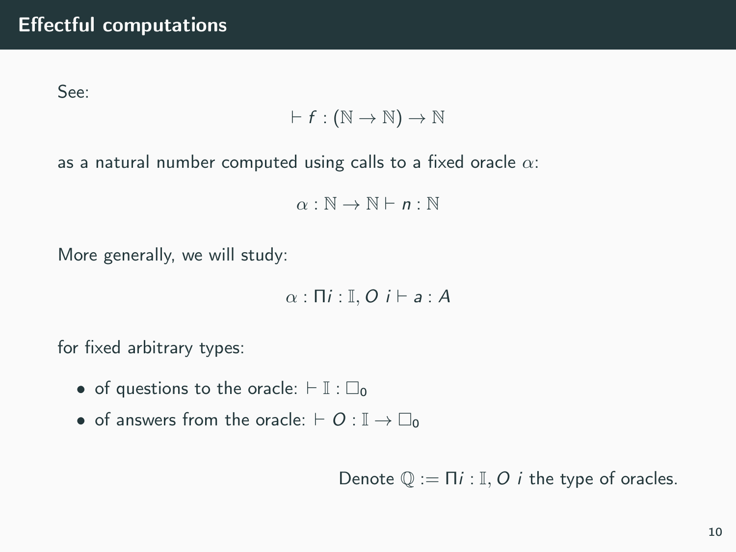# Effectful computations

See:

$$\vdash f : (\mathbb{N} \to \mathbb{N}) \to \mathbb{N}$$

as a natural number computed using calls to a fixed oracle $\alpha$:

$$\alpha : \mathbb{N} \to \mathbb{N} \vdash n : \mathbb{N}$$

More generally, we will study:

$$\alpha : \Pi i : \mathbb{I}, O\ i \vdash a : A$$

for fixed arbitrary types:

- of questions to the oracle: $\vdash \mathbb{I} : \square_0$
- of answers from the oracle: $\vdash O : \mathbb{I} \to \square_0$

Denote $\mathbb{Q} := \Pi i : \mathbb{I}, O\ i$ the type of oracles.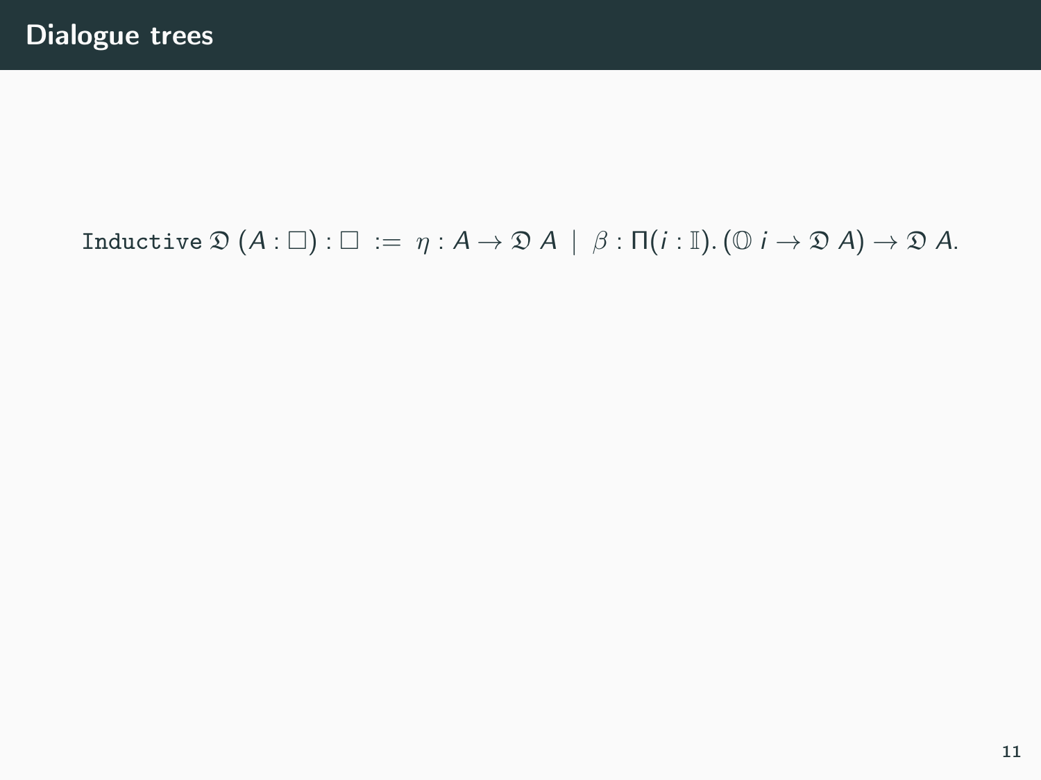# Dialogue trees

$$\texttt{Inductive}\ \mathfrak{D}\ (A : \square) : \square\ := \ \eta : A \rightarrow \mathfrak{D}\ A\ \mid\ \beta : \Pi(i : \mathbb{I}).\,(\mathbb{O}\ i \rightarrow \mathfrak{D}\ A) \rightarrow \mathfrak{D}\ A.$$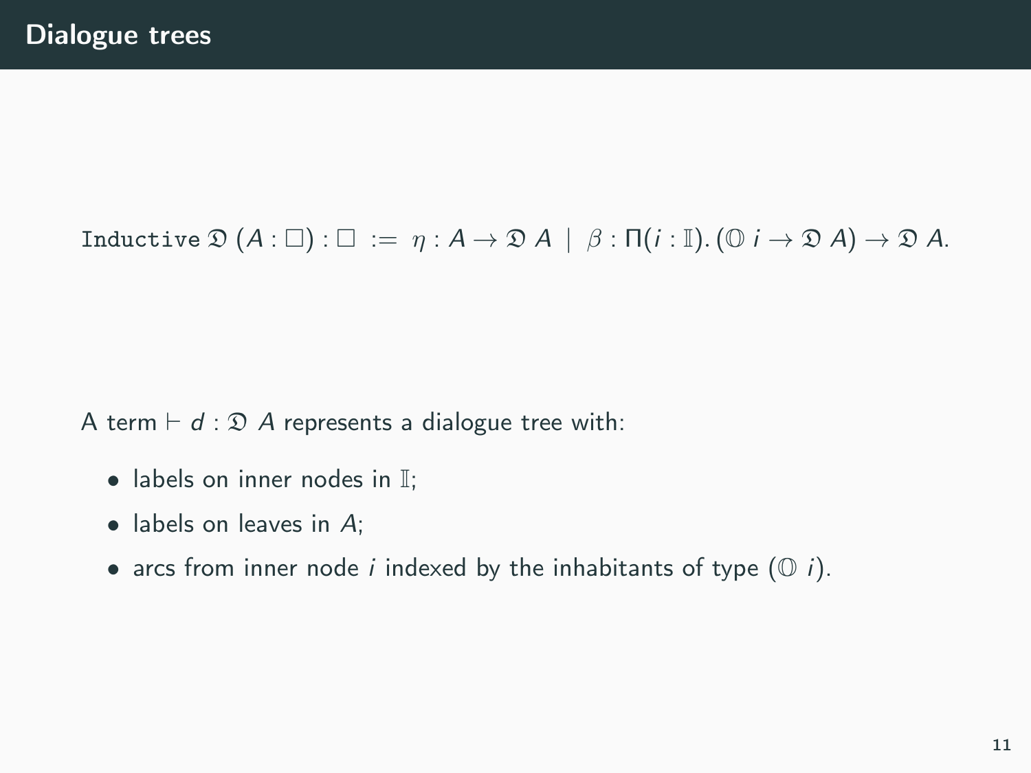## Dialogue trees

$$\texttt{Inductive}\ \mathfrak{D}\ (A : \square) : \square\ := \ \eta : A \to \mathfrak{D}\ A\ \mid\ \beta : \Pi(i : \mathbb{I}).\,(\mathbb{O}\ i \to \mathfrak{D}\ A) \to \mathfrak{D}\ A.$$

A term $\vdash d : \mathfrak{D}\ A$ represents a dialogue tree with:

- labels on inner nodes in $\mathbb{I}$;
- labels on leaves in $A$;
- arcs from inner node $i$ indexed by the inhabitants of type $(\mathbb{O}\ i)$.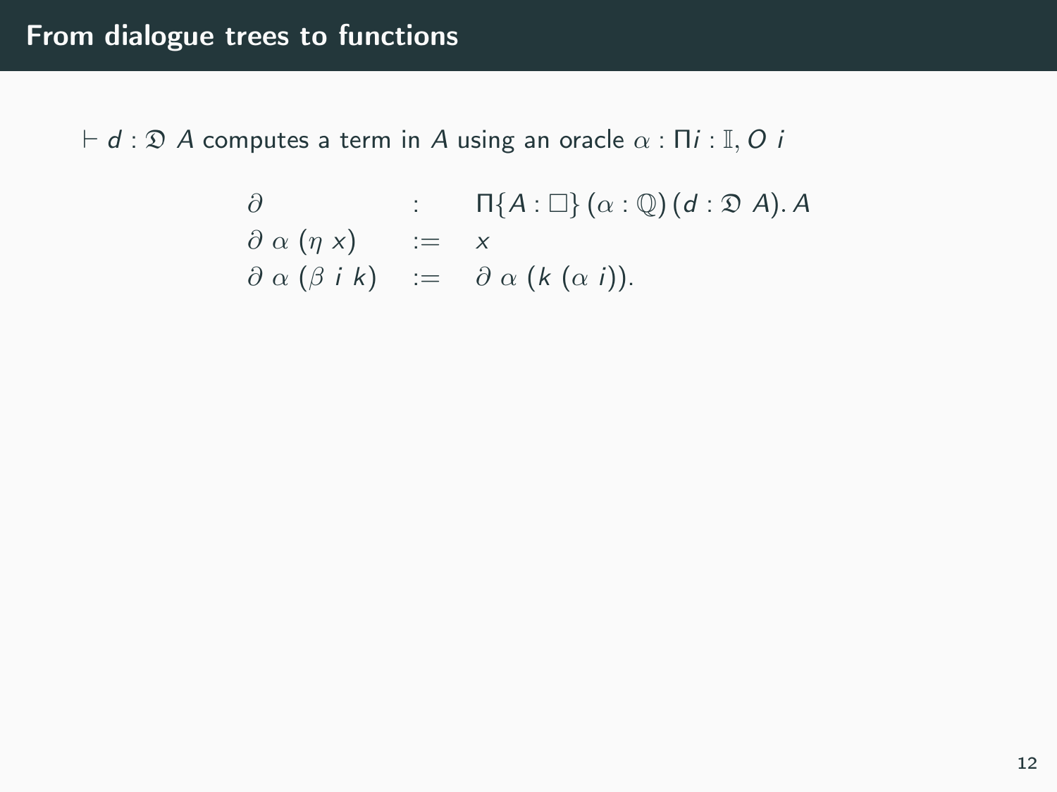## From dialogue trees to functions

$\vdash d : \mathfrak{D}\ A$ computes a term in $A$ using an oracle $\alpha : \Pi i : \mathbb{I}, O\ i$

$$
\begin{array}{lll}
\partial & : & \Pi\{A : \square\}\,(\alpha : \mathbb{Q})\,(d : \mathfrak{D}\ A).\,A \\
\partial\ \alpha\ (\eta\ x) & := & x \\
\partial\ \alpha\ (\beta\ i\ k) & := & \partial\ \alpha\ (k\ (\alpha\ i)).
\end{array}
$$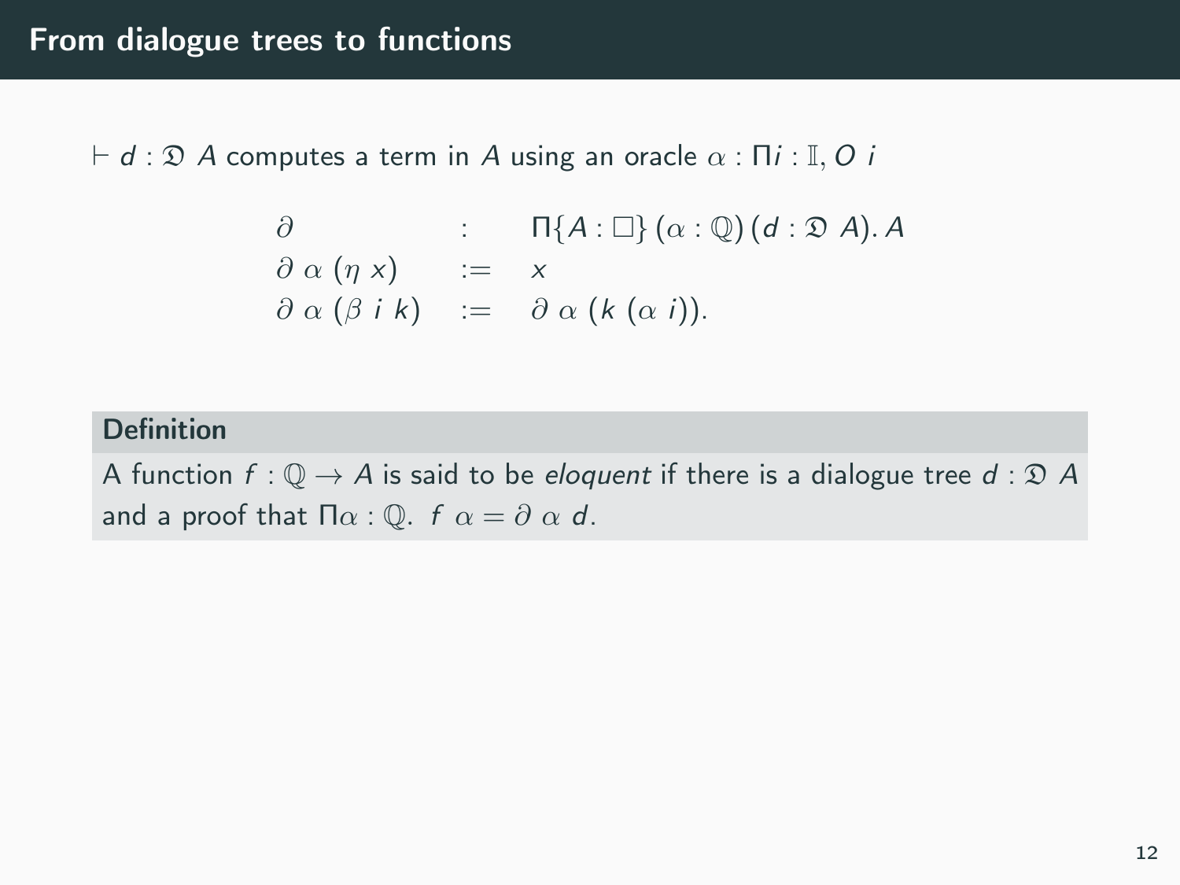# From dialogue trees to functions

$\vdash d : \mathfrak{D}\ A$ computes a term in $A$ using an oracle $\alpha : \Pi i : \mathbb{I}, O\ i$

$$
\begin{array}{lcl}
\partial & : & \Pi\{A : \square\}\,(\alpha : \mathbb{Q})\,(d : \mathfrak{D}\ A).\, A \\
\partial\ \alpha\ (\eta\ x) & := & x \\
\partial\ \alpha\ (\beta\ i\ k) & := & \partial\ \alpha\ (k\ (\alpha\ i)).
\end{array}
$$

**Definition**

A function $f : \mathbb{Q} \to A$ is said to be *eloquent* if there is a dialogue tree $d : \mathfrak{D}\ A$ and a proof that $\Pi\alpha : \mathbb{Q}.\ \ f\ \alpha = \partial\ \alpha\ d$.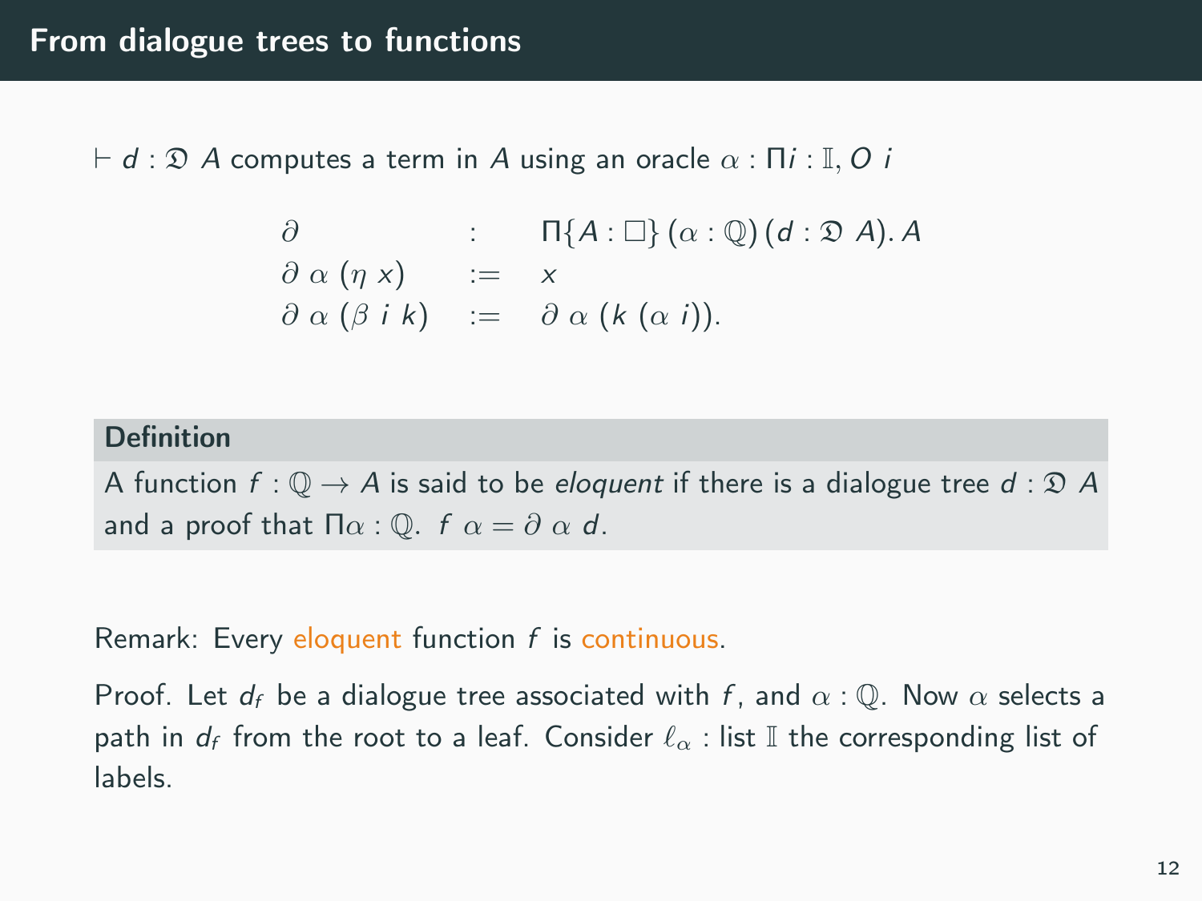# From dialogue trees to functions

$\vdash d : \mathfrak{D}\ A$ computes a term in $A$ using an oracle $\alpha : \Pi i : \mathbb{I}, O\ i$

$$
\begin{array}{lcl}
\partial & : & \Pi\{A : \square\}\,(\alpha : \mathbb{Q})\,(d : \mathfrak{D}\ A).\,A \\
\partial\ \alpha\ (\eta\ x) & := & x \\
\partial\ \alpha\ (\beta\ i\ k) & := & \partial\ \alpha\ (k\ (\alpha\ i)).
\end{array}
$$

**Definition**

A function $f : \mathbb{Q} \to A$ is said to be *eloquent* if there is a dialogue tree $d : \mathfrak{D}\ A$ and a proof that $\Pi\alpha : \mathbb{Q}.\ f\ \alpha = \partial\ \alpha\ d$.

Remark: Every eloquent function $f$ is continuous.

Proof. Let $d_f$ be a dialogue tree associated with $f$, and $\alpha : \mathbb{Q}$. Now $\alpha$ selects a path in $d_f$ from the root to a leaf. Consider $\ell_\alpha$ : list $\mathbb{I}$ the corresponding list of labels.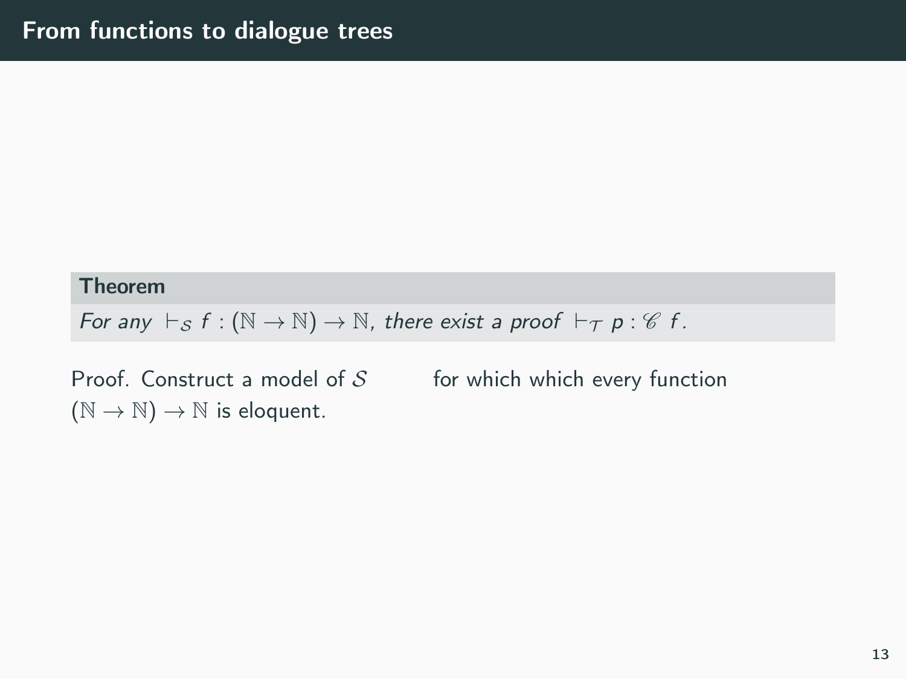# From functions to dialogue trees

**Theorem**

*For any* $\vdash_{\mathcal{S}} f : (\mathbb{N} \to \mathbb{N}) \to \mathbb{N}$, *there exist a proof* $\vdash_{\mathcal{T}} p : \mathscr{C}\ f$.

Proof. Construct a model of $\mathcal{S}$ for which which every function $(\mathbb{N} \to \mathbb{N}) \to \mathbb{N}$ is eloquent.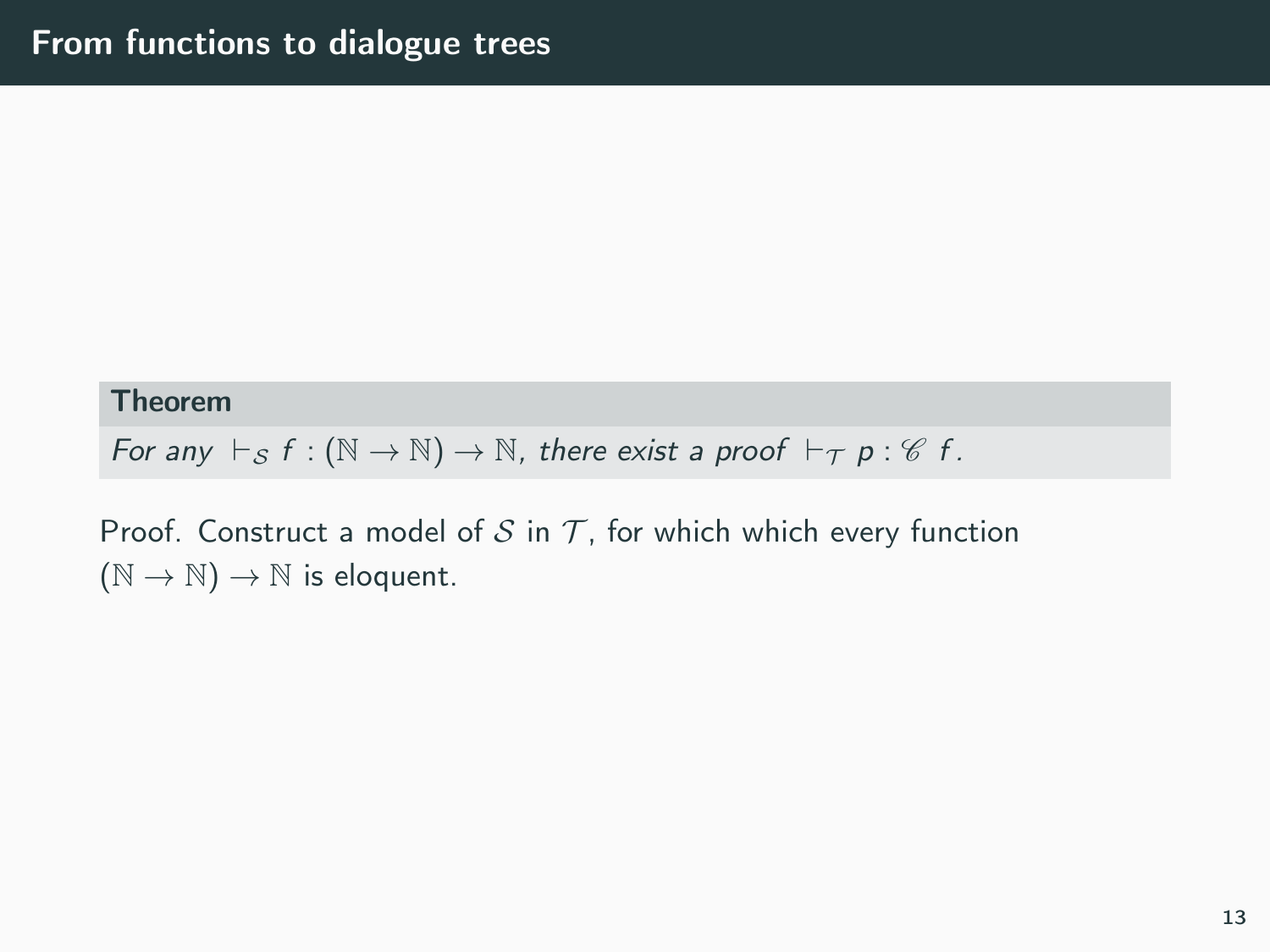# From functions to dialogue trees

**Theorem**

*For any* $\vdash_{\mathcal{S}} f : (\mathbb{N} \to \mathbb{N}) \to \mathbb{N}$*, there exist a proof* $\vdash_{\mathcal{T}} p : \mathscr{C}\ f$*.*

Proof. Construct a model of $\mathcal{S}$ in $\mathcal{T}$, for which which every function $(\mathbb{N} \to \mathbb{N}) \to \mathbb{N}$ is eloquent.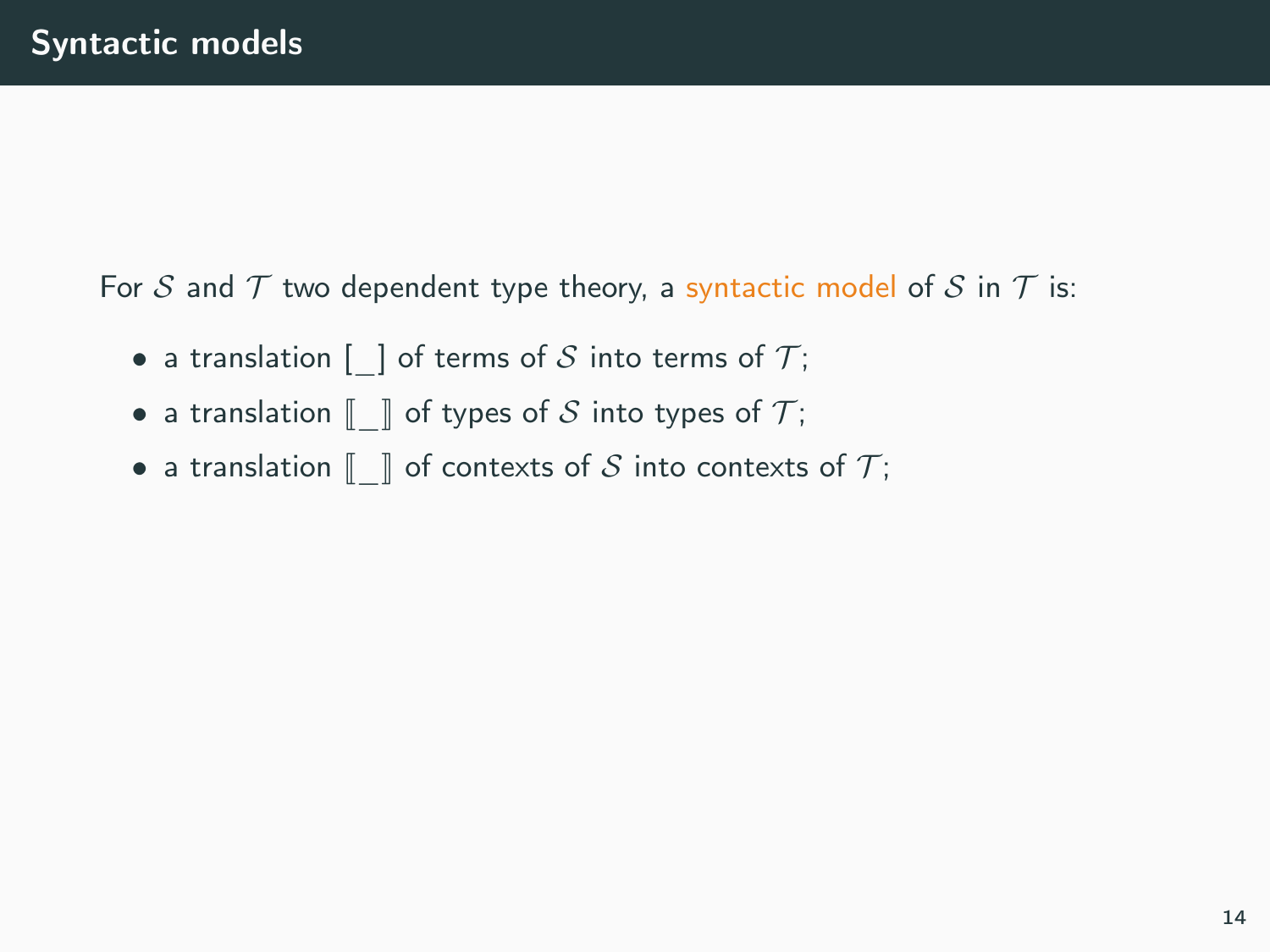# Syntactic models

For $\mathcal{S}$ and $\mathcal{T}$ two dependent type theory, a syntactic model of $\mathcal{S}$ in $\mathcal{T}$ is:

- a translation $[\_]$ of terms of $\mathcal{S}$ into terms of $\mathcal{T}$;
- a translation $[\![\_]\!]$ of types of $\mathcal{S}$ into types of $\mathcal{T}$;
- a translation $[\![\_]\!]$ of contexts of $\mathcal{S}$ into contexts of $\mathcal{T}$;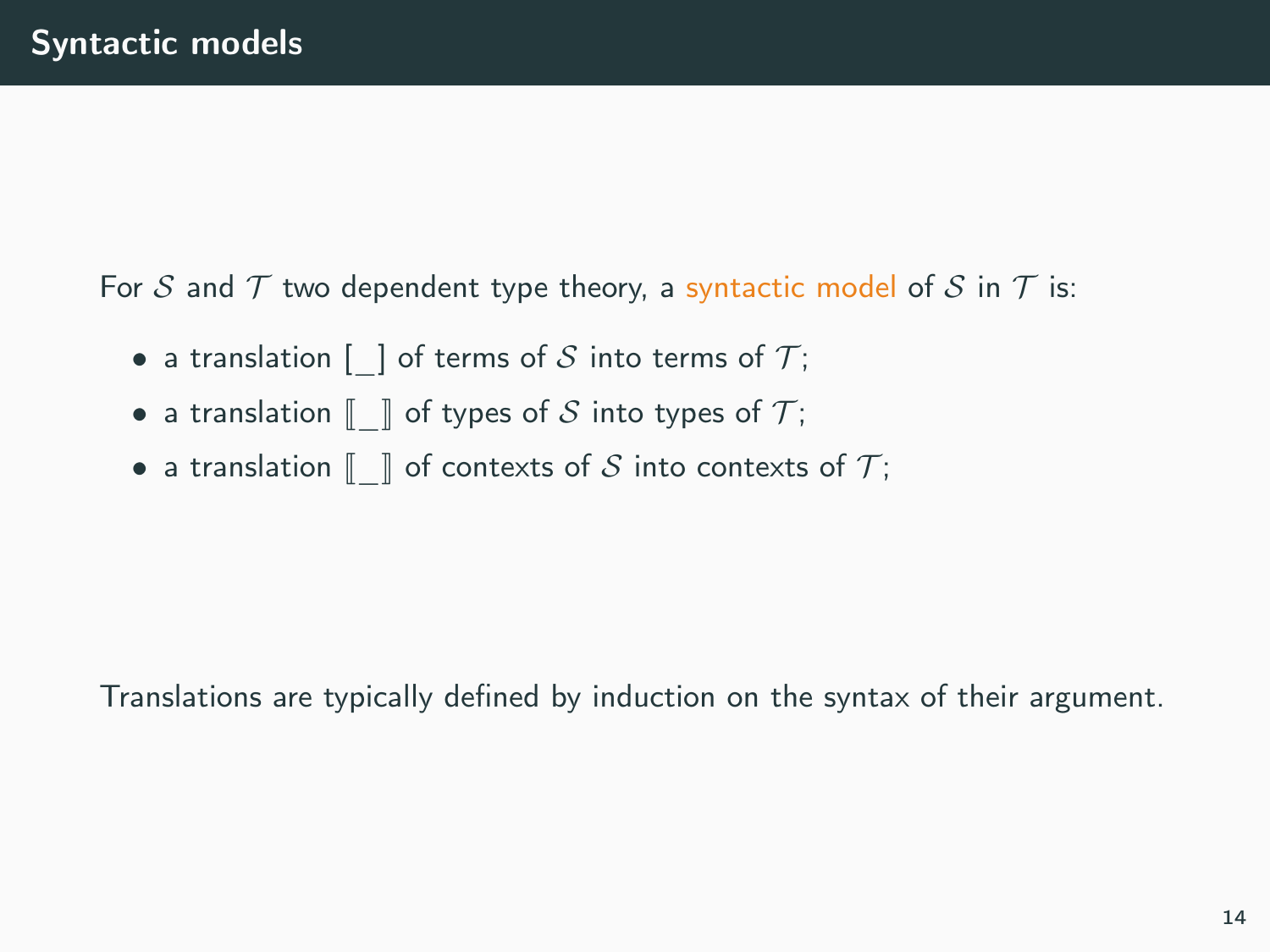# Syntactic models

For $\mathcal{S}$ and $\mathcal{T}$ two dependent type theory, a syntactic model of $\mathcal{S}$ in $\mathcal{T}$ is:

- a translation $[\_]$ of terms of $\mathcal{S}$ into terms of $\mathcal{T}$;
- a translation $[\![\_]\!]$ of types of $\mathcal{S}$ into types of $\mathcal{T}$;
- a translation $[\![\_]\!]$ of contexts of $\mathcal{S}$ into contexts of $\mathcal{T}$;

Translations are typically defined by induction on the syntax of their argument.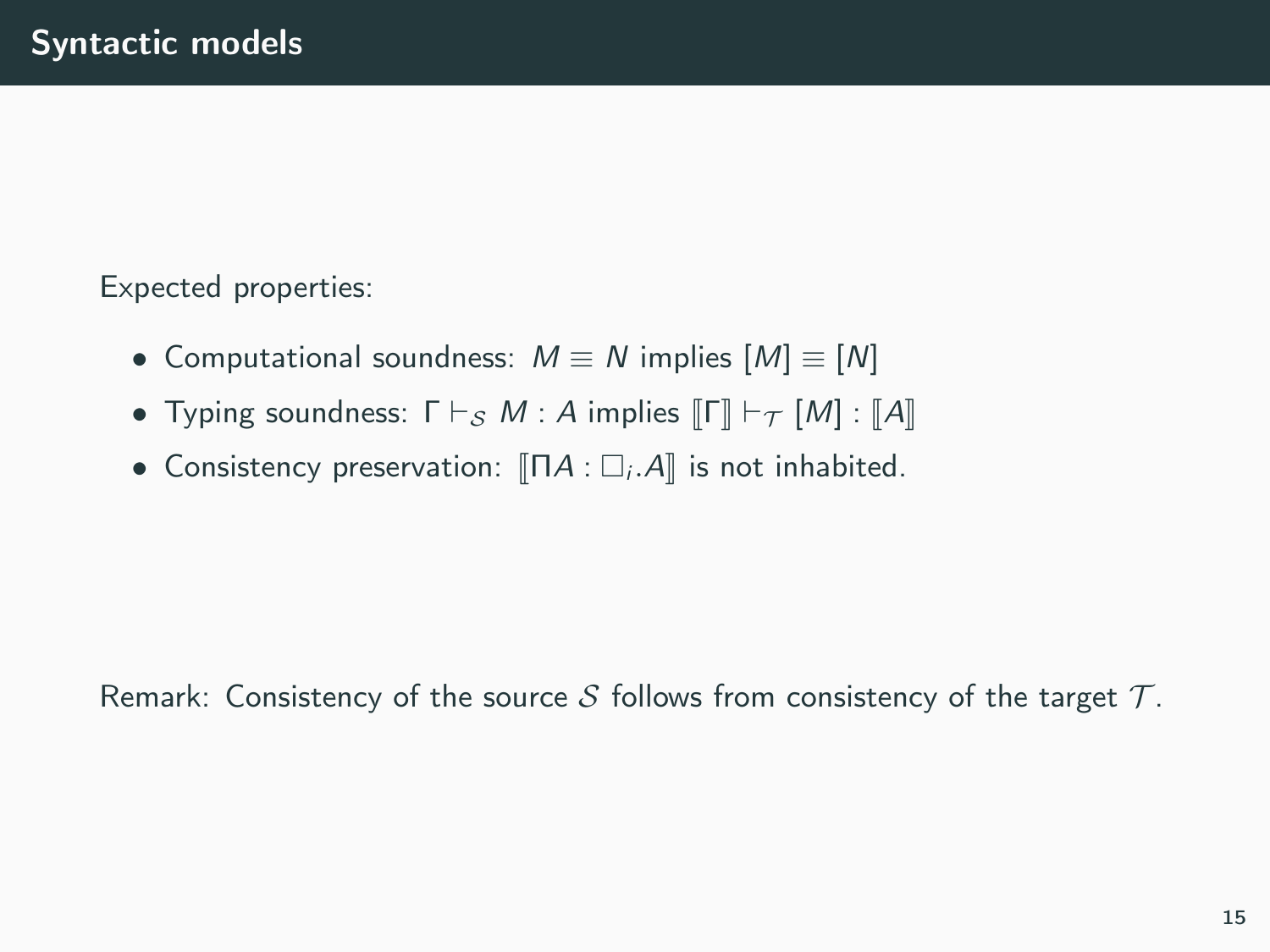# Syntactic models

Expected properties:

- Computational soundness: $M \equiv N$ implies $[M] \equiv [N]$
- Typing soundness: $\Gamma \vdash_{\mathcal{S}} M : A$ implies $[\![\Gamma]\!] \vdash_{\mathcal{T}} [M] : [\![A]\!]$
- Consistency preservation: $[\![\Pi A : \square_i . A]\!]$ is not inhabited.

Remark: Consistency of the source $\mathcal{S}$ follows from consistency of the target $\mathcal{T}$.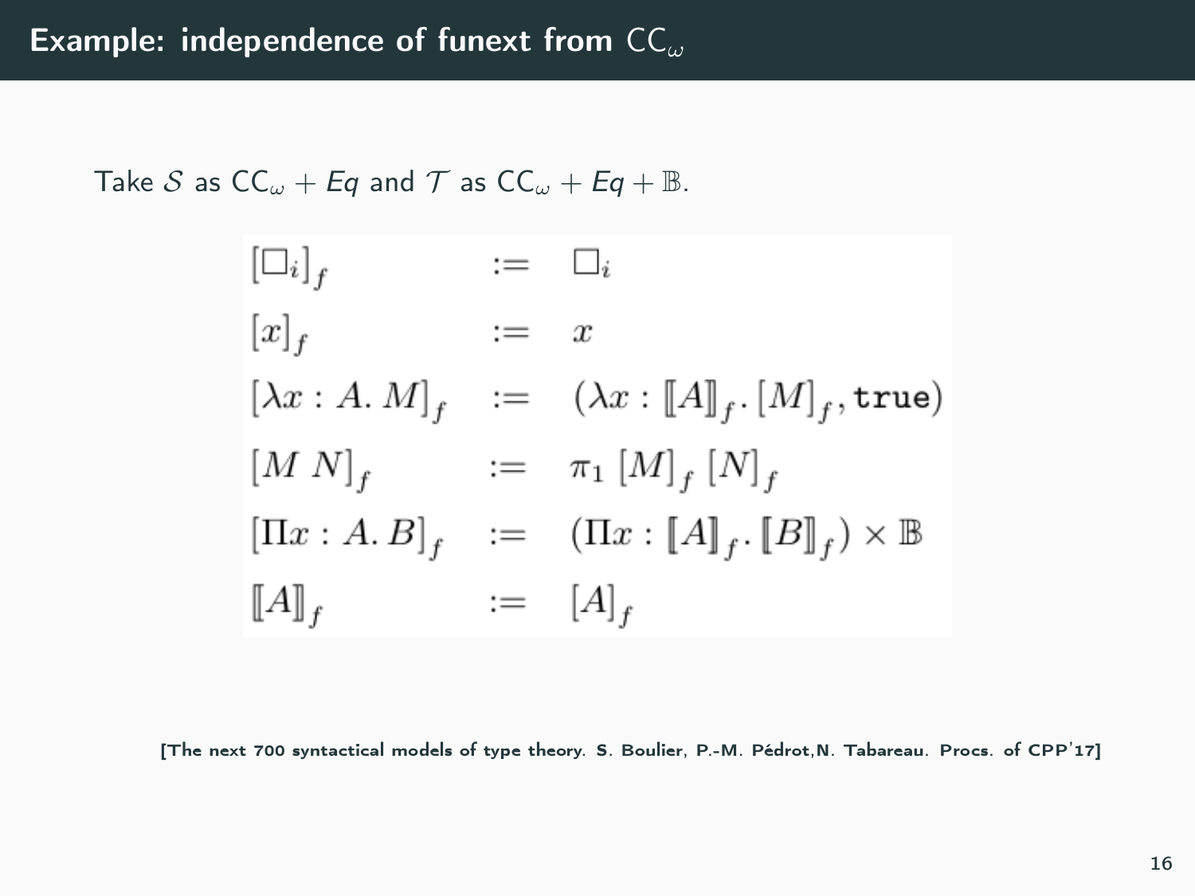# Example: independence of funext from $\mathsf{CC}_\omega$

Take $\mathcal{S}$ as $\mathsf{CC}_\omega + \mathit{Eq}$ and $\mathcal{T}$ as $\mathsf{CC}_\omega + \mathit{Eq} + \mathbb{B}$.

$$
\begin{array}{lcl}
[\square_i]_f & := & \square_i \\
[x]_f & := & x \\
[\lambda x : A.\, M]_f & := & (\lambda x : [\![A]\!]_f.\, [M]_f, \mathtt{true}) \\
[M\ N]_f & := & \pi_1\ [M]_f\ [N]_f \\
[\Pi x : A.\, B]_f & := & (\Pi x : [\![A]\!]_f.\, [\![B]\!]_f) \times \mathbb{B} \\
[\![A]\!]_f & := & [A]_f
\end{array}
$$

[The next 700 syntactical models of type theory. S. Boulier, P.-M. Pédrot, N. Tabareau. Procs. of CPP'17]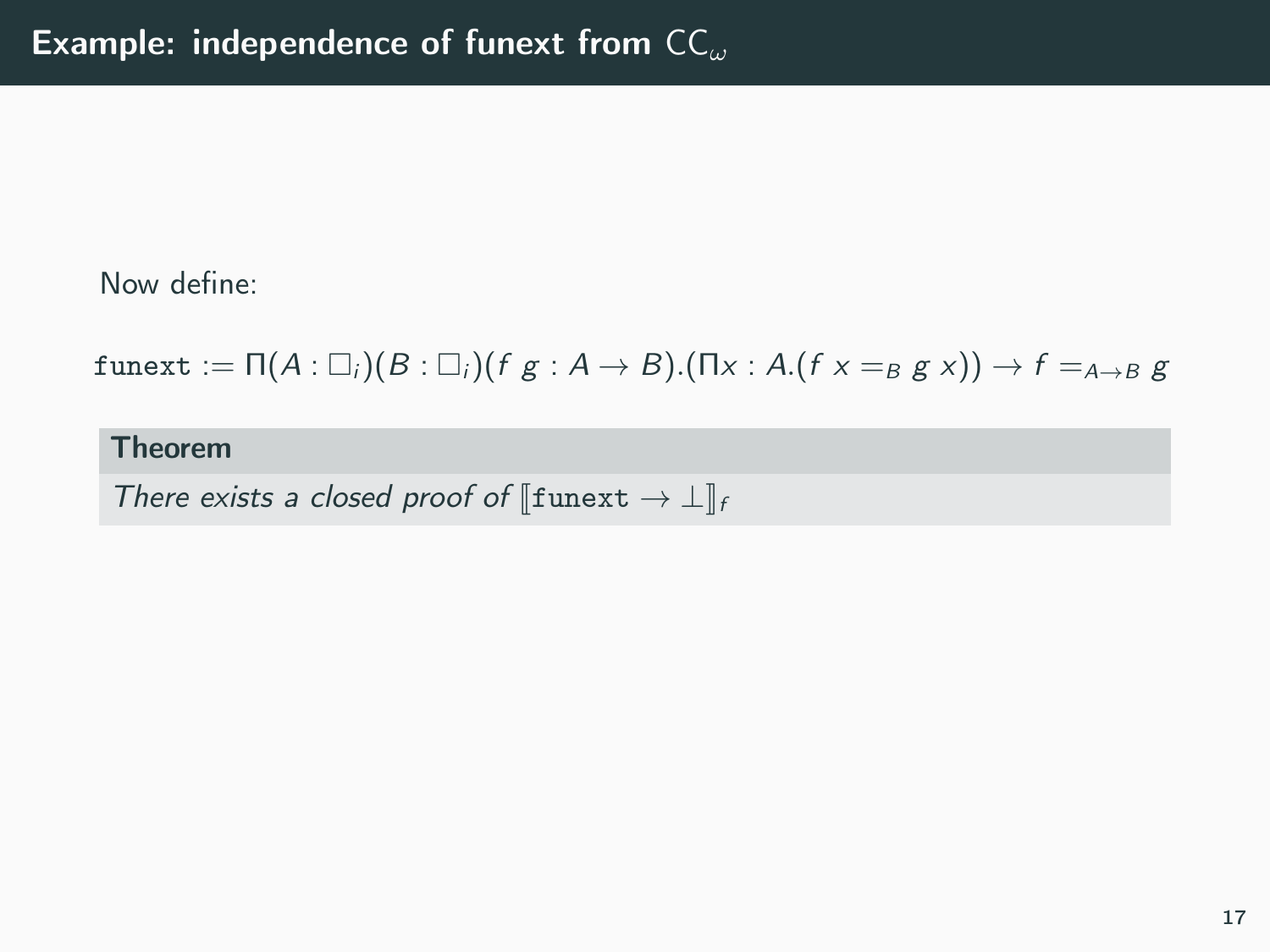# Example: independence of funext from $\mathsf{CC}_\omega$

Now define:

$$\texttt{funext} := \Pi(A : \Box_i)(B : \Box_i)(f\ g : A \to B).(\Pi x : A.(f\ x =_B g\ x)) \to f =_{A \to B} g$$

**Theorem**

*There exists a closed proof of* $[\![\texttt{funext} \to \bot]\!]_f$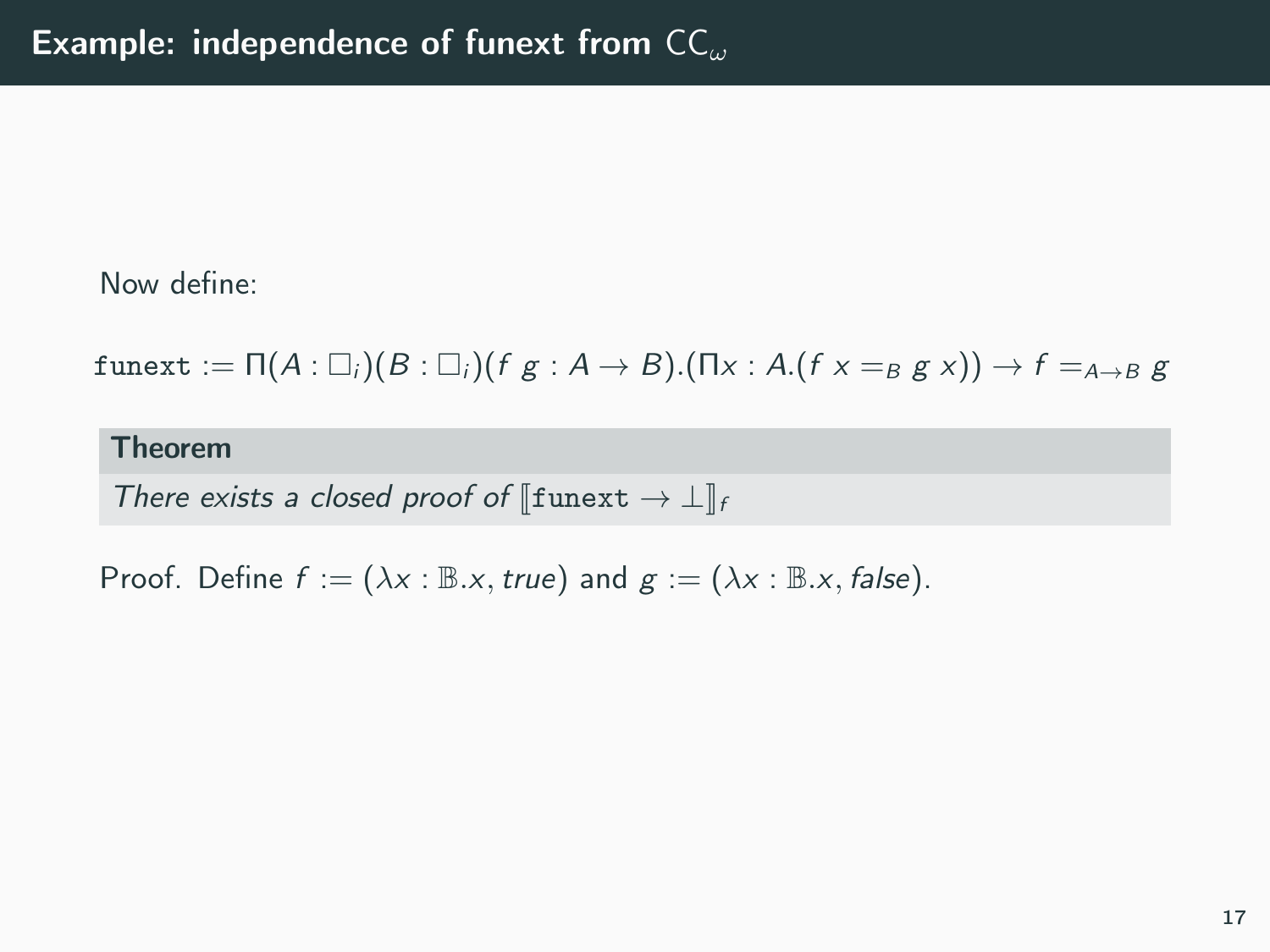## Example: independence of funext from $\mathsf{CC}_\omega$

Now define:

$$\texttt{funext} := \Pi(A : \square_i)(B : \square_i)(f\ g : A \to B).(\Pi x : A.(f\ x =_B g\ x)) \to f =_{A \to B} g$$

**Theorem**

*There exists a closed proof of* $[\![\texttt{funext} \to \bot]\!]_f$

Proof. Define $f := (\lambda x : \mathbb{B}.x, \mathit{true})$ and $g := (\lambda x : \mathbb{B}.x, \mathit{false})$.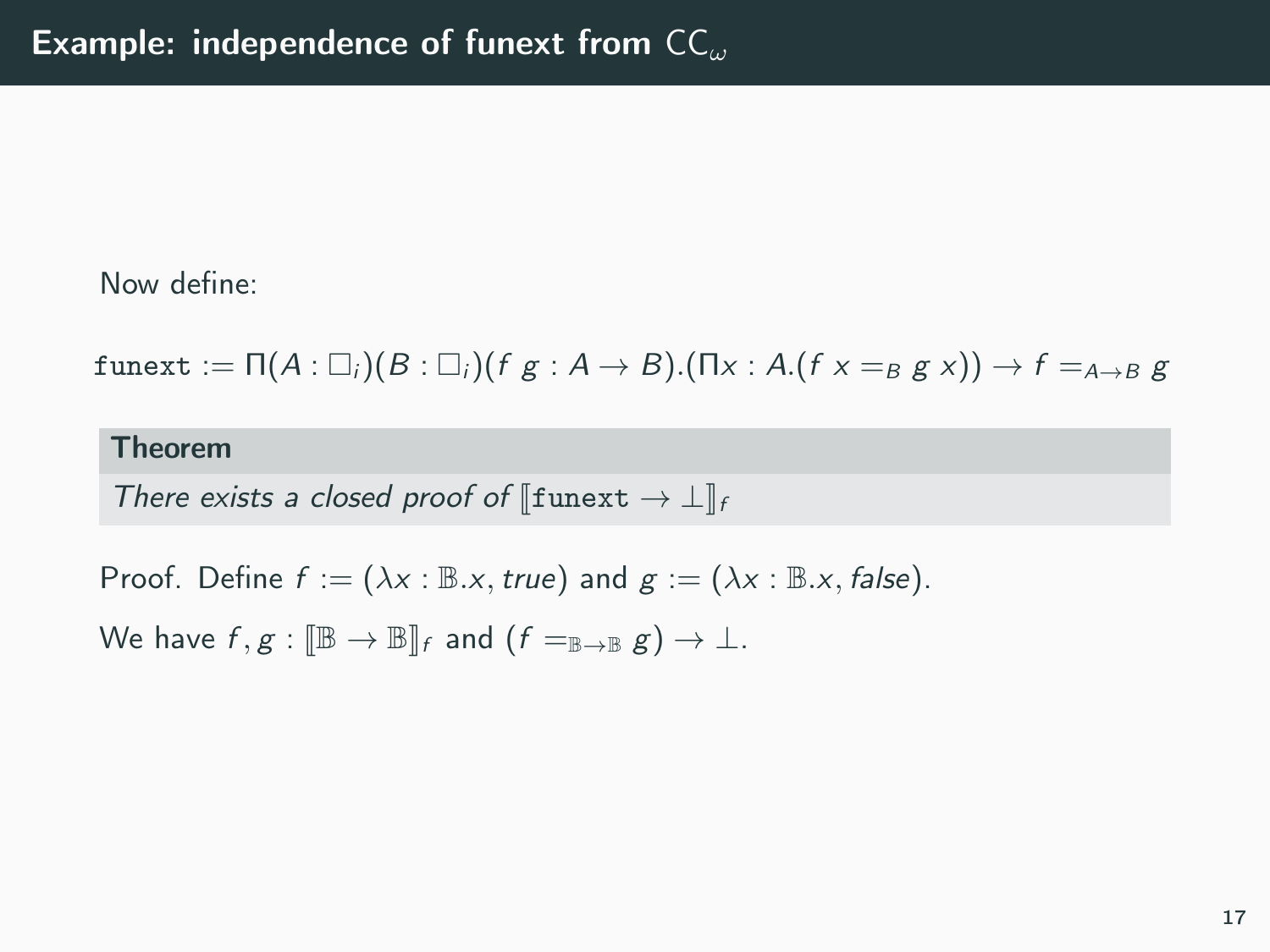# Example: independence of funext from $\mathsf{CC}_\omega$

Now define:

$$\texttt{funext} := \Pi(A : \square_i)(B : \square_i)(f\ g : A \to B).(\Pi x : A.(f\ x =_B g\ x)) \to f =_{A \to B} g$$

**Theorem**

*There exists a closed proof of* $[\![\texttt{funext} \to \bot]\!]_f$

Proof. Define $f := (\lambda x : \mathbb{B}.x, \mathit{true})$ and $g := (\lambda x : \mathbb{B}.x, \mathit{false})$.

We have $f, g : [\![\mathbb{B} \to \mathbb{B}]\!]_f$ and $(f =_{\mathbb{B} \to \mathbb{B}} g) \to \bot$.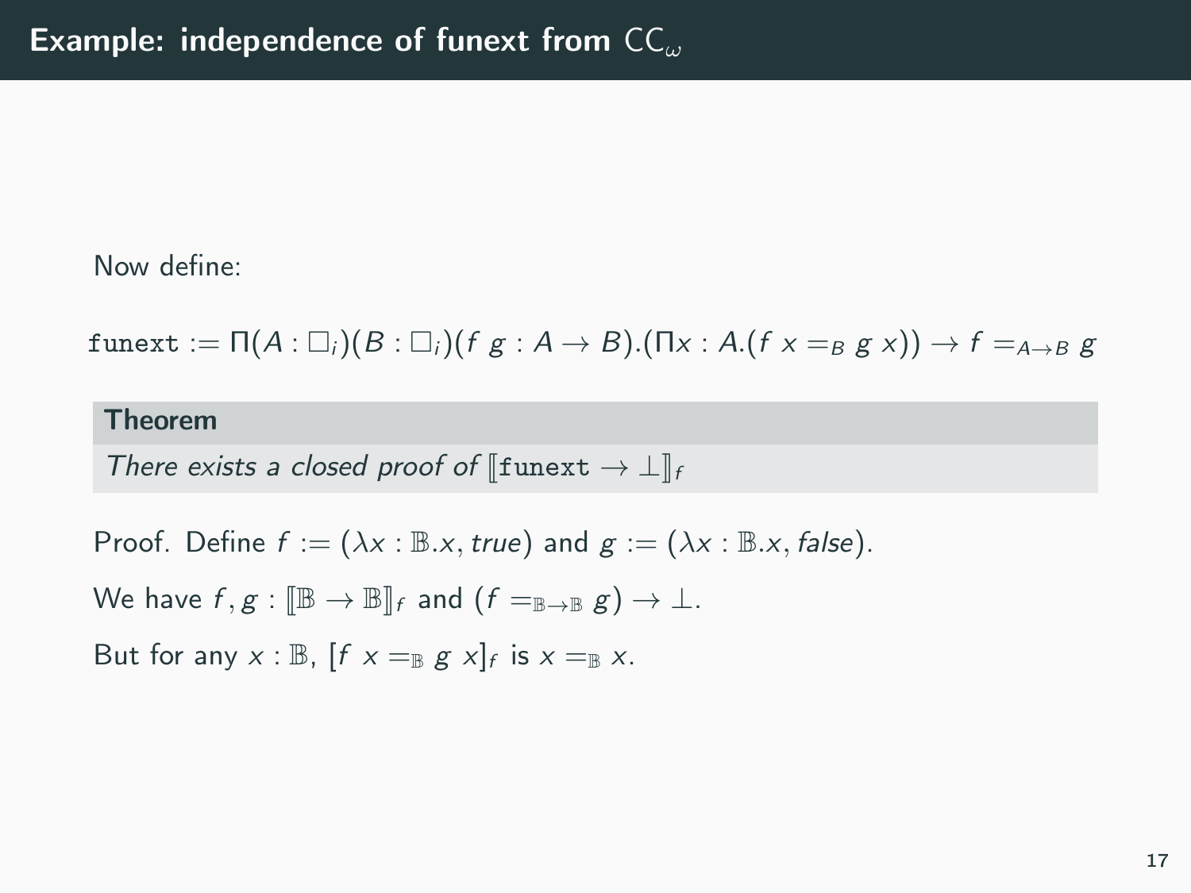## Example: independence of funext from $\mathsf{CC}_\omega$

Now define:

$$\texttt{funext} := \Pi(A : \square_i)(B : \square_i)(f\ g : A \to B).(\Pi x : A.(f\ x =_B g\ x)) \to f =_{A \to B} g$$

**Theorem**

*There exists a closed proof of* $[\![\texttt{funext} \to \bot]\!]_f$

Proof. Define $f := (\lambda x : \mathbb{B}.x, \mathit{true})$ and $g := (\lambda x : \mathbb{B}.x, \mathit{false})$.

We have $f, g : [\![\mathbb{B} \to \mathbb{B}]\!]_f$ and $(f =_{\mathbb{B} \to \mathbb{B}} g) \to \bot$.

But for any $x : \mathbb{B}$, $[f\ x =_{\mathbb{B}} g\ x]_f$ is $x =_{\mathbb{B}} x$.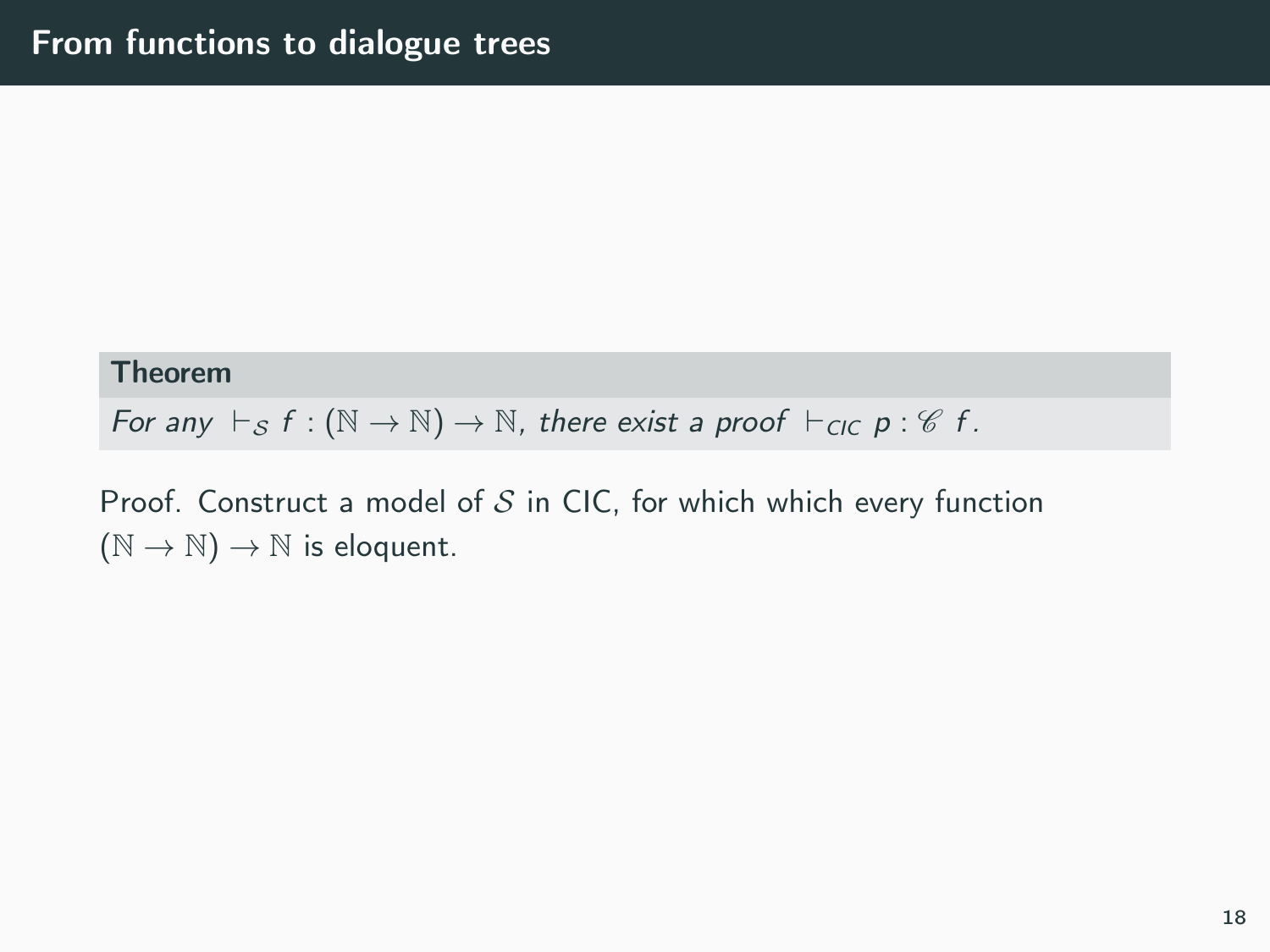# From functions to dialogue trees

**Theorem**

*For any* $\vdash_{\mathcal{S}} f : (\mathbb{N} \to \mathbb{N}) \to \mathbb{N}$*, there exist a proof* $\vdash_{CIC} p : \mathscr{C}\ f$*.*

Proof. Construct a model of $\mathcal{S}$ in CIC, for which which every function $(\mathbb{N} \to \mathbb{N}) \to \mathbb{N}$ is eloquent.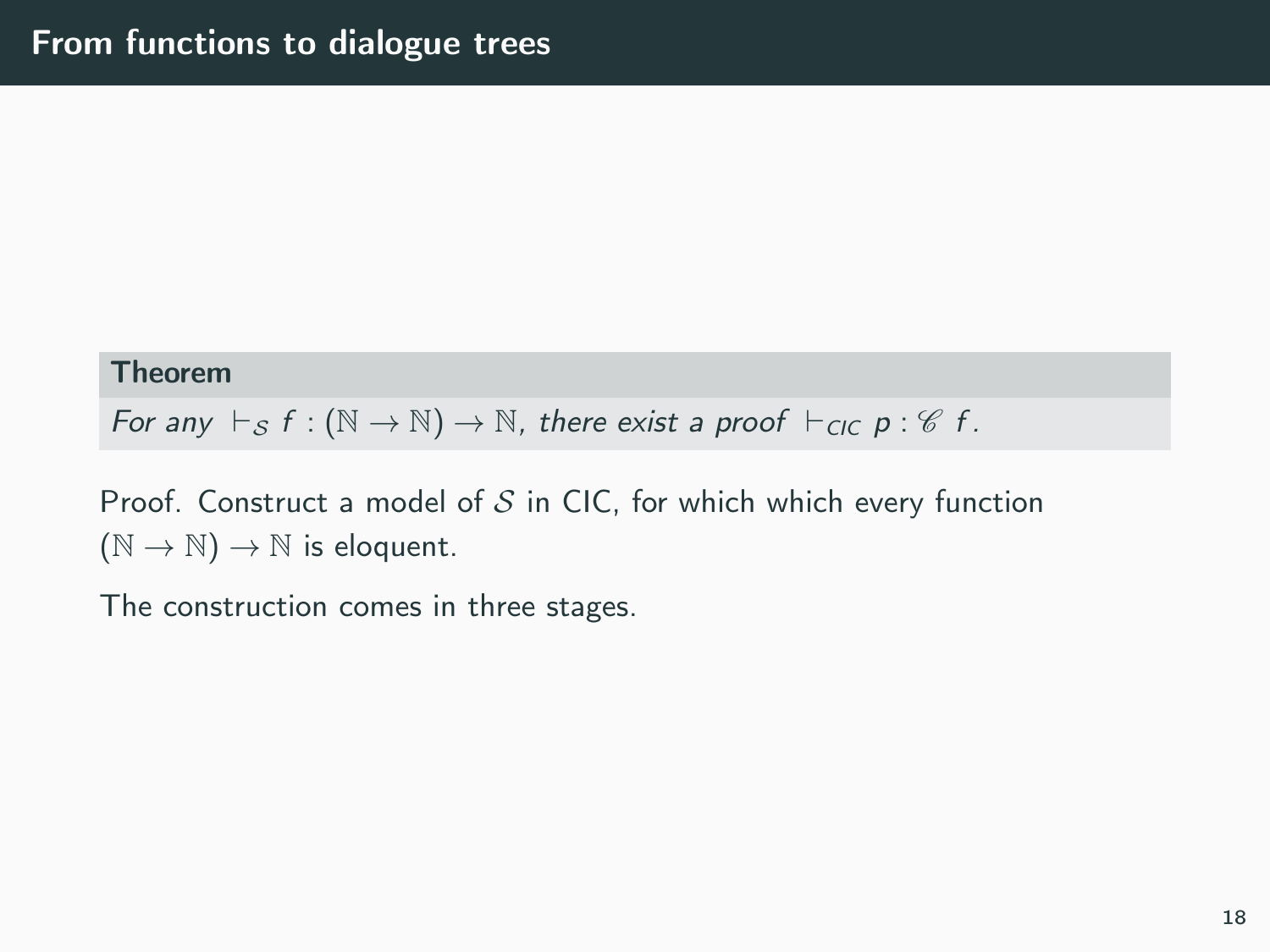## From functions to dialogue trees

**Theorem**

*For any* $\vdash_{\mathcal{S}} f : (\mathbb{N} \to \mathbb{N}) \to \mathbb{N}$*, there exist a proof* $\vdash_{CIC} p : \mathscr{C}\ f$*.*

Proof. Construct a model of $\mathcal{S}$ in CIC, for which which every function $(\mathbb{N} \to \mathbb{N}) \to \mathbb{N}$ is eloquent.

The construction comes in three stages.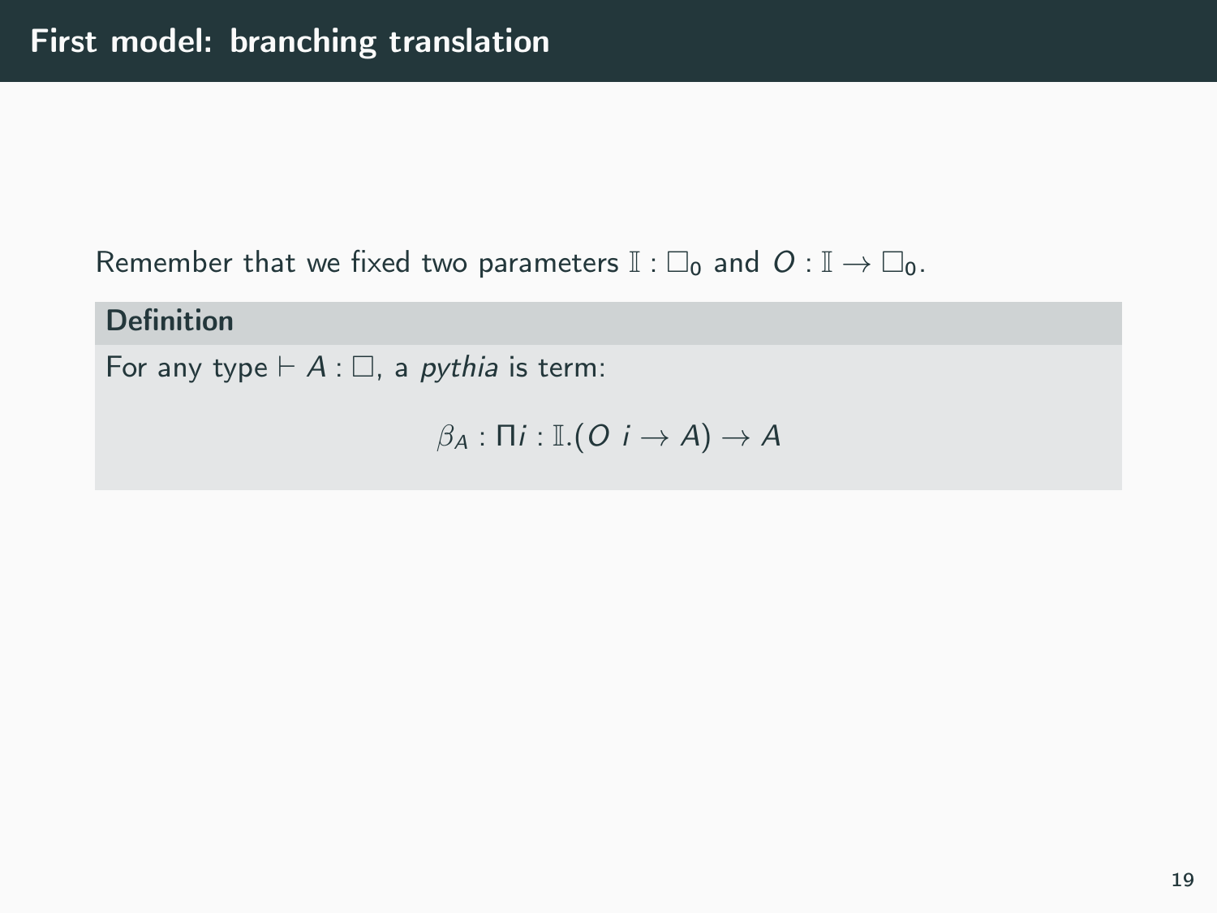# First model: branching translation

Remember that we fixed two parameters $\mathbb{I} : \square_0$ and $O : \mathbb{I} \to \square_0$.

**Definition**

For any type $\vdash A : \square$, a *pythia* is term:

$$\beta_A : \Pi i : \mathbb{I}.(O\ i \to A) \to A$$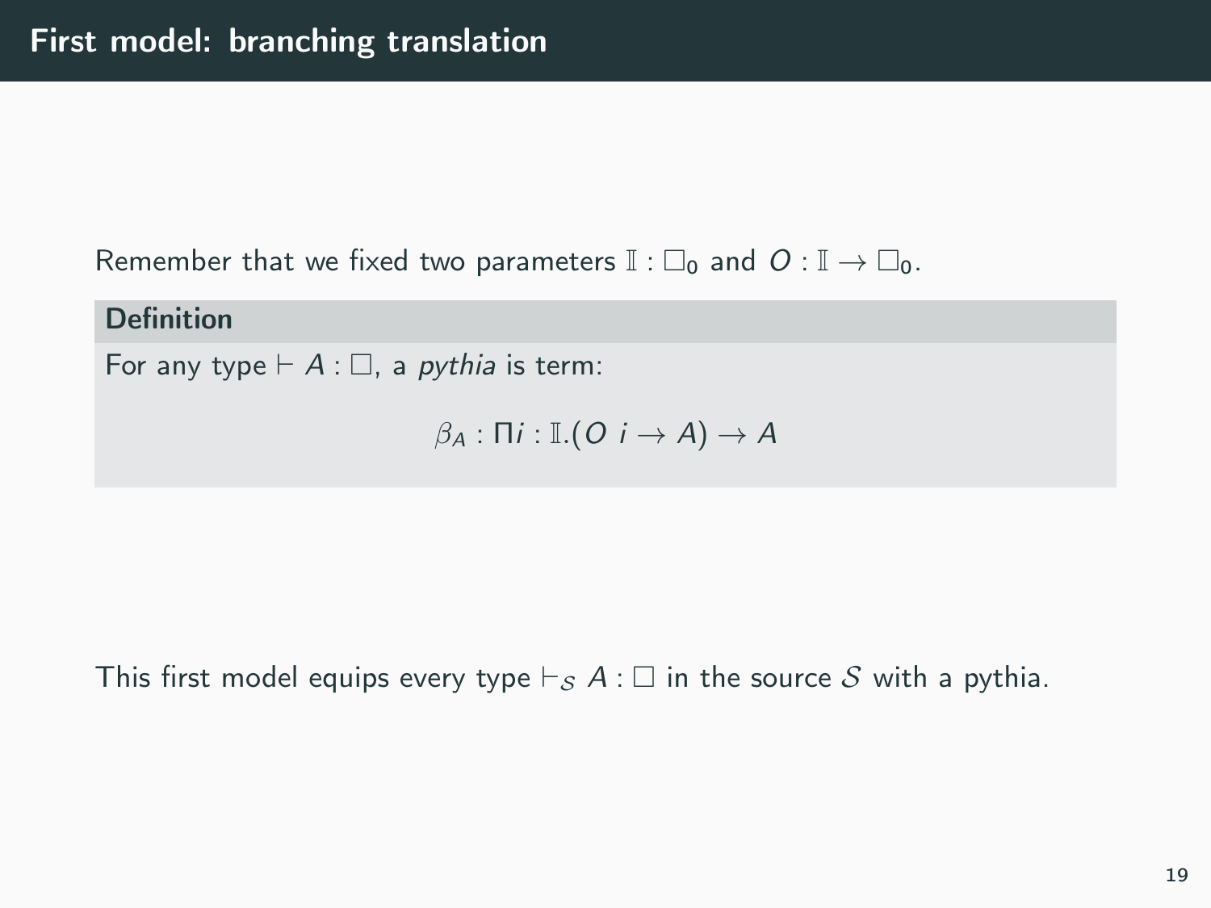# First model: branching translation

Remember that we fixed two parameters $\mathbb{I} : \square_0$ and $O : \mathbb{I} \to \square_0$.

**Definition**

For any type $\vdash A : \square$, a *pythia* is term:

$$\beta_A : \Pi i : \mathbb{I}.(O\ i \to A) \to A$$

This first model equips every type $\vdash_{\mathcal{S}} A : \square$ in the source $\mathcal{S}$ with a pythia.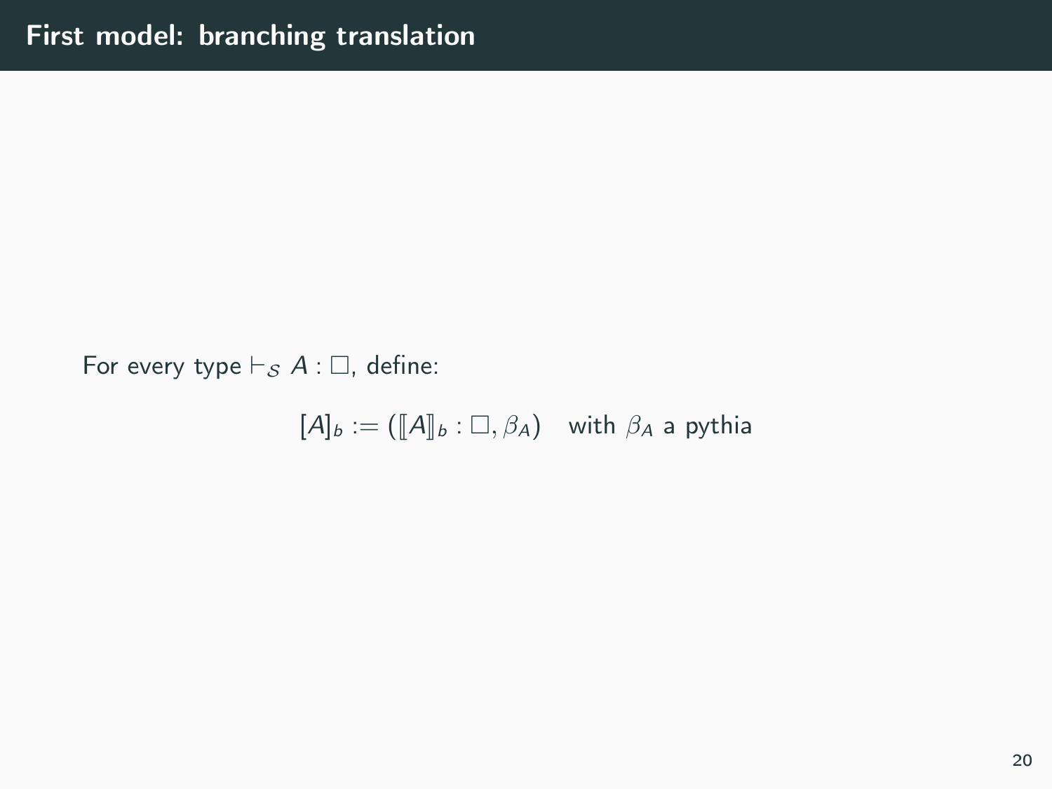# First model: branching translation

For every type $\vdash_{\mathcal{S}} A : \Box$, define:

$$[A]_b := (\llbracket A \rrbracket_b : \Box, \beta_A) \quad \text{with } \beta_A \text{ a pythia}$$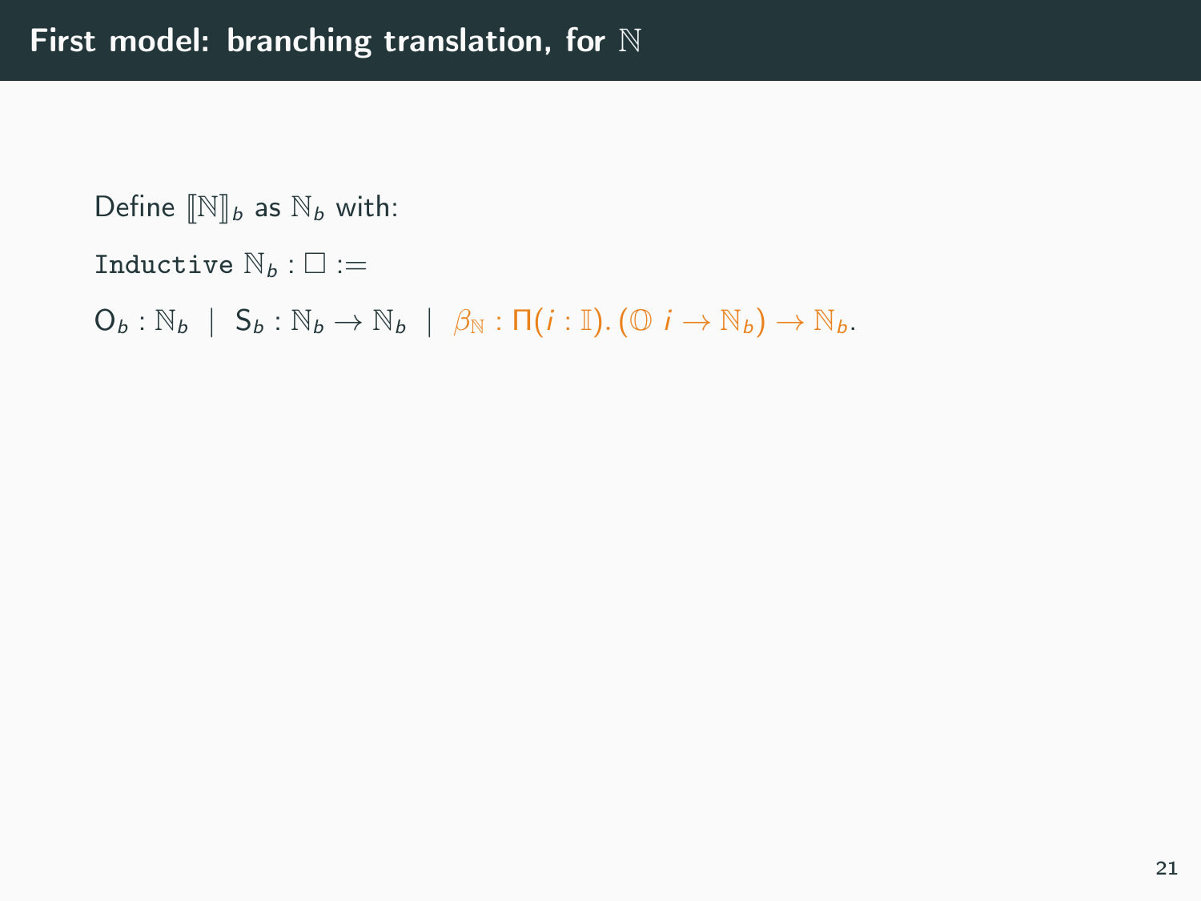# First model: branching translation, for $\mathbb{N}$

Define $[\![\mathbb{N}]\!]_b$ as $\mathbb{N}_b$ with:

$\texttt{Inductive}\ \mathbb{N}_b : \square :=$

$\mathsf{O}_b : \mathbb{N}_b \ \mid\ \mathsf{S}_b : \mathbb{N}_b \to \mathbb{N}_b \ \mid\ \beta_{\mathbb{N}} : \Pi(i : \mathbb{I}).\,(\mathbb{O}\ i \to \mathbb{N}_b) \to \mathbb{N}_b.$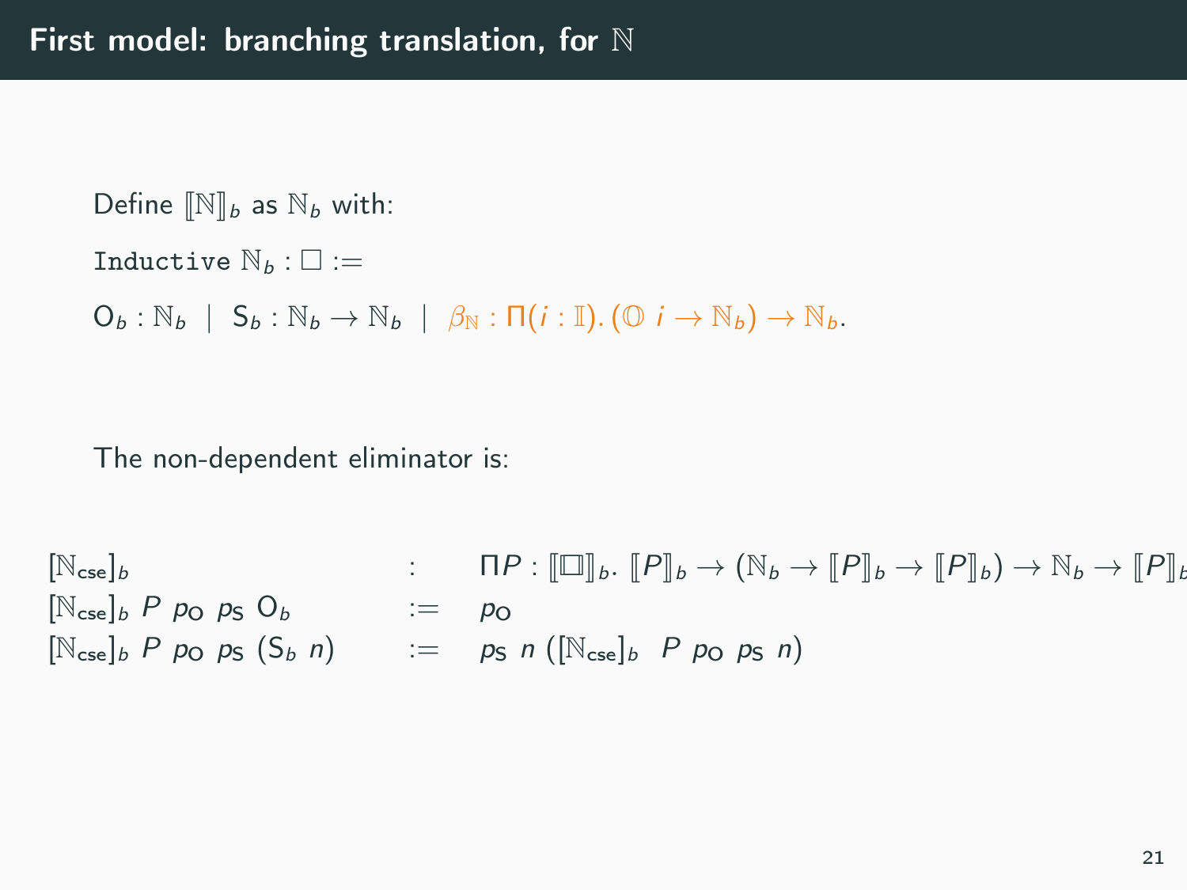# First model: branching translation, for $\mathbb{N}$

Define $[\![\mathbb{N}]\!]_b$ as $\mathbb{N}_b$ with:

$\texttt{Inductive}\ \mathbb{N}_b : \square :=$

$\mathsf{O}_b : \mathbb{N}_b \ \mid\ \mathsf{S}_b : \mathbb{N}_b \to \mathbb{N}_b \ \mid\ \beta_{\mathbb{N}} : \Pi(i : \mathbb{I}).\, (\mathbb{O}\ i \to \mathbb{N}_b) \to \mathbb{N}_b.$

The non-dependent eliminator is:

$$
\begin{array}{lcl}
[\mathbb{N}_{\mathsf{cse}}]_b & : & \Pi P : [\![\square]\!]_b.\ [\![P]\!]_b \to (\mathbb{N}_b \to [\![P]\!]_b \to [\![P]\!]_b) \to \mathbb{N}_b \to [\![P]\!]_b \\
[\mathbb{N}_{\mathsf{cse}}]_b\ P\ p_{\mathsf{O}}\ p_{\mathsf{S}}\ \mathsf{O}_b & := & p_{\mathsf{O}} \\
[\mathbb{N}_{\mathsf{cse}}]_b\ P\ p_{\mathsf{O}}\ p_{\mathsf{S}}\ (\mathsf{S}_b\ n) & := & p_{\mathsf{S}}\ n\ ([\mathbb{N}_{\mathsf{cse}}]_b\ \ P\ p_{\mathsf{O}}\ p_{\mathsf{S}}\ n)
\end{array}
$$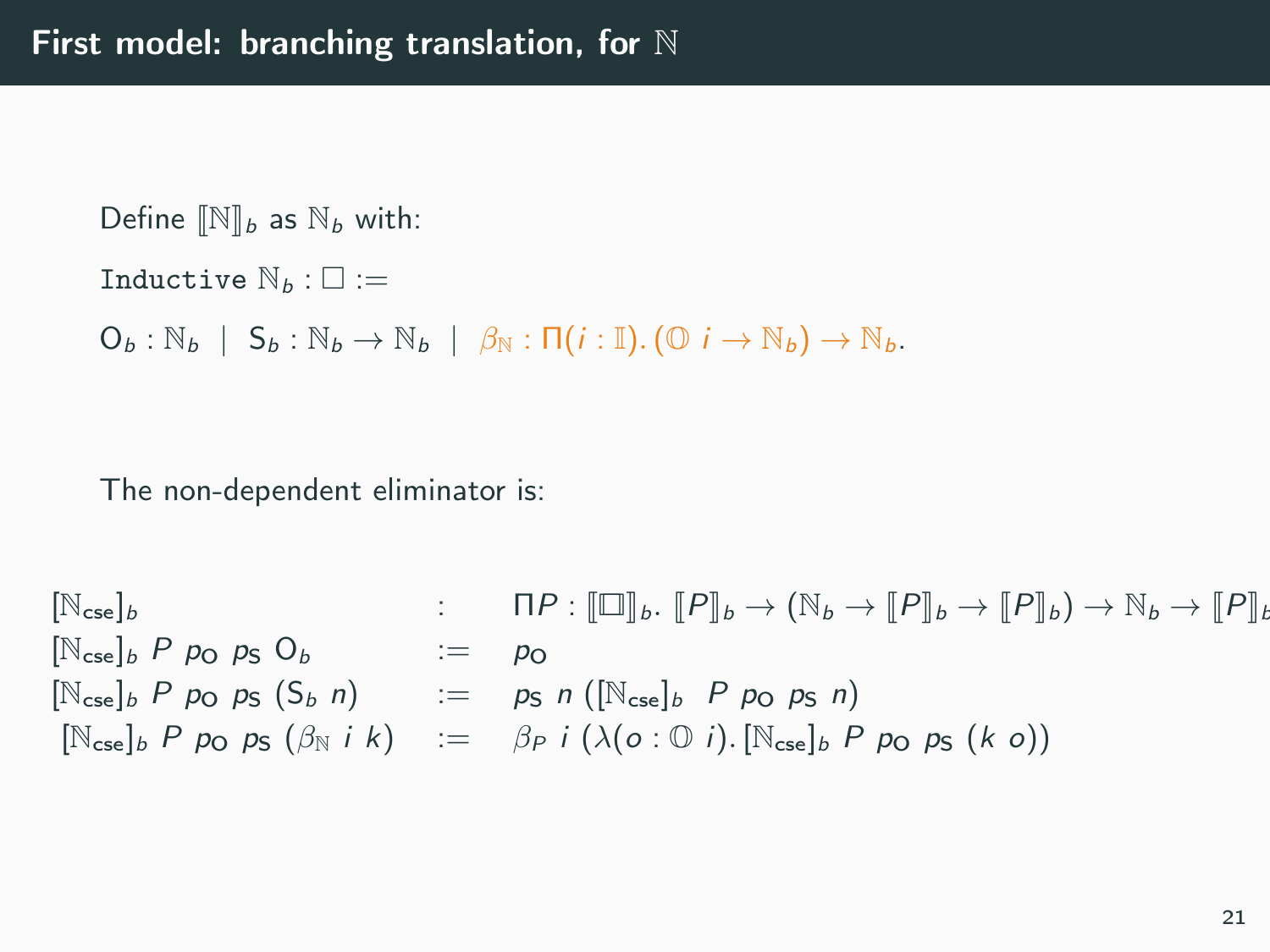# First model: branching translation, for $\mathbb{N}$

Define $[\![\mathbb{N}]\!]_b$ as $\mathbb{N}_b$ with:

$\texttt{Inductive}\ \mathbb{N}_b : \square :=$

$\mathsf{O}_b : \mathbb{N}_b \mid \mathsf{S}_b : \mathbb{N}_b \to \mathbb{N}_b \mid \beta_{\mathbb{N}} : \Pi(i : \mathbb{I}).\,(\mathbb{O}\ i \to \mathbb{N}_b) \to \mathbb{N}_b.$

The non-dependent eliminator is:

$$
\begin{array}{lcl}
[\mathbb{N}_{\mathsf{cse}}]_b & : & \Pi P : [\![\square]\!]_b.\ [\![P]\!]_b \to (\mathbb{N}_b \to [\![P]\!]_b \to [\![P]\!]_b) \to \mathbb{N}_b \to [\![P]\!]_b \\
[\mathbb{N}_{\mathsf{cse}}]_b\ P\ p_{\mathsf{O}}\ p_{\mathsf{S}}\ \mathsf{O}_b & := & p_{\mathsf{O}} \\
[\mathbb{N}_{\mathsf{cse}}]_b\ P\ p_{\mathsf{O}}\ p_{\mathsf{S}}\ (\mathsf{S}_b\ n) & := & p_{\mathsf{S}}\ n\ ([\mathbb{N}_{\mathsf{cse}}]_b\ P\ p_{\mathsf{O}}\ p_{\mathsf{S}}\ n) \\
[\mathbb{N}_{\mathsf{cse}}]_b\ P\ p_{\mathsf{O}}\ p_{\mathsf{S}}\ (\beta_{\mathbb{N}}\ i\ k) & := & \beta_P\ i\ (\lambda(o : \mathbb{O}\ i).\,[\mathbb{N}_{\mathsf{cse}}]_b\ P\ p_{\mathsf{O}}\ p_{\mathsf{S}}\ (k\ o))
\end{array}
$$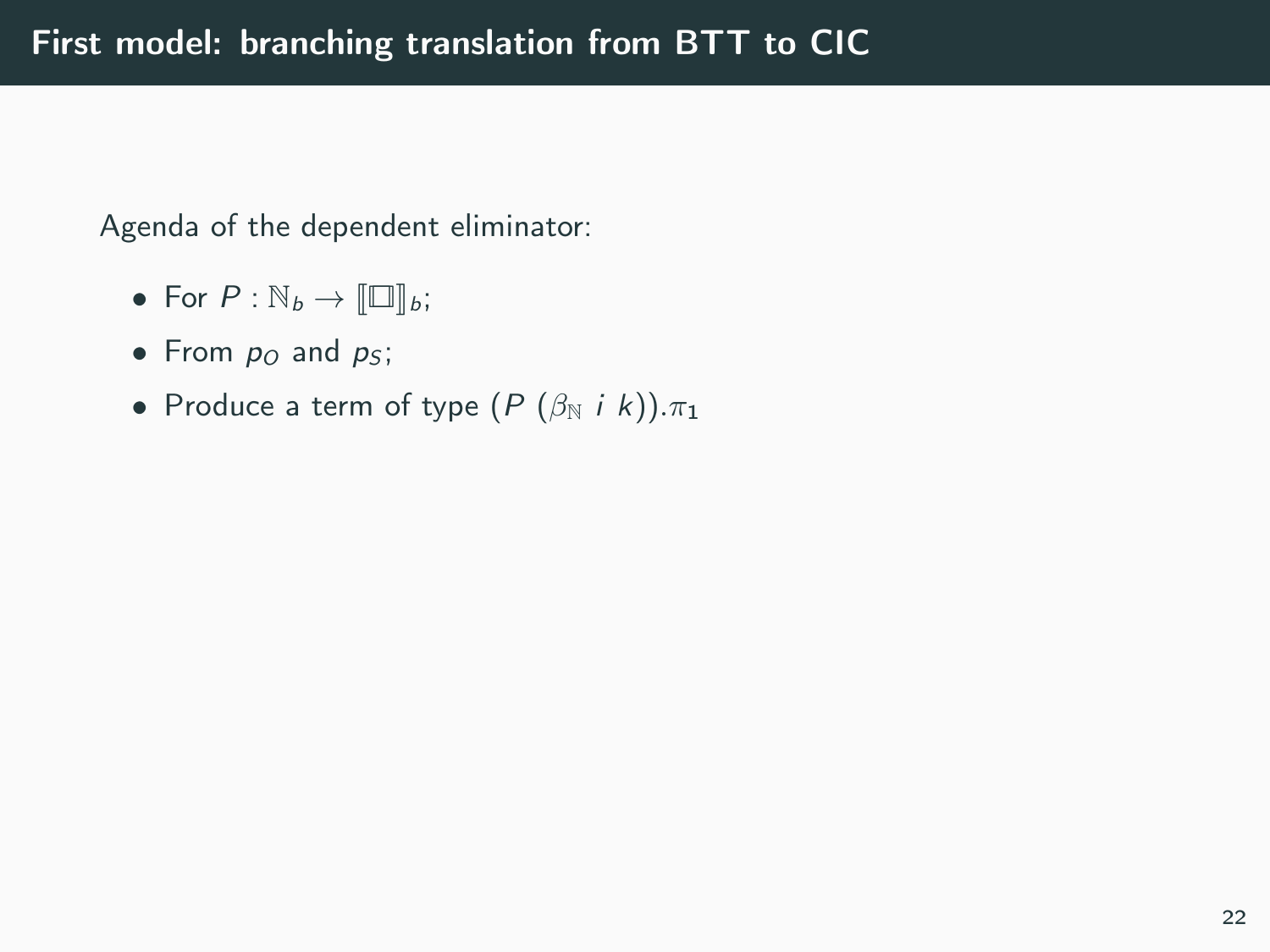## First model: branching translation from BTT to CIC

Agenda of the dependent eliminator:

- For $P : \mathbb{N}_b \rightarrow [\![\square]\!]_b$;
- From $p_O$ and $p_S$;
- Produce a term of type $(P\ (\beta_{\mathbb{N}}\ i\ k)).\pi_1$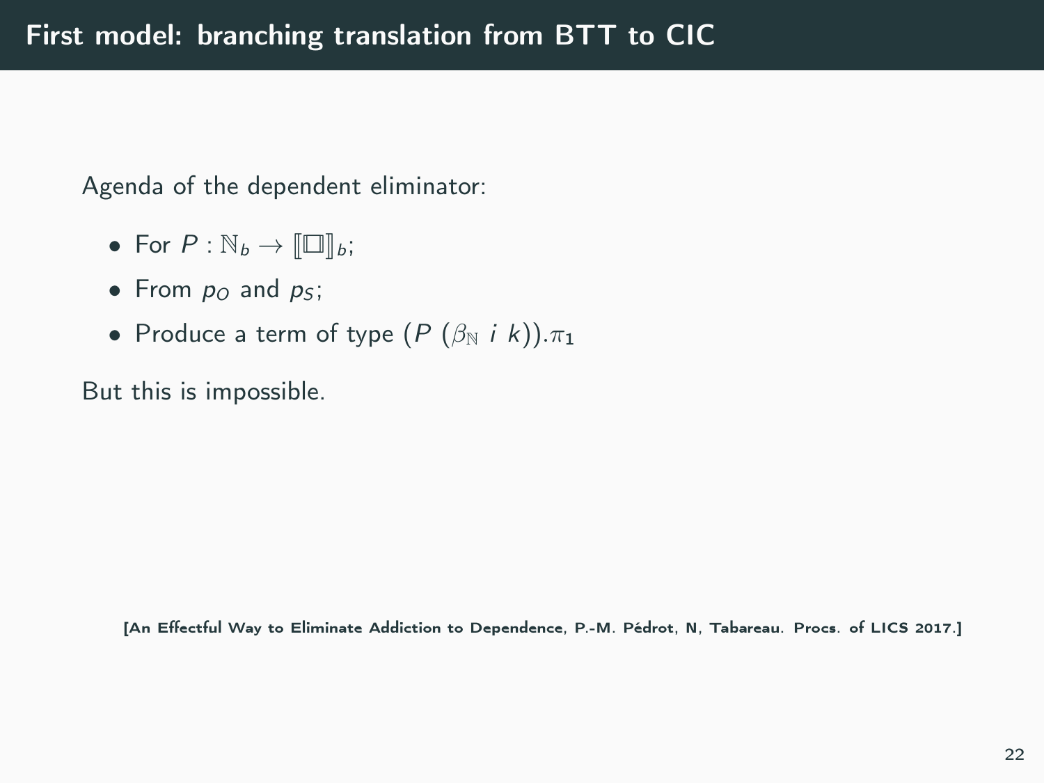# First model: branching translation from BTT to CIC

Agenda of the dependent eliminator:

- For $P : \mathbb{N}_b \to [\![\square]\!]_b$;
- From $p_O$ and $p_S$;
- Produce a term of type $(P\ (\beta_{\mathbb{N}}\ i\ k)).\pi_1$

But this is impossible.

**[An Effectful Way to Eliminate Addiction to Dependence, P.-M. Pédrot, N, Tabareau. Procs. of LICS 2017.]**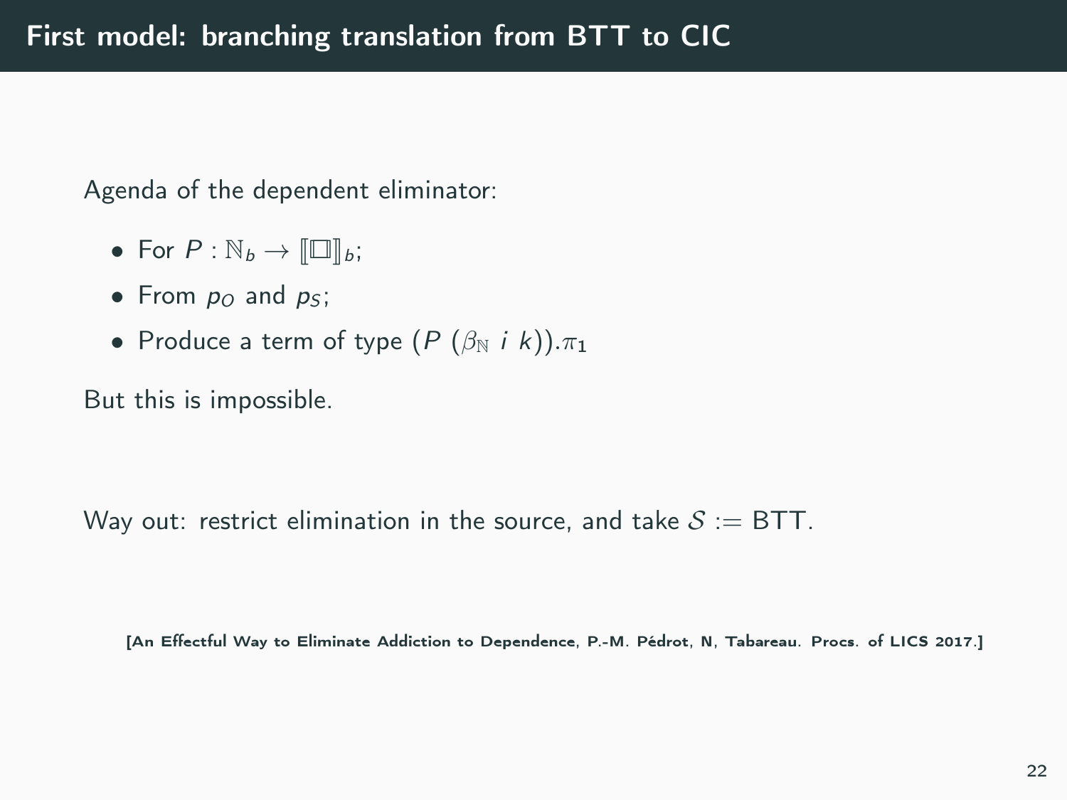# First model: branching translation from BTT to CIC

Agenda of the dependent eliminator:

- For $P : \mathbb{N}_b \to [\![\square]\!]_b$;
- From $p_O$ and $p_S$;
- Produce a term of type $(P\ (\beta_{\mathbb{N}}\ i\ k)).\pi_1$

But this is impossible.

Way out: restrict elimination in the source, and take $\mathcal{S} :=$ BTT.

**[An Effectful Way to Eliminate Addiction to Dependence, P.-M. Pédrot, N, Tabareau. Procs. of LICS 2017.]**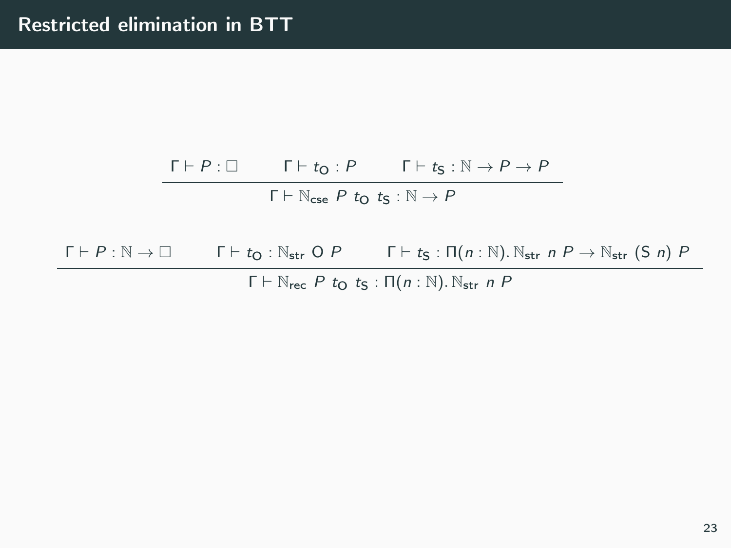# Restricted elimination in BTT

$$\frac{\Gamma \vdash P : \square \qquad \Gamma \vdash t_{\mathsf{O}} : P \qquad \Gamma \vdash t_{\mathsf{S}} : \mathbb{N} \to P \to P}{\Gamma \vdash \mathbb{N}_{\mathsf{cse}}\ P\ t_{\mathsf{O}}\ t_{\mathsf{S}} : \mathbb{N} \to P}$$

$$\frac{\Gamma \vdash P : \mathbb{N} \to \square \qquad \Gamma \vdash t_{\mathsf{O}} : \mathbb{N}_{\mathsf{str}}\ \mathsf{O}\ P \qquad \Gamma \vdash t_{\mathsf{S}} : \Pi(n : \mathbb{N}).\, \mathbb{N}_{\mathsf{str}}\ n\ P \to \mathbb{N}_{\mathsf{str}}\ (\mathsf{S}\ n)\ P}{\Gamma \vdash \mathbb{N}_{\mathsf{rec}}\ P\ t_{\mathsf{O}}\ t_{\mathsf{S}} : \Pi(n : \mathbb{N}).\, \mathbb{N}_{\mathsf{str}}\ n\ P}$$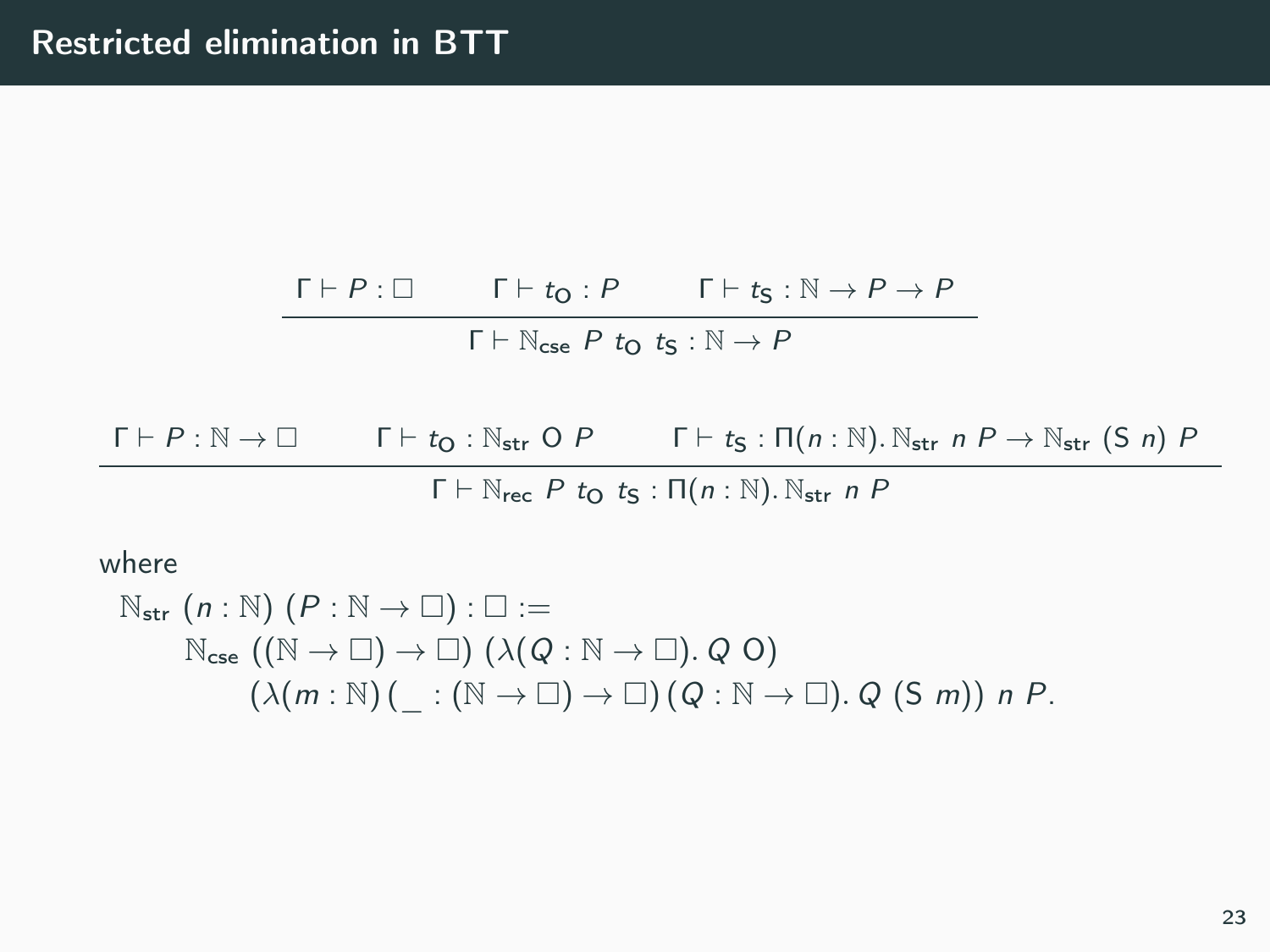# Restricted elimination in BTT

$$\frac{\Gamma \vdash P : \square \qquad \Gamma \vdash t_{\mathsf{O}} : P \qquad \Gamma \vdash t_{\mathsf{S}} : \mathbb{N} \to P \to P}{\Gamma \vdash \mathbb{N}_{\mathsf{cse}}\ P\ t_{\mathsf{O}}\ t_{\mathsf{S}} : \mathbb{N} \to P}$$

$$\frac{\Gamma \vdash P : \mathbb{N} \to \square \qquad \Gamma \vdash t_{\mathsf{O}} : \mathbb{N}_{\mathsf{str}}\ \mathsf{O}\ P \qquad \Gamma \vdash t_{\mathsf{S}} : \Pi(n : \mathbb{N}).\, \mathbb{N}_{\mathsf{str}}\ n\ P \to \mathbb{N}_{\mathsf{str}}\ (\mathsf{S}\ n)\ P}{\Gamma \vdash \mathbb{N}_{\mathsf{rec}}\ P\ t_{\mathsf{O}}\ t_{\mathsf{S}} : \Pi(n : \mathbb{N}).\, \mathbb{N}_{\mathsf{str}}\ n\ P}$$

where

$$\begin{aligned}
&\mathbb{N}_{\mathsf{str}}\ (n : \mathbb{N})\ (P : \mathbb{N} \to \square) : \square := \\
&\qquad \mathbb{N}_{\mathsf{cse}}\ ((\mathbb{N} \to \square) \to \square)\ (\lambda(Q : \mathbb{N} \to \square).\, Q\ \mathsf{O}) \\
&\qquad\qquad (\lambda(m : \mathbb{N})\,(\_ : (\mathbb{N} \to \square) \to \square)\,(Q : \mathbb{N} \to \square).\, Q\ (\mathsf{S}\ m))\ n\ P.
\end{aligned}$$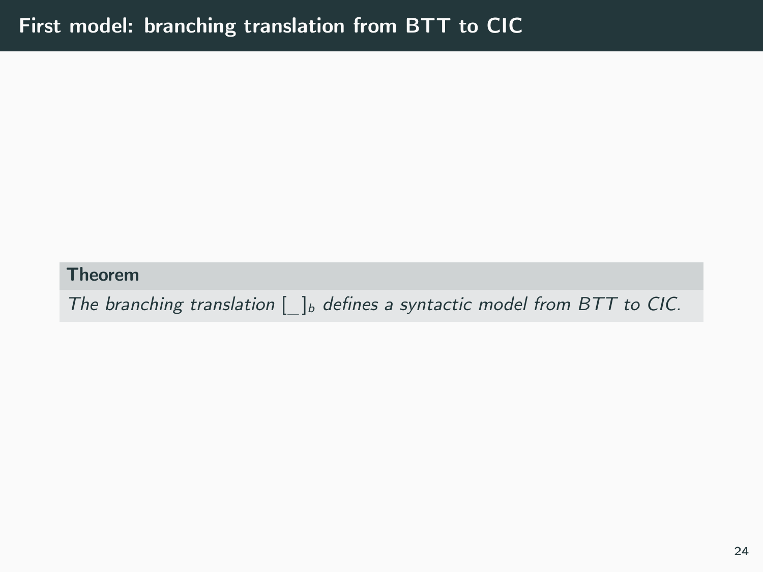# First model: branching translation from BTT to CIC

**Theorem**

*The branching translation* $[\_]_b$ *defines a syntactic model from BTT to CIC.*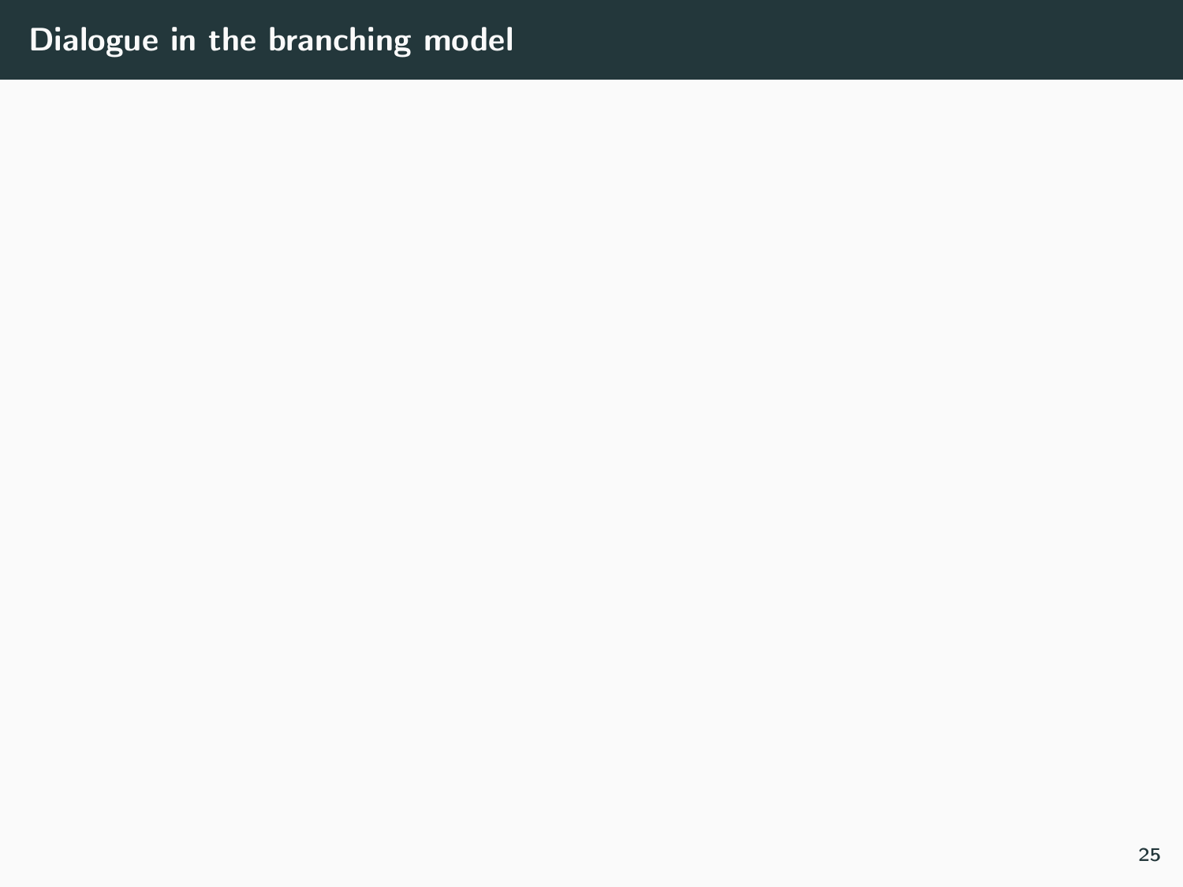# Dialogue in the branching model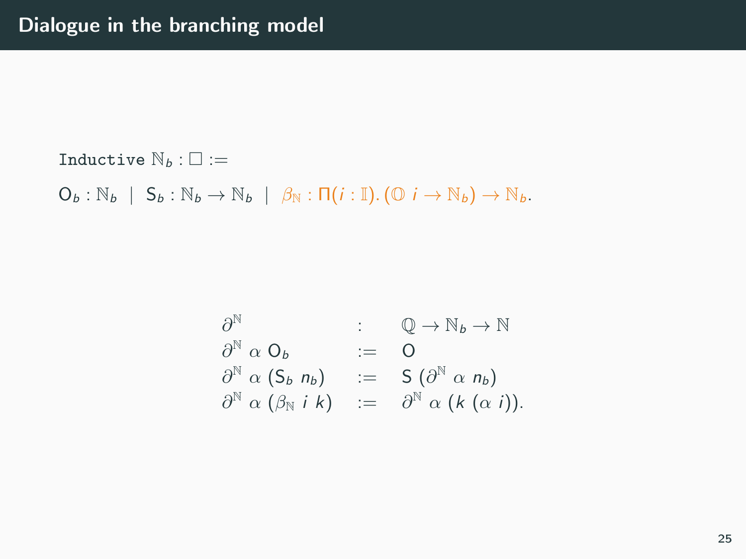# Dialogue in the branching model

Inductive $\mathbb{N}_b : \square :=$

$\mathsf{O}_b : \mathbb{N}_b \;\mid\; \mathsf{S}_b : \mathbb{N}_b \to \mathbb{N}_b \;\mid\; \beta_{\mathbb{N}} : \Pi(i : \mathbb{I}).\, (\mathbb{O}\ i \to \mathbb{N}_b) \to \mathbb{N}_b.$

$$
\begin{array}{lcl}
\partial^{\mathbb{N}} & : & \mathbb{Q} \to \mathbb{N}_b \to \mathbb{N} \\
\partial^{\mathbb{N}}\ \alpha\ \mathsf{O}_b & := & \mathsf{O} \\
\partial^{\mathbb{N}}\ \alpha\ (\mathsf{S}_b\ n_b) & := & \mathsf{S}\ (\partial^{\mathbb{N}}\ \alpha\ n_b) \\
\partial^{\mathbb{N}}\ \alpha\ (\beta_{\mathbb{N}}\ i\ k) & := & \partial^{\mathbb{N}}\ \alpha\ (k\ (\alpha\ i)).
\end{array}
$$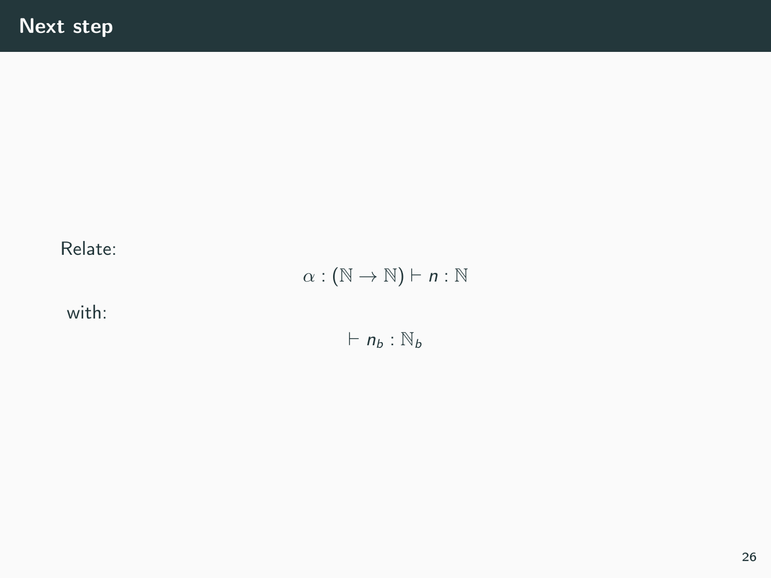# Next step

Relate:

$$\alpha : (\mathbb{N} \to \mathbb{N}) \vdash n : \mathbb{N}$$

with:

$$\vdash n_b : \mathbb{N}_b$$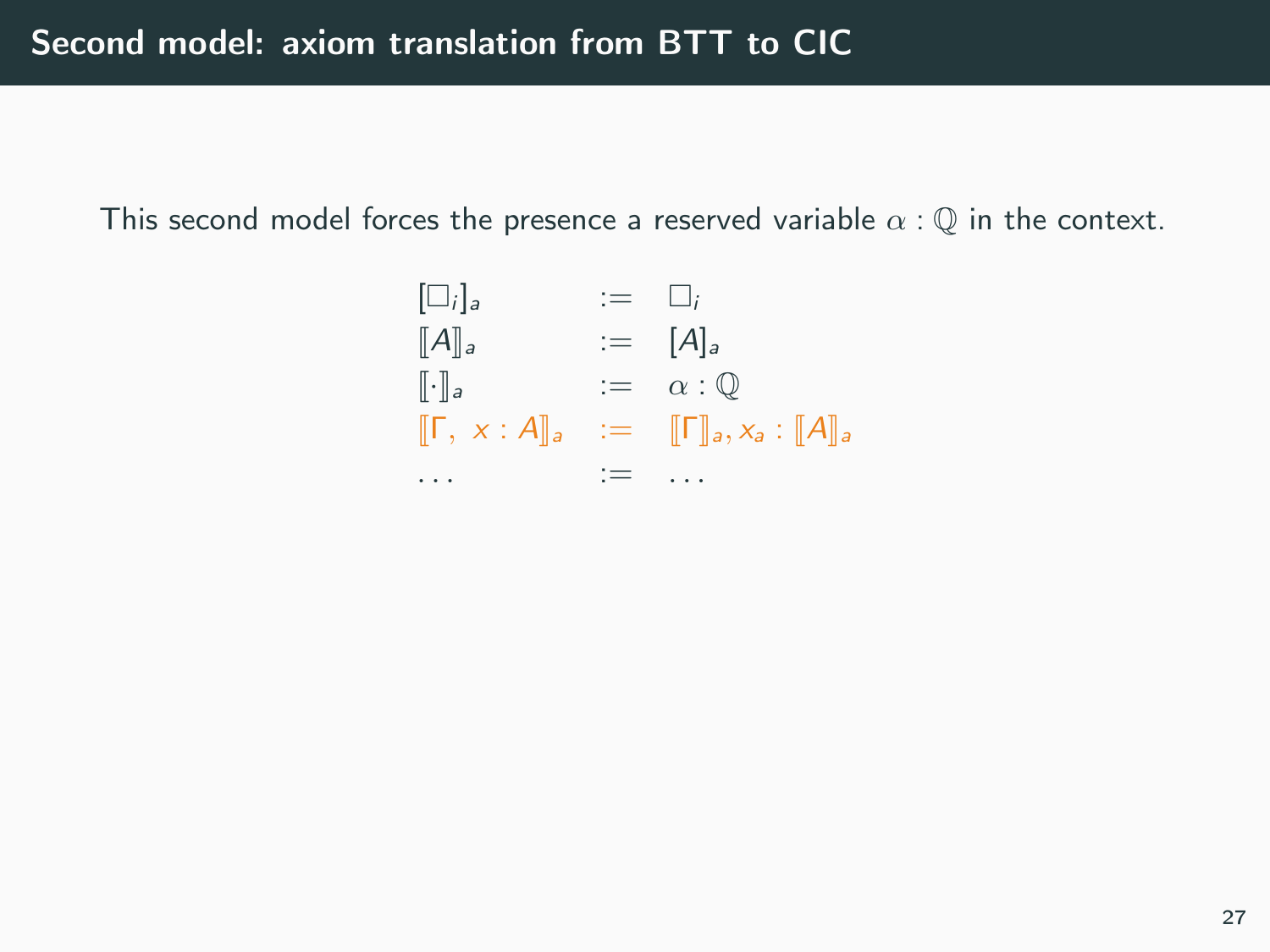# Second model: axiom translation from BTT to CIC

This second model forces the presence a reserved variable $\alpha : \mathbb{Q}$ in the context.

$$
\begin{array}{lcl}
[\square_i]_a & := & \square_i \\
[\![A]\!]_a & := & [A]_a \\
[\![\cdot]\!]_a & := & \alpha : \mathbb{Q} \\
[\![\Gamma,\ x : A]\!]_a & := & [\![\Gamma]\!]_a, x_a : [\![A]\!]_a \\
\ldots & := & \ldots
\end{array}
$$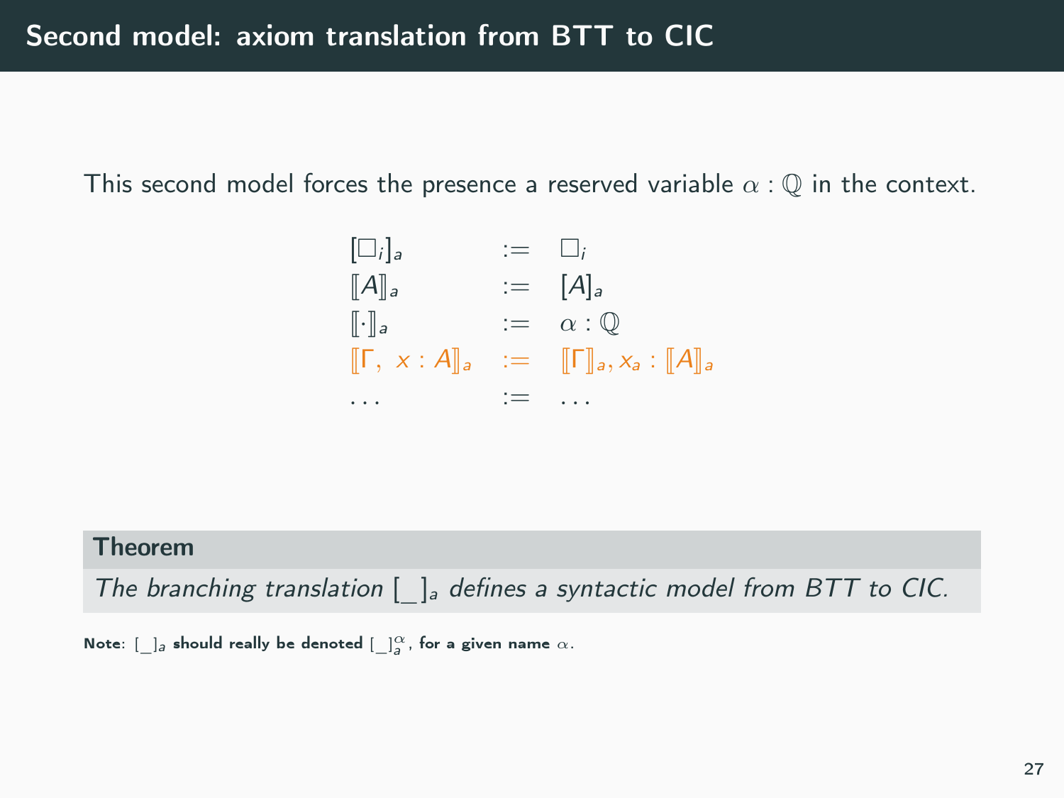# Second model: axiom translation from BTT to CIC

This second model forces the presence a reserved variable $\alpha : \mathbb{Q}$ in the context.

$$
\begin{array}{lcl}
[\square_i]_a & := & \square_i \\
[\![A]\!]_a & := & [A]_a \\
[\![\cdot]\!]_a & := & \alpha : \mathbb{Q} \\
[\![\Gamma,\ x : A]\!]_a & := & [\![\Gamma]\!]_a, x_a : [\![A]\!]_a \\
\ldots & := & \ldots
\end{array}
$$

**Theorem**

*The branching translation $[\_]_a$ defines a syntactic model from BTT to CIC.*

**Note**: $[\_]_a$ **should really be denoted** $[\_]_a^\alpha$, **for a given name** $\alpha$.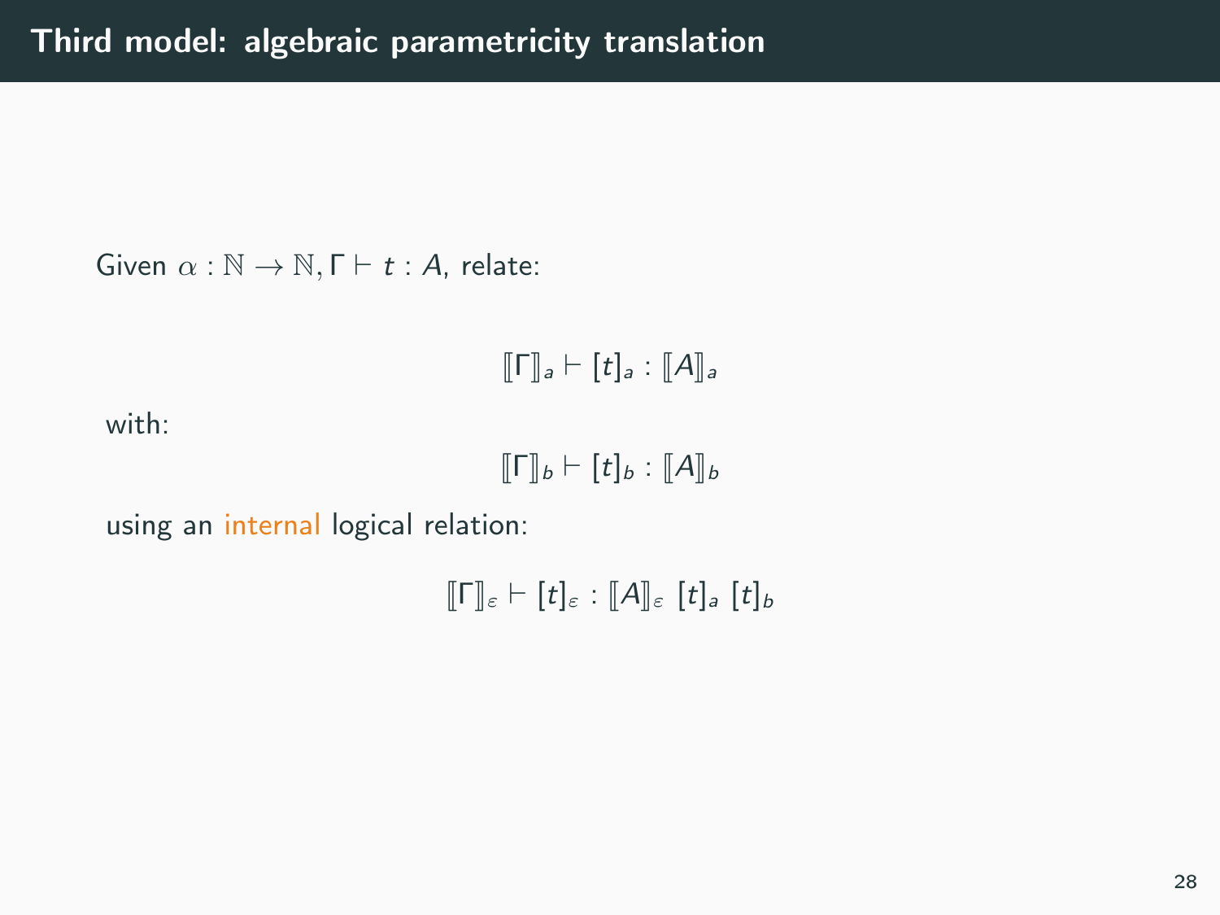# Third model: algebraic parametricity translation

Given $\alpha : \mathbb{N} \to \mathbb{N}, \Gamma \vdash t : A$, relate:

$$[\![\Gamma]\!]_a \vdash [t]_a : [\![A]\!]_a$$

with:

$$[\![\Gamma]\!]_b \vdash [t]_b : [\![A]\!]_b$$

using an internal logical relation:

$$[\![\Gamma]\!]_\varepsilon \vdash [t]_\varepsilon : [\![A]\!]_\varepsilon \; [t]_a \; [t]_b$$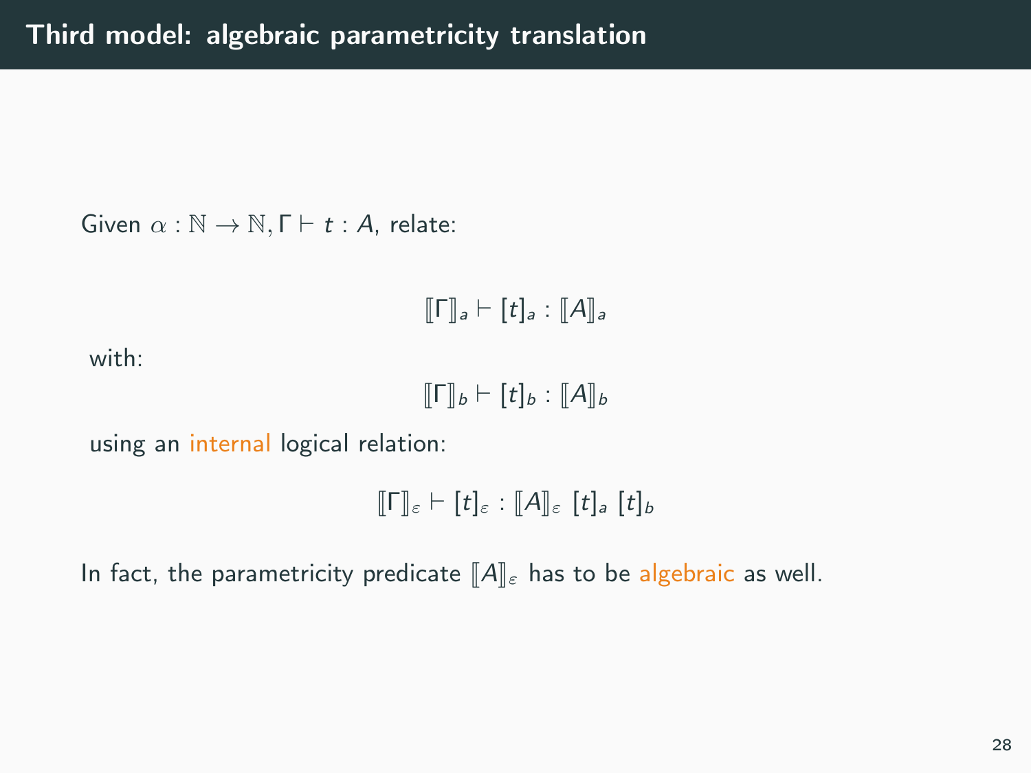# Third model: algebraic parametricity translation

Given $\alpha : \mathbb{N} \to \mathbb{N}, \Gamma \vdash t : A$, relate:

$$[\![\Gamma]\!]_a \vdash [t]_a : [\![A]\!]_a$$

with:

$$[\![\Gamma]\!]_b \vdash [t]_b : [\![A]\!]_b$$

using an internal logical relation:

$$[\![\Gamma]\!]_\varepsilon \vdash [t]_\varepsilon : [\![A]\!]_\varepsilon \; [t]_a \; [t]_b$$

In fact, the parametricity predicate $[\![A]\!]_\varepsilon$ has to be algebraic as well.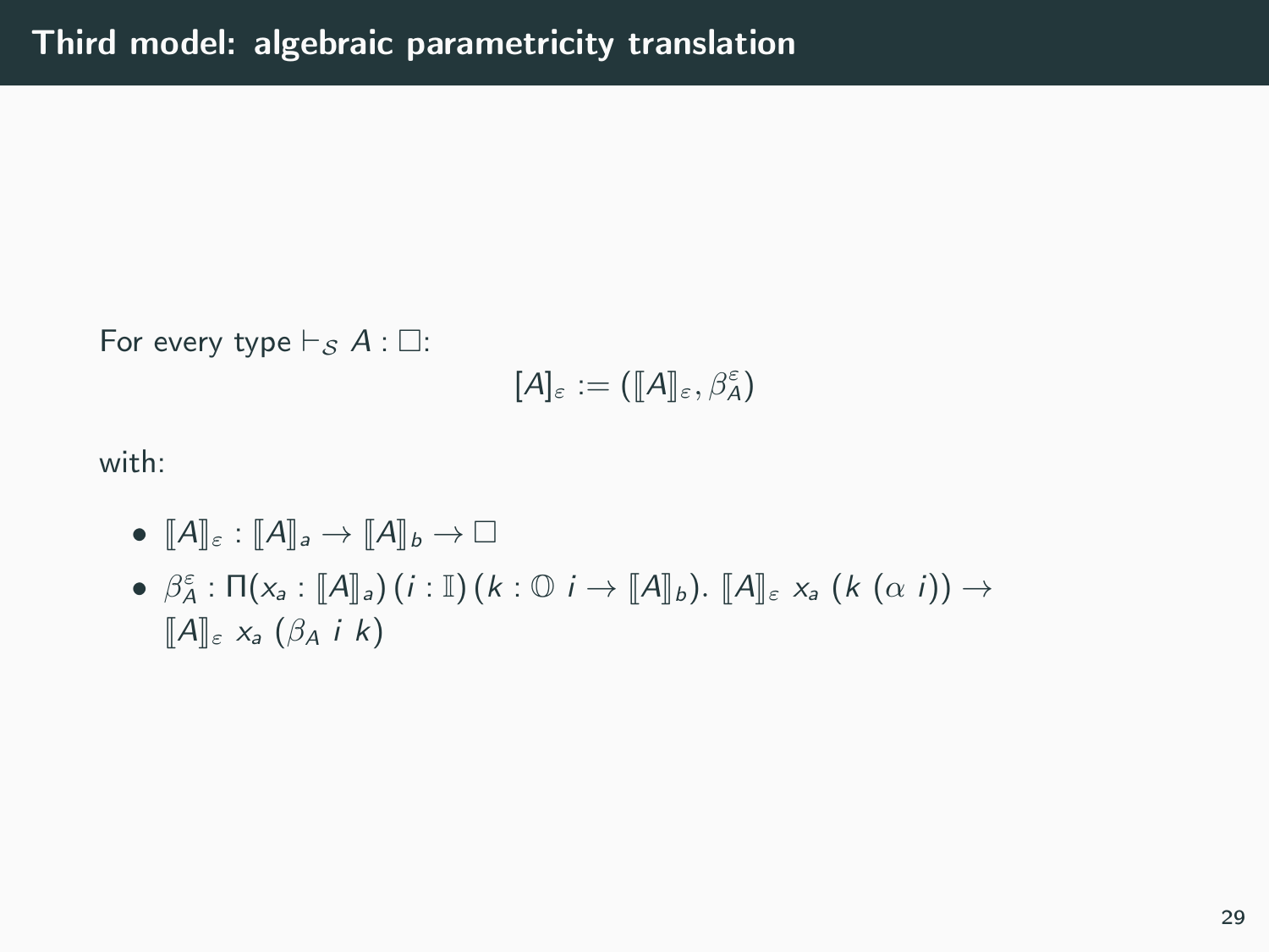# Third model: algebraic parametricity translation

For every type $\vdash_{\mathcal{S}} A : \square$:

$$[A]_\varepsilon := (\llbracket A \rrbracket_\varepsilon, \beta^\varepsilon_A)$$

with:

- $\llbracket A \rrbracket_\varepsilon : \llbracket A \rrbracket_a \to \llbracket A \rrbracket_b \to \square$
- $\beta^\varepsilon_A : \Pi(x_a : \llbracket A \rrbracket_a)\,(i : \mathbb{I})\,(k : \mathbb{O}\ i \to \llbracket A \rrbracket_b).\ \llbracket A \rrbracket_\varepsilon\ x_a\ (k\ (\alpha\ i)) \to \llbracket A \rrbracket_\varepsilon\ x_a\ (\beta_A\ i\ k)$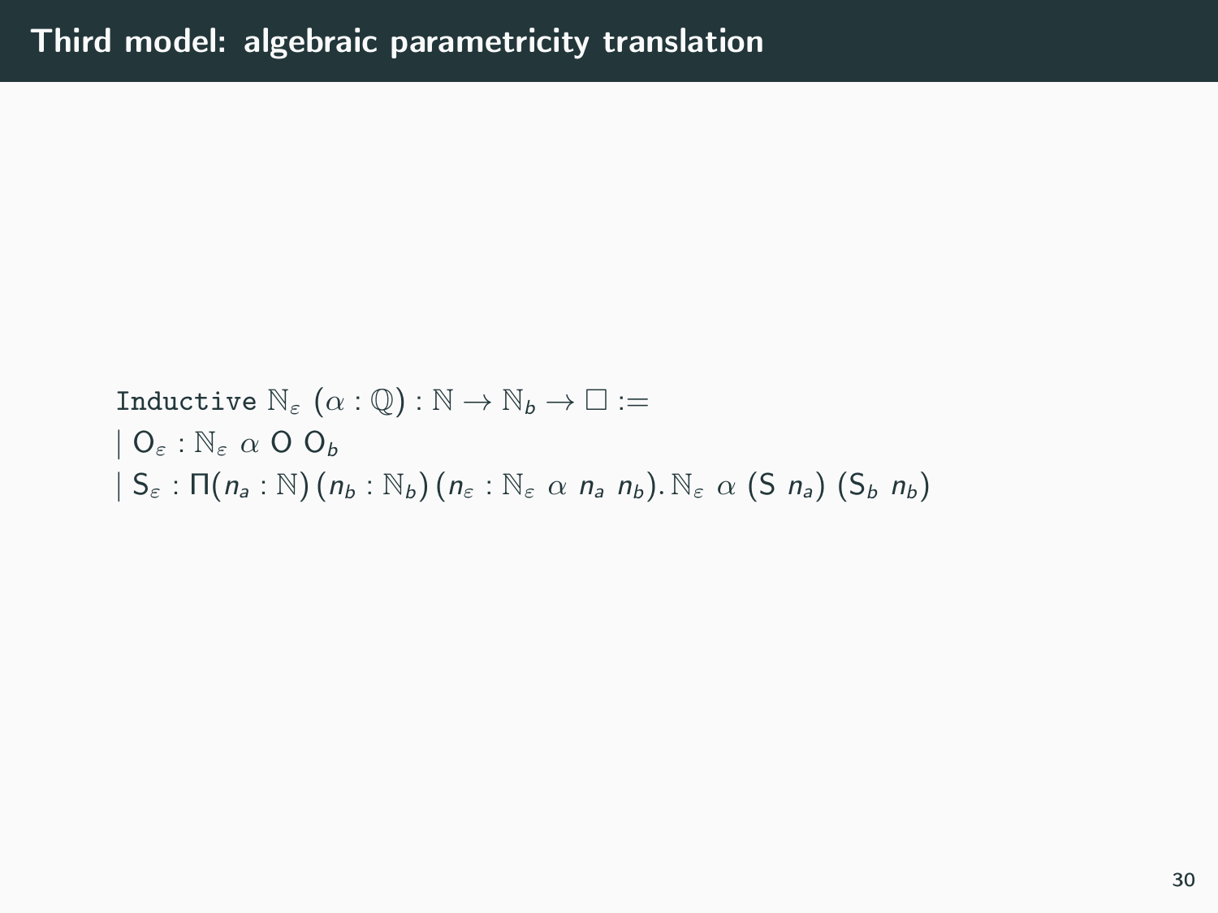# Third model: algebraic parametricity translation

```
Inductive ℕ_ε (α : ℚ) : ℕ → ℕ_b → □ :=
| O_ε : ℕ_ε α O O_b
| S_ε : Π(n_a : ℕ) (n_b : ℕ_b) (n_ε : ℕ_ε α n_a n_b). ℕ_ε α (S n_a) (S_b n_b)
```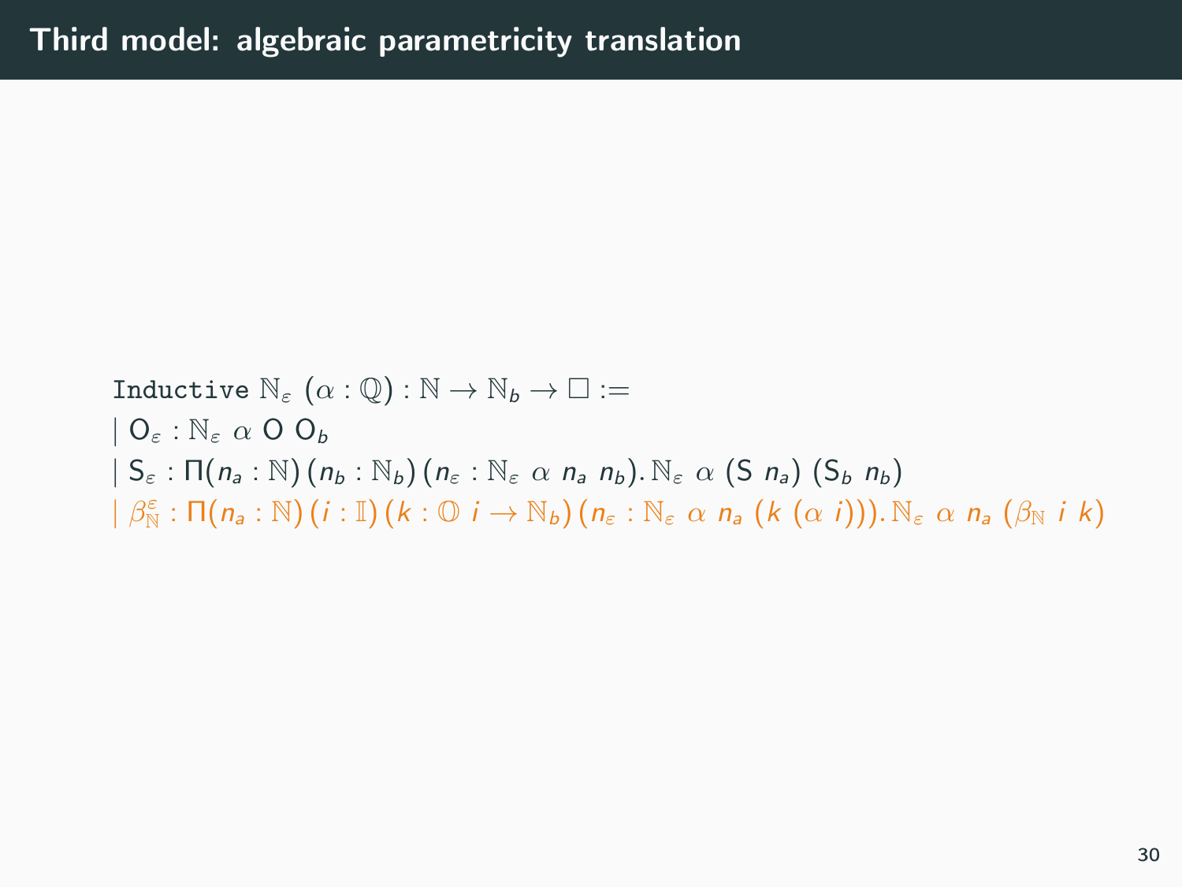# Third model: algebraic parametricity translation

$$
\begin{array}{l}
\texttt{Inductive}\ \mathbb{N}_\varepsilon\ (\alpha : \mathbb{Q}) : \mathbb{N} \to \mathbb{N}_b \to \square := \\
\mid \mathsf{O}_\varepsilon : \mathbb{N}_\varepsilon\ \alpha\ \mathsf{O}\ \mathsf{O}_b \\
\mid \mathsf{S}_\varepsilon : \Pi (n_a : \mathbb{N})\, (n_b : \mathbb{N}_b)\, (n_\varepsilon : \mathbb{N}_\varepsilon\ \alpha\ n_a\ n_b).\, \mathbb{N}_\varepsilon\ \alpha\ (\mathsf{S}\ n_a)\ (\mathsf{S}_b\ n_b) \\
\mid \beta^\varepsilon_\mathbb{N} : \Pi (n_a : \mathbb{N})\, (i : \mathbb{I})\, (k : \mathbb{O}\ i \to \mathbb{N}_b)\, (n_\varepsilon : \mathbb{N}_\varepsilon\ \alpha\ n_a\ (k\ (\alpha\ i))).\, \mathbb{N}_\varepsilon\ \alpha\ n_a\ (\beta_\mathbb{N}\ i\ k)
\end{array}
$$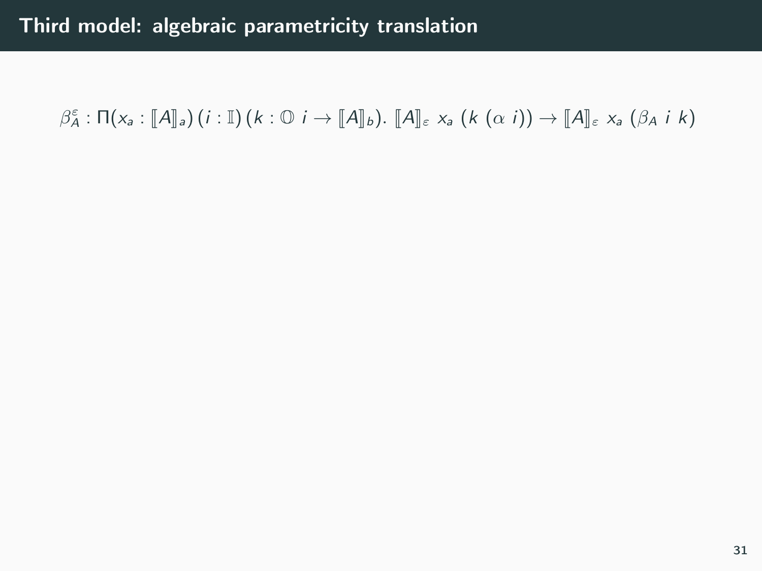# Third model: algebraic parametricity translation

$$\beta_A^\varepsilon : \Pi(x_a : [\![A]\!]_a)\,(i : \mathbb{I})\,(k : \mathbb{O}\ i \to [\![A]\!]_b).\ [\![A]\!]_\varepsilon\ x_a\ (k\ (\alpha\ i)) \to [\![A]\!]_\varepsilon\ x_a\ (\beta_A\ i\ k)$$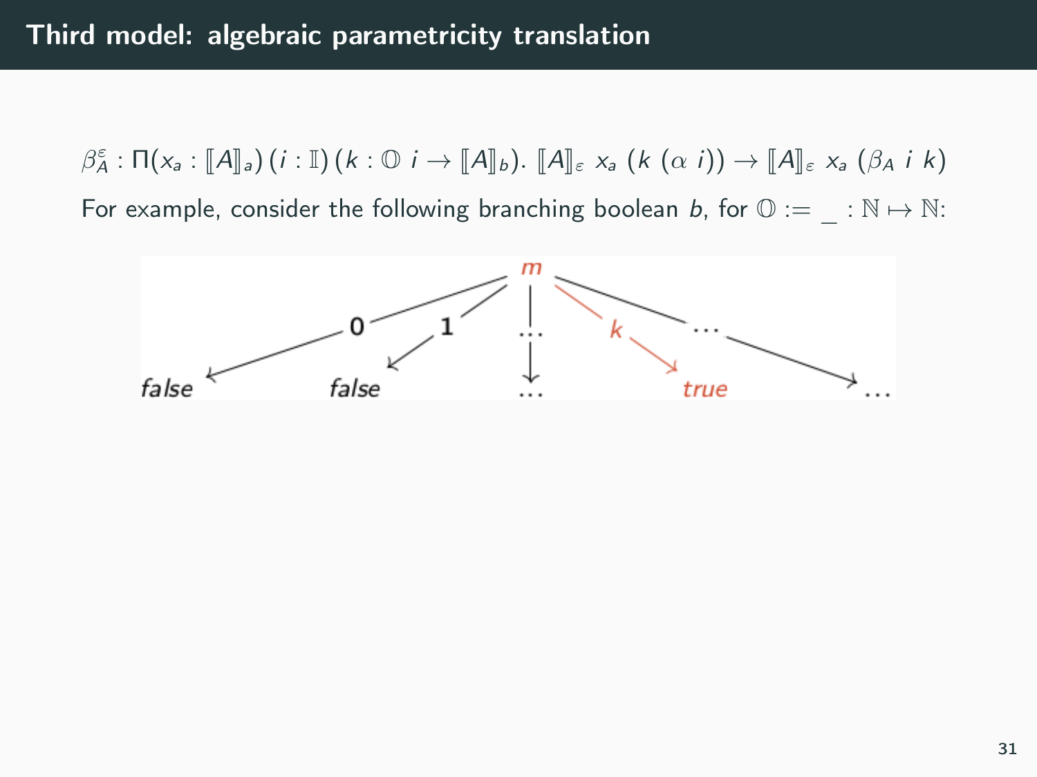# Third model: algebraic parametricity translation

$$\beta_A^\varepsilon : \Pi(x_a : [\![A]\!]_a)\,(i : \mathbb{I})\,(k : \mathbb{O}\ i \to [\![A]\!]_b).\ [\![A]\!]_\varepsilon\ x_a\ (k\ (\alpha\ i)) \to [\![A]\!]_\varepsilon\ x_a\ (\beta_A\ i\ k)$$

For example, consider the following branching boolean $b$, for $\mathbb{O} := \_ : \mathbb{N} \mapsto \mathbb{N}$: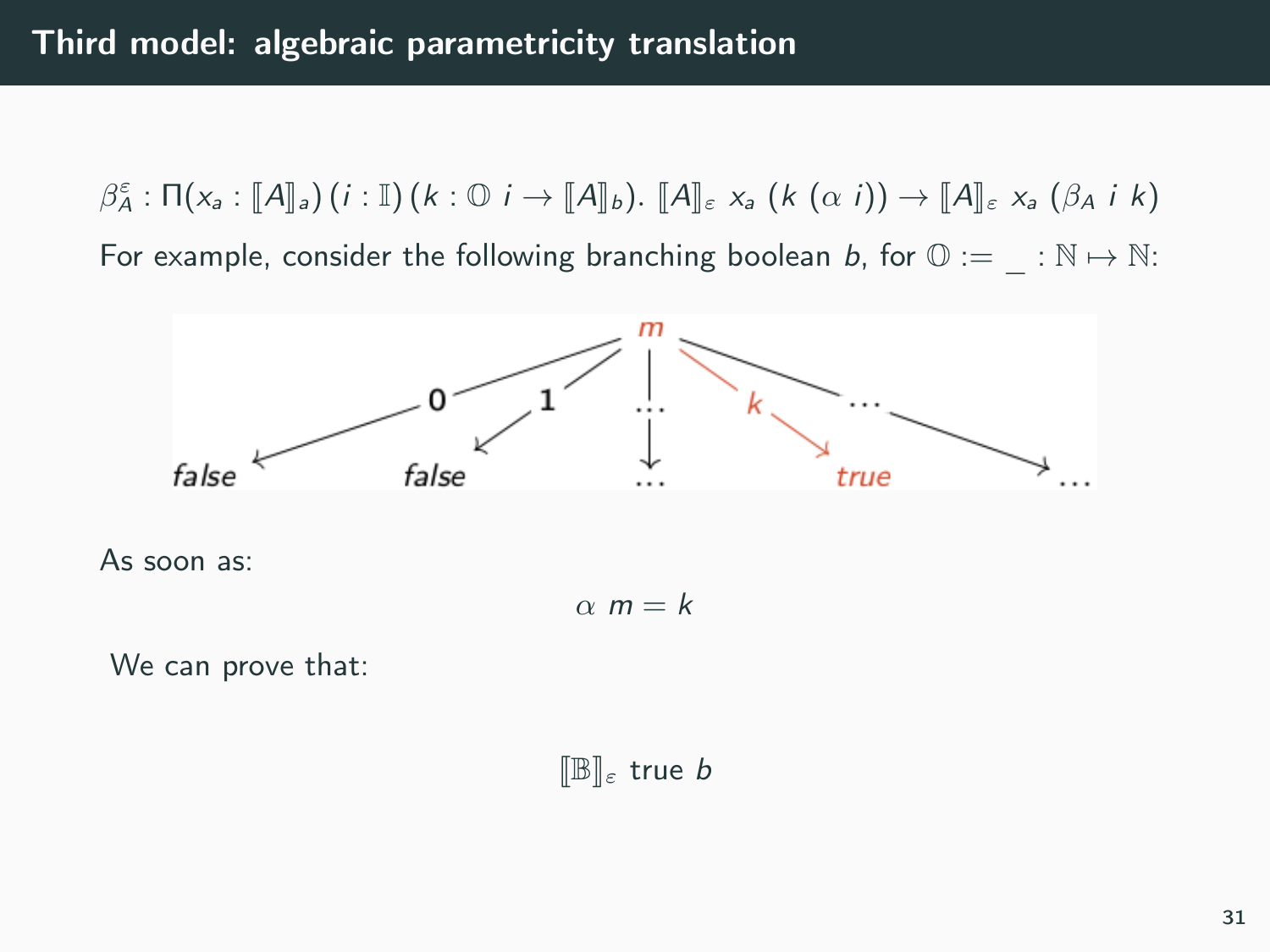# Third model: algebraic parametricity translation

$$\beta_A^\varepsilon : \Pi(x_a : [\![A]\!]_a)\,(i : \mathbb{I})\,(k : \mathbb{O}\ i \to [\![A]\!]_b).\ [\![A]\!]_\varepsilon\ x_a\ (k\ (\alpha\ i)) \to [\![A]\!]_\varepsilon\ x_a\ (\beta_A\ i\ k)$$

For example, consider the following branching boolean $b$, for $\mathbb{O} := \_ : \mathbb{N} \mapsto \mathbb{N}$:

As soon as:

$$\alpha\ m = k$$

We can prove that:

$$[\![\mathbb{B}]\!]_\varepsilon\ \text{true}\ b$$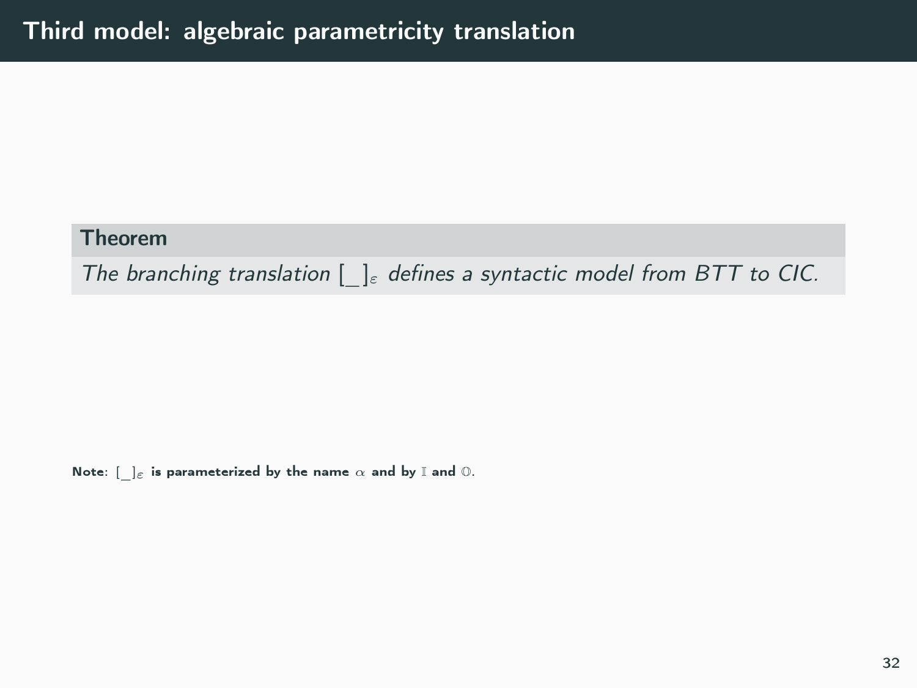# Third model: algebraic parametricity translation

**Theorem**

*The branching translation $[\_]_\varepsilon$ defines a syntactic model from BTT to CIC.*

**Note**: $[\_]_\varepsilon$ **is parameterized by the name** $\alpha$ **and by** $\mathbb{I}$ **and** $\mathbb{O}$.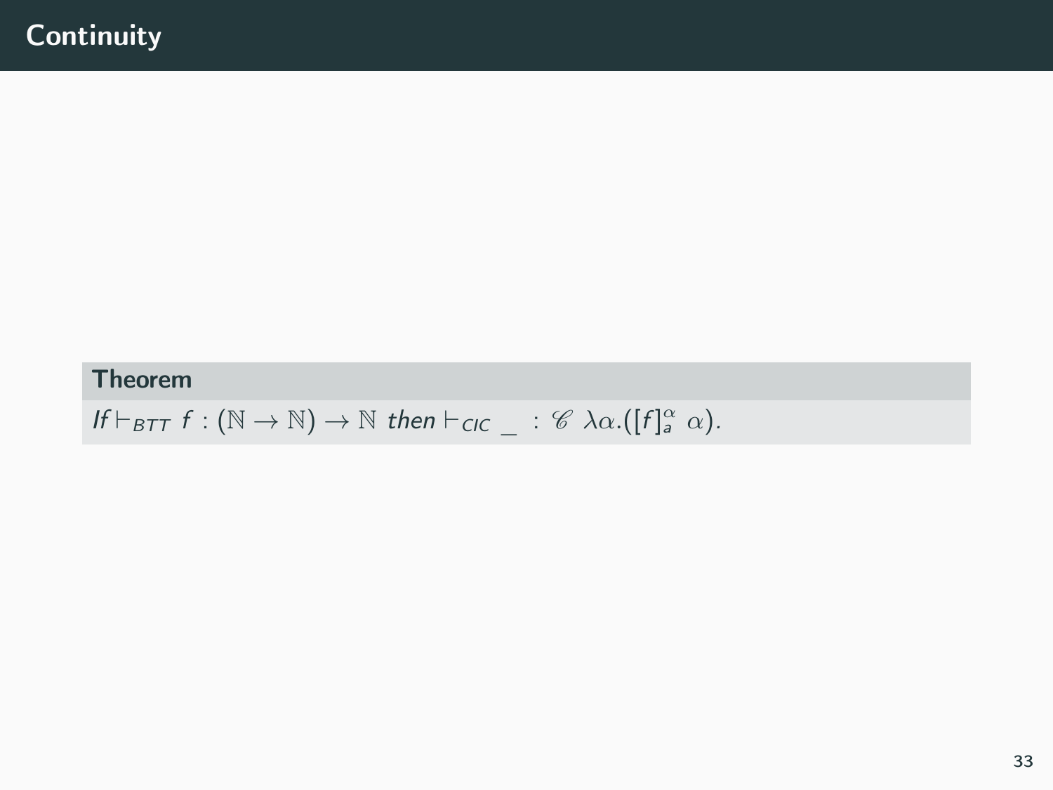# Continuity

**Theorem**

*If* $\vdash_{BTT} f : (\mathbb{N} \to \mathbb{N}) \to \mathbb{N}$ *then* $\vdash_{CIC} \_ : \mathscr{C}\ \lambda\alpha.([f]_a^\alpha\ \alpha)$.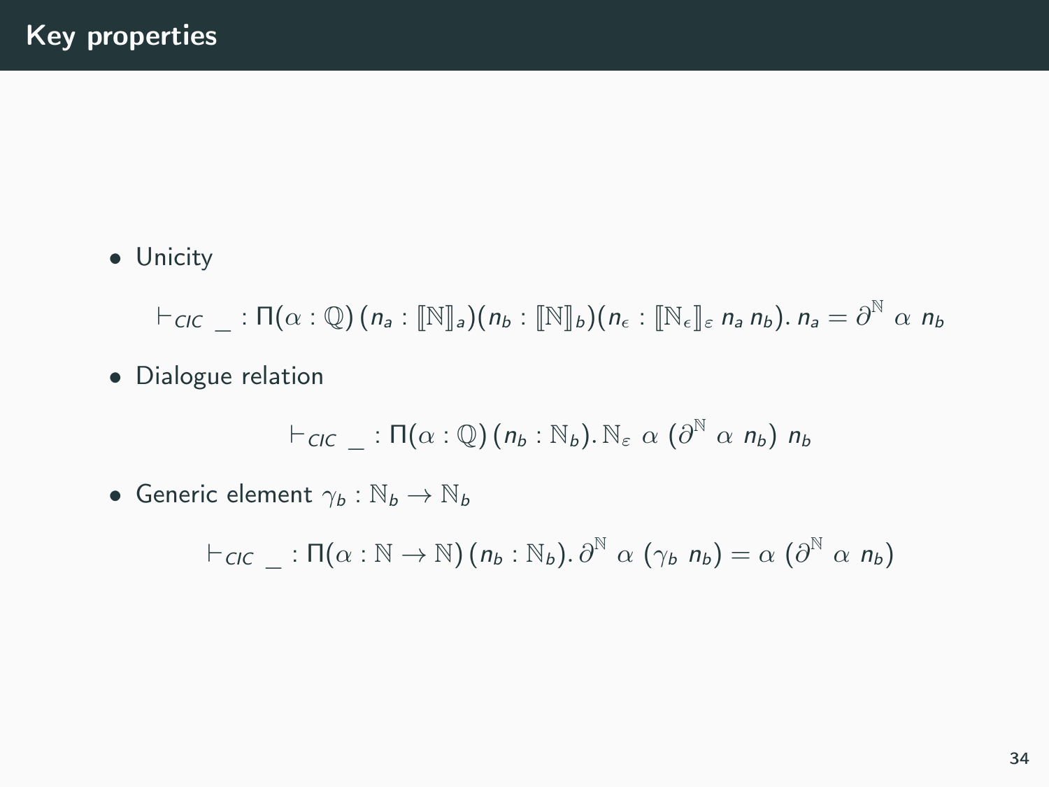# Key properties

- Unicity

$$\vdash_{CIC} \_ : \Pi(\alpha : \mathbb{Q})\,(n_a : [\![\mathbb{N}]\!]_a)(n_b : [\![\mathbb{N}]\!]_b)(n_\epsilon : [\![\mathbb{N}_\epsilon]\!]_\varepsilon\; n_a\; n_b).\; n_a = \partial^{\mathbb{N}}\; \alpha\; n_b$$

- Dialogue relation

$$\vdash_{CIC} \_ : \Pi(\alpha : \mathbb{Q})\,(n_b : \mathbb{N}_b).\; \mathbb{N}_\varepsilon\; \alpha\; (\partial^{\mathbb{N}}\; \alpha\; n_b)\; n_b$$

- Generic element $\gamma_b : \mathbb{N}_b \to \mathbb{N}_b$

$$\vdash_{CIC} \_ : \Pi(\alpha : \mathbb{N} \to \mathbb{N})\,(n_b : \mathbb{N}_b).\; \partial^{\mathbb{N}}\; \alpha\; (\gamma_b\; n_b) = \alpha\; (\partial^{\mathbb{N}}\; \alpha\; n_b)$$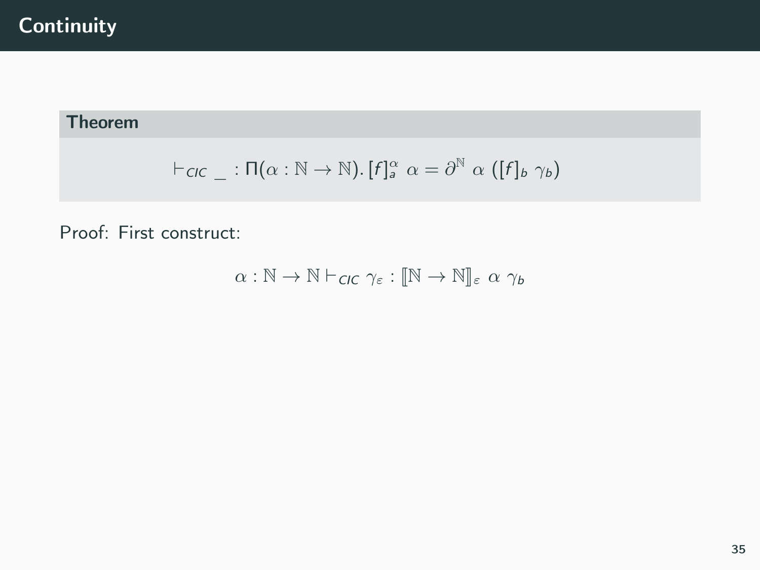# Continuity

**Theorem**

$$\vdash_{CIC} \_ : \Pi(\alpha : \mathbb{N} \to \mathbb{N}).\, [f]_a^\alpha\ \alpha = \partial^{\mathbb{N}}\ \alpha\ ([f]_b\ \gamma_b)$$

Proof: First construct:

$$\alpha : \mathbb{N} \to \mathbb{N} \vdash_{CIC} \gamma_\varepsilon : [\![\mathbb{N} \to \mathbb{N}]\!]_\varepsilon\ \alpha\ \gamma_b$$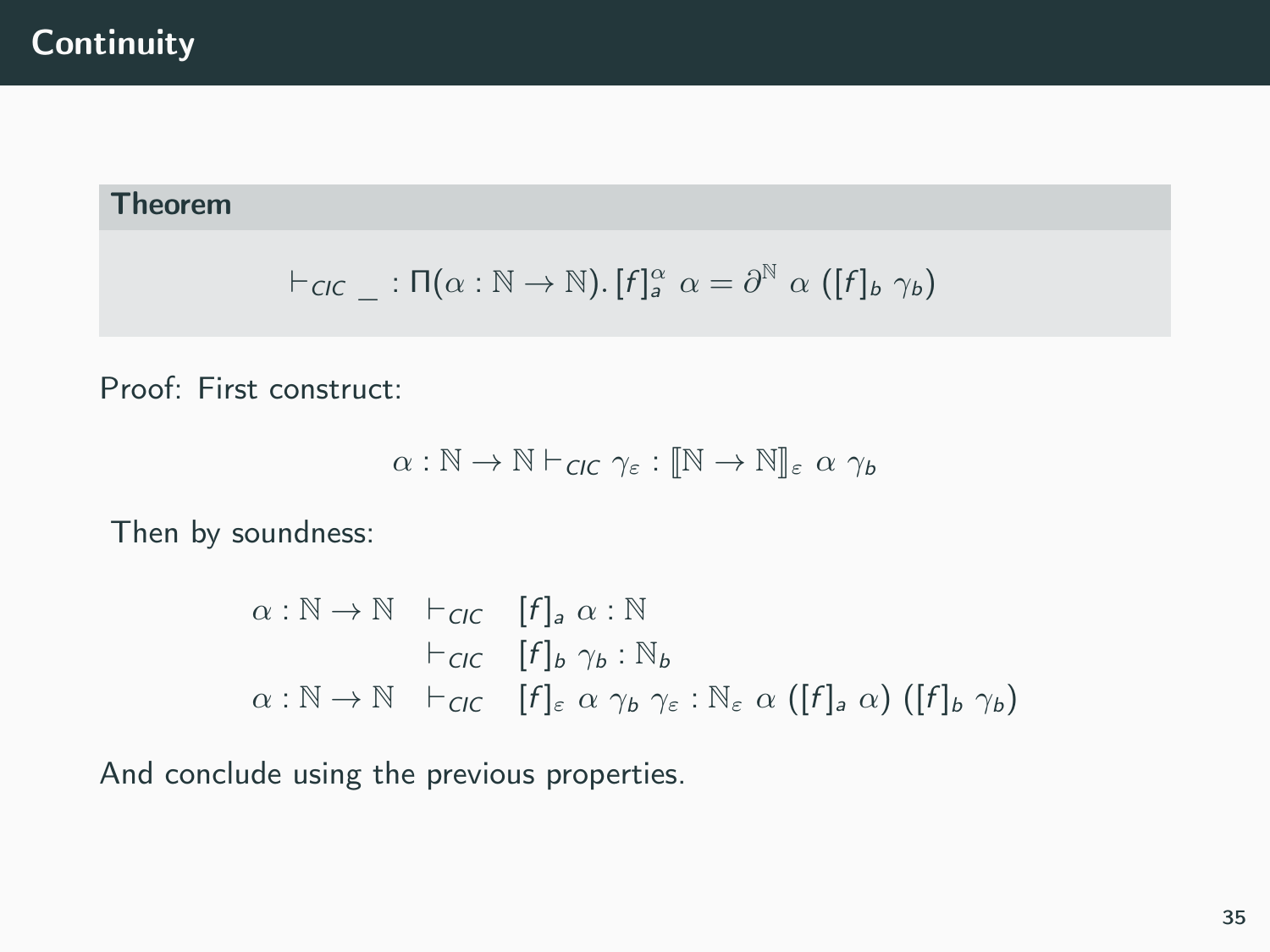# Continuity

**Theorem**

$$\vdash_{CIC} \_ : \Pi(\alpha : \mathbb{N} \to \mathbb{N}). [f]_a^\alpha \ \alpha = \partial^{\mathbb{N}} \ \alpha \ ([f]_b \ \gamma_b)$$

Proof: First construct:

$$\alpha : \mathbb{N} \to \mathbb{N} \vdash_{CIC} \gamma_\varepsilon : [\![\mathbb{N} \to \mathbb{N}]\!]_\varepsilon \ \alpha \ \gamma_b$$

Then by soundness:

$$\begin{array}{lll} \alpha : \mathbb{N} \to \mathbb{N} & \vdash_{CIC} & [f]_a \ \alpha : \mathbb{N} \\ & \vdash_{CIC} & [f]_b \ \gamma_b : \mathbb{N}_b \\ \alpha : \mathbb{N} \to \mathbb{N} & \vdash_{CIC} & [f]_\varepsilon \ \alpha \ \gamma_b \ \gamma_\varepsilon : \mathbb{N}_\varepsilon \ \alpha \ ([f]_a \ \alpha) \ ([f]_b \ \gamma_b) \end{array}$$

And conclude using the previous properties.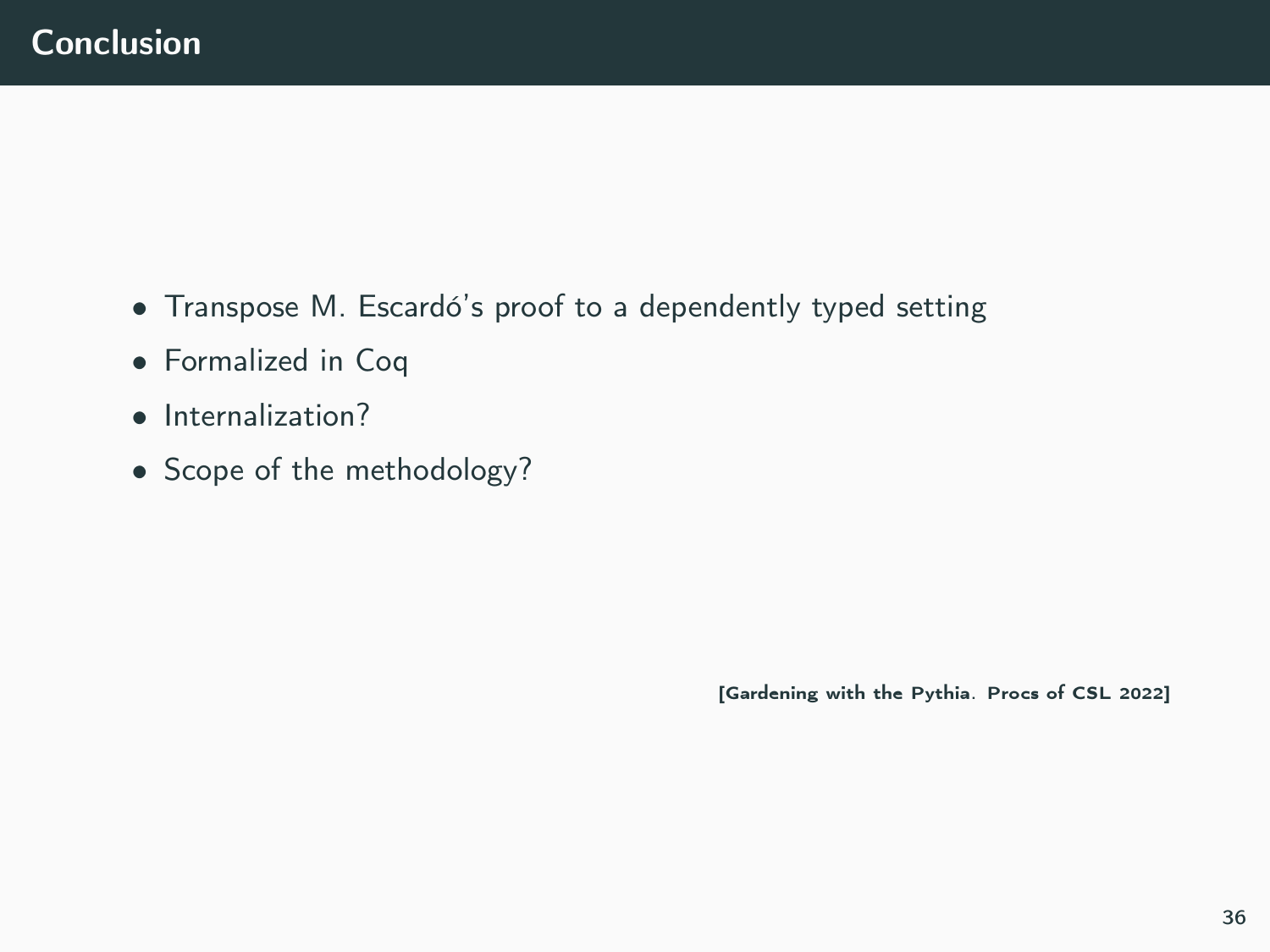# Conclusion

- Transpose M. Escardó's proof to a dependently typed setting
- Formalized in Coq
- Internalization?
- Scope of the methodology?

**[Gardening with the Pythia. Procs of CSL 2022]**